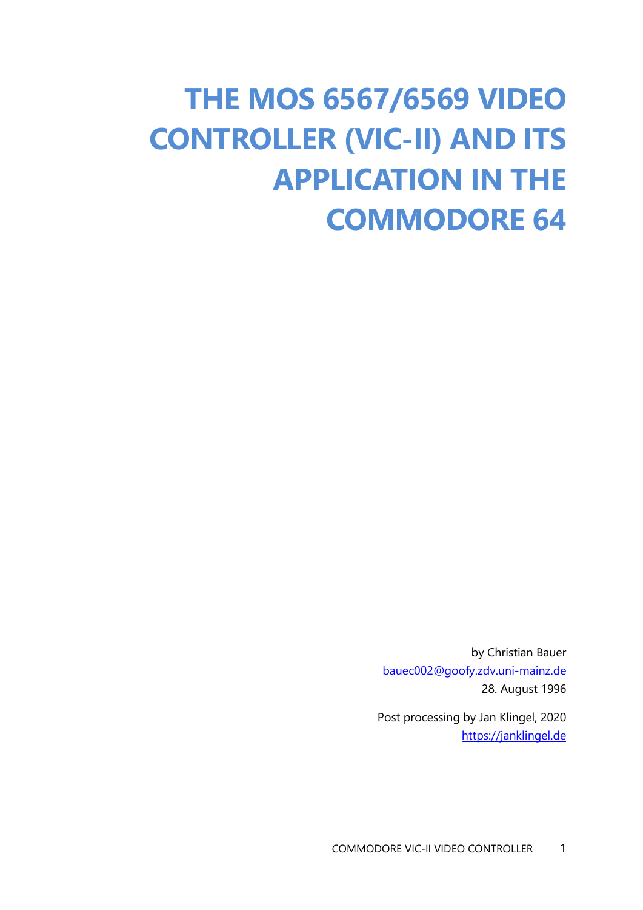# THE MOS 6567/6569 VIDEO CONTROLLER (VIC-II) AND ITS APPLICATION IN THE COMMODORE 64

by Christian Bauer

bauec002@goofy.zdv.uni-mainz.de

28. August 1996

Post processing by Jan Klingel, 2020

https://janklingel.de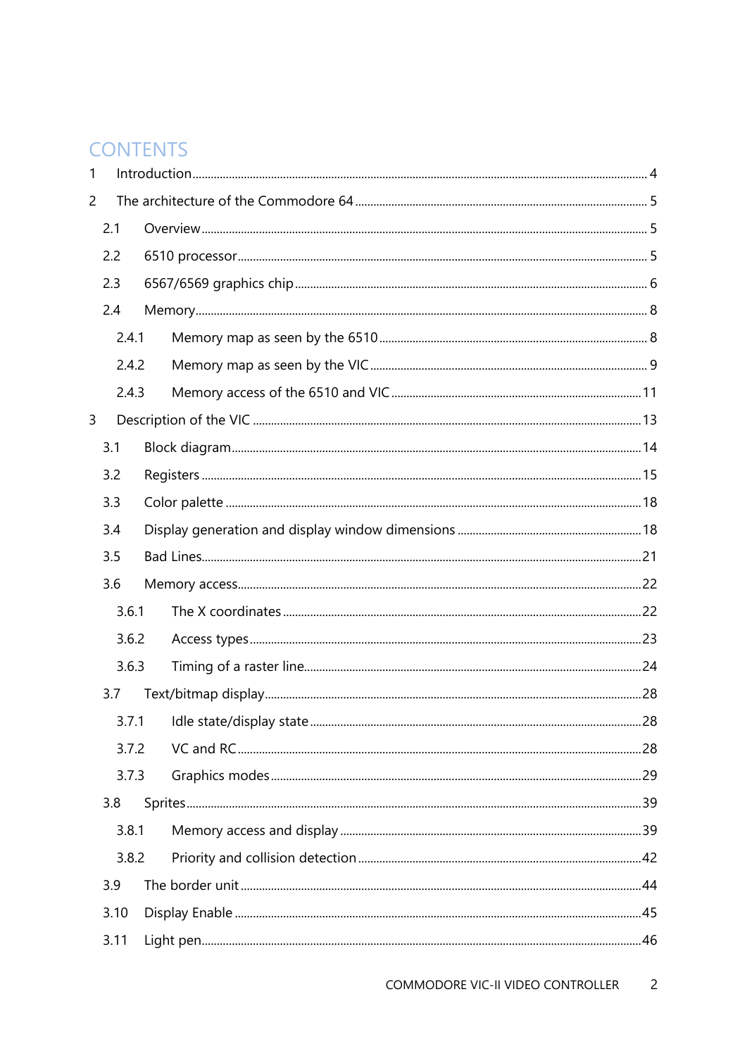# CONTENTS

- 1 Introduction ..... 4
- 2 The architecture of the Commodore 64 ..... 5
  - 2.1 Overview ..... 5
  - 2.2 6510 processor ..... 5
  - 2.3 6567/6569 graphics chip ..... 6
  - 2.4 Memory ..... 8
    - 2.4.1 Memory map as seen by the 6510 ..... 8
    - 2.4.2 Memory map as seen by the VIC ..... 9
    - 2.4.3 Memory access of the 6510 and VIC ..... 11
- 3 Description of the VIC ..... 13
  - 3.1 Block diagram ..... 14
  - 3.2 Registers ..... 15
  - 3.3 Color palette ..... 18
  - 3.4 Display generation and display window dimensions ..... 18
  - 3.5 Bad Lines ..... 21
  - 3.6 Memory access ..... 22
    - 3.6.1 The X coordinates ..... 22
    - 3.6.2 Access types ..... 23
    - 3.6.3 Timing of a raster line ..... 24
  - 3.7 Text/bitmap display ..... 28
    - 3.7.1 Idle state/display state ..... 28
    - 3.7.2 VC and RC ..... 28
    - 3.7.3 Graphics modes ..... 29
  - 3.8 Sprites ..... 39
    - 3.8.1 Memory access and display ..... 39
    - 3.8.2 Priority and collision detection ..... 42
  - 3.9 The border unit ..... 44
  - 3.10 Display Enable ..... 45
  - 3.11 Light pen ..... 46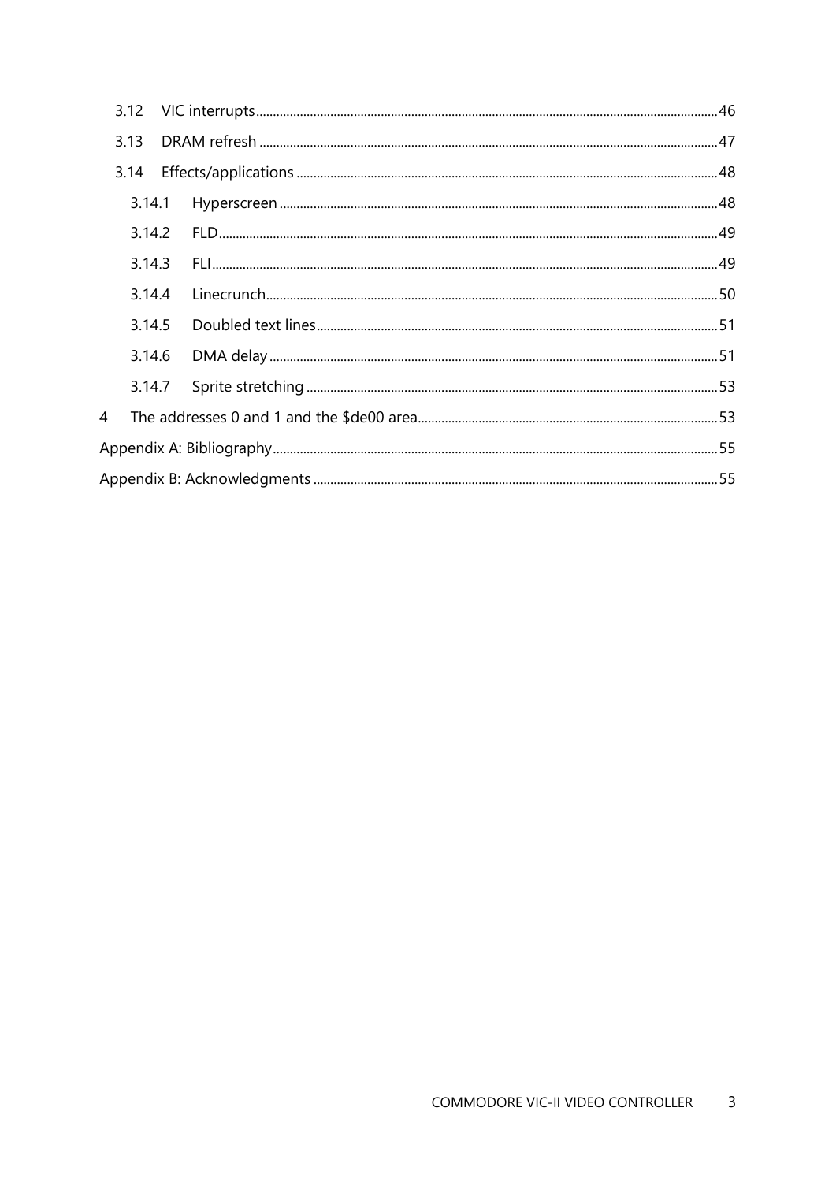- 3.12 VIC interrupts ..... 46
- 3.13 DRAM refresh ..... 47
- 3.14 Effects/applications ..... 48
  - 3.14.1 Hyperscreen ..... 48
  - 3.14.2 FLD ..... 49
  - 3.14.3 FLI ..... 49
  - 3.14.4 Linecrunch ..... 50
  - 3.14.5 Doubled text lines ..... 51
  - 3.14.6 DMA delay ..... 51
  - 3.14.7 Sprite stretching ..... 53
- 4 The addresses 0 and 1 and the $de00 area ..... 53
- Appendix A: Bibliography ..... 55
- Appendix B: Acknowledgments ..... 55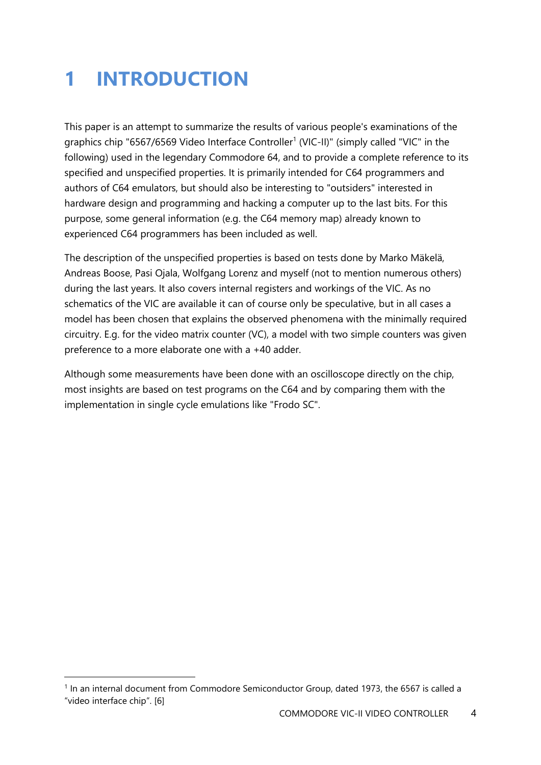# 1 INTRODUCTION

This paper is an attempt to summarize the results of various people's examinations of the graphics chip "6567/6569 Video Interface Controller[1] (VIC-II)" (simply called "VIC" in the following) used in the legendary Commodore 64, and to provide a complete reference to its specified and unspecified properties. It is primarily intended for C64 programmers and authors of C64 emulators, but should also be interesting to "outsiders" interested in hardware design and programming and hacking a computer up to the last bits. For this purpose, some general information (e.g. the C64 memory map) already known to experienced C64 programmers has been included as well.

The description of the unspecified properties is based on tests done by Marko Mäkelä, Andreas Boose, Pasi Ojala, Wolfgang Lorenz and myself (not to mention numerous others) during the last years. It also covers internal registers and workings of the VIC. As no schematics of the VIC are available it can of course only be speculative, but in all cases a model has been chosen that explains the observed phenomena with the minimally required circuitry. E.g. for the video matrix counter (VC), a model with two simple counters was given preference to a more elaborate one with a +40 adder.

Although some measurements have been done with an oscilloscope directly on the chip, most insights are based on test programs on the C64 and by comparing them with the implementation in single cycle emulations like "Frodo SC".

[1] In an internal document from Commodore Semiconductor Group, dated 1973, the 6567 is called a "video interface chip". [6]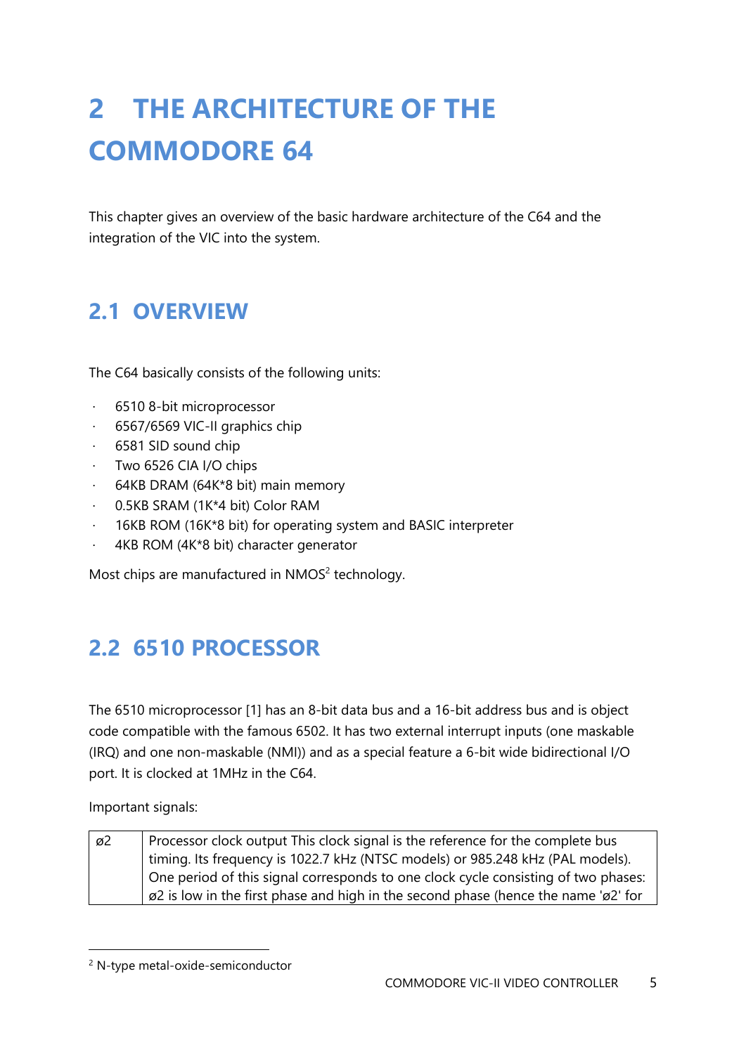# 2 THE ARCHITECTURE OF THE COMMODORE 64

This chapter gives an overview of the basic hardware architecture of the C64 and the integration of the VIC into the system.

## 2.1 OVERVIEW

The C64 basically consists of the following units:

- 6510 8-bit microprocessor
- 6567/6569 VIC-II graphics chip
- 6581 SID sound chip
- Two 6526 CIA I/O chips
- 64KB DRAM (64K*8 bit) main memory
- 0.5KB SRAM (1K*4 bit) Color RAM
- 16KB ROM (16K*8 bit) for operating system and BASIC interpreter
- 4KB ROM (4K*8 bit) character generator

Most chips are manufactured in NMOS[2] technology.

## 2.2 6510 PROCESSOR

The 6510 microprocessor [1] has an 8-bit data bus and a 16-bit address bus and is object code compatible with the famous 6502. It has two external interrupt inputs (one maskable (IRQ) and one non-maskable (NMI)) and as a special feature a 6-bit wide bidirectional I/O port. It is clocked at 1MHz in the C64.

Important signals:

| | |
|---|---|
| ø2 | Processor clock output This clock signal is the reference for the complete bus timing. Its frequency is 1022.7 kHz (NTSC models) or 985.248 kHz (PAL models). One period of this signal corresponds to one clock cycle consisting of two phases: ø2 is low in the first phase and high in the second phase (hence the name 'ø2' for |

[2] N-type metal-oxide-semiconductor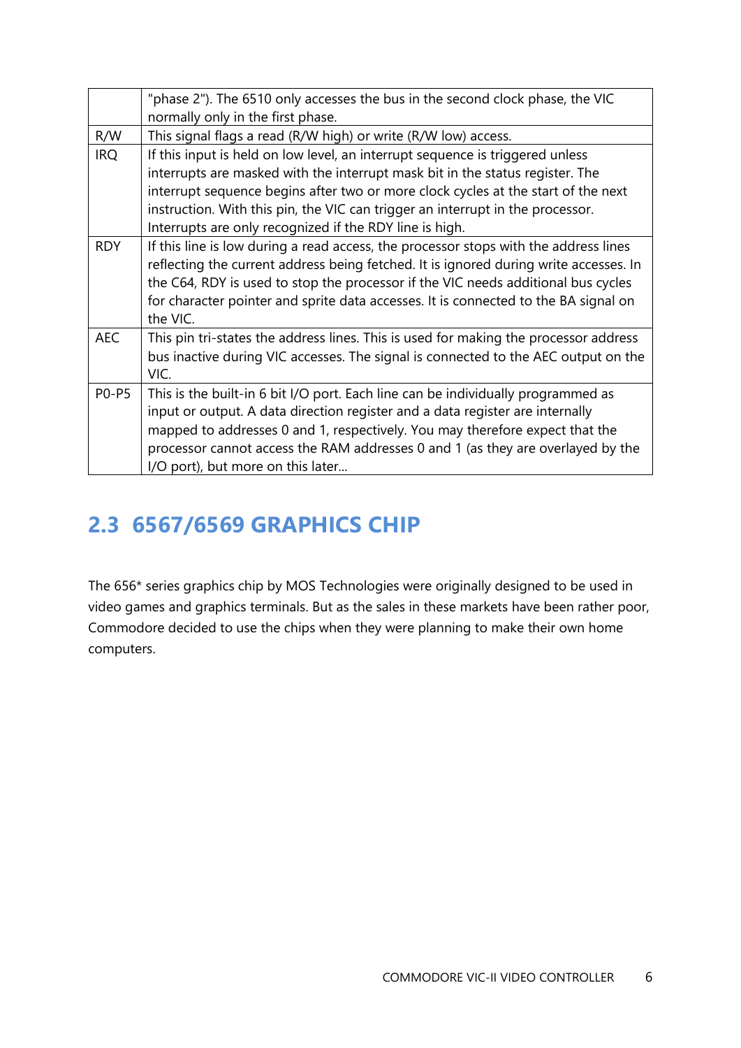| | |
|---|---|
| | "phase 2"). The 6510 only accesses the bus in the second clock phase, the VIC normally only in the first phase. |
| R/W | This signal flags a read (R/W high) or write (R/W low) access. |
| IRQ | If this input is held on low level, an interrupt sequence is triggered unless interrupts are masked with the interrupt mask bit in the status register. The interrupt sequence begins after two or more clock cycles at the start of the next instruction. With this pin, the VIC can trigger an interrupt in the processor. Interrupts are only recognized if the RDY line is high. |
| RDY | If this line is low during a read access, the processor stops with the address lines reflecting the current address being fetched. It is ignored during write accesses. In the C64, RDY is used to stop the processor if the VIC needs additional bus cycles for character pointer and sprite data accesses. It is connected to the BA signal on the VIC. |
| AEC | This pin tri-states the address lines. This is used for making the processor address bus inactive during VIC accesses. The signal is connected to the AEC output on the VIC. |
| P0-P5 | This is the built-in 6 bit I/O port. Each line can be individually programmed as input or output. A data direction register and a data register are internally mapped to addresses 0 and 1, respectively. You may therefore expect that the processor cannot access the RAM addresses 0 and 1 (as they are overlayed by the I/O port), but more on this later... |

## 2.3 6567/6569 GRAPHICS CHIP

The 656* series graphics chip by MOS Technologies were originally designed to be used in video games and graphics terminals. But as the sales in these markets have been rather poor, Commodore decided to use the chips when they were planning to make their own home computers.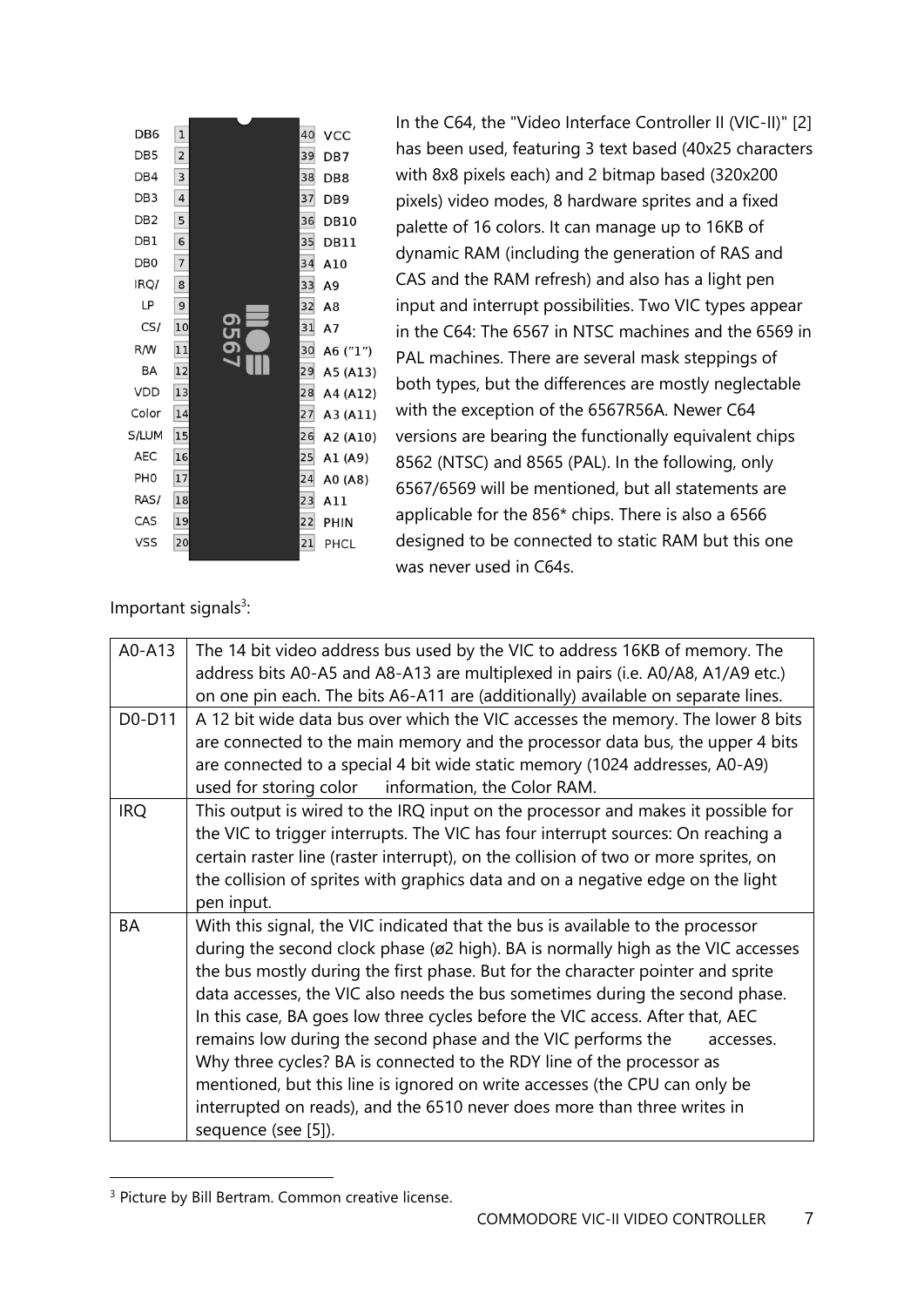In the C64, the "Video Interface Controller II (VIC-II)" [2] has been used, featuring 3 text based (40x25 characters with 8x8 pixels each) and 2 bitmap based (320x200 pixels) video modes, 8 hardware sprites and a fixed palette of 16 colors. It can manage up to 16KB of dynamic RAM (including the generation of RAS and CAS and the RAM refresh) and also has a light pen input and interrupt possibilities. Two VIC types appear in the C64: The 6567 in NTSC machines and the 6569 in PAL machines. There are several mask steppings of both types, but the differences are mostly neglectable with the exception of the 6567R56A. Newer C64 versions are bearing the functionally equivalent chips 8562 (NTSC) and 8565 (PAL). In the following, only 6567/6569 will be mentioned, but all statements are applicable for the 856* chips. There is also a 6566 designed to be connected to static RAM but this one was never used in C64s.

Important signals[3]:

| A0-A13 | The 14 bit video address bus used by the VIC to address 16KB of memory. The address bits A0-A5 and A8-A13 are multiplexed in pairs (i.e. A0/A8, A1/A9 etc.) on one pin each. The bits A6-A11 are (additionally) available on separate lines. |
|---|---|
| D0-D11 | A 12 bit wide data bus over which the VIC accesses the memory. The lower 8 bits are connected to the main memory and the processor data bus, the upper 4 bits are connected to a special 4 bit wide static memory (1024 addresses, A0-A9) used for storing color information, the Color RAM. |
| IRQ | This output is wired to the IRQ input on the processor and makes it possible for the VIC to trigger interrupts. The VIC has four interrupt sources: On reaching a certain raster line (raster interrupt), on the collision of two or more sprites, on the collision of sprites with graphics data and on a negative edge on the light pen input. |
| BA | With this signal, the VIC indicated that the bus is available to the processor during the second clock phase (ø2 high). BA is normally high as the VIC accesses the bus mostly during the first phase. But for the character pointer and sprite data accesses, the VIC also needs the bus sometimes during the second phase. In this case, BA goes low three cycles before the VIC access. After that, AEC remains low during the second phase and the VIC performs the accesses. Why three cycles? BA is connected to the RDY line of the processor as mentioned, but this line is ignored on write accesses (the CPU can only be interrupted on reads), and the 6510 never does more than three writes in sequence (see [5]). |

[3] Picture by Bill Bertram. Common creative license.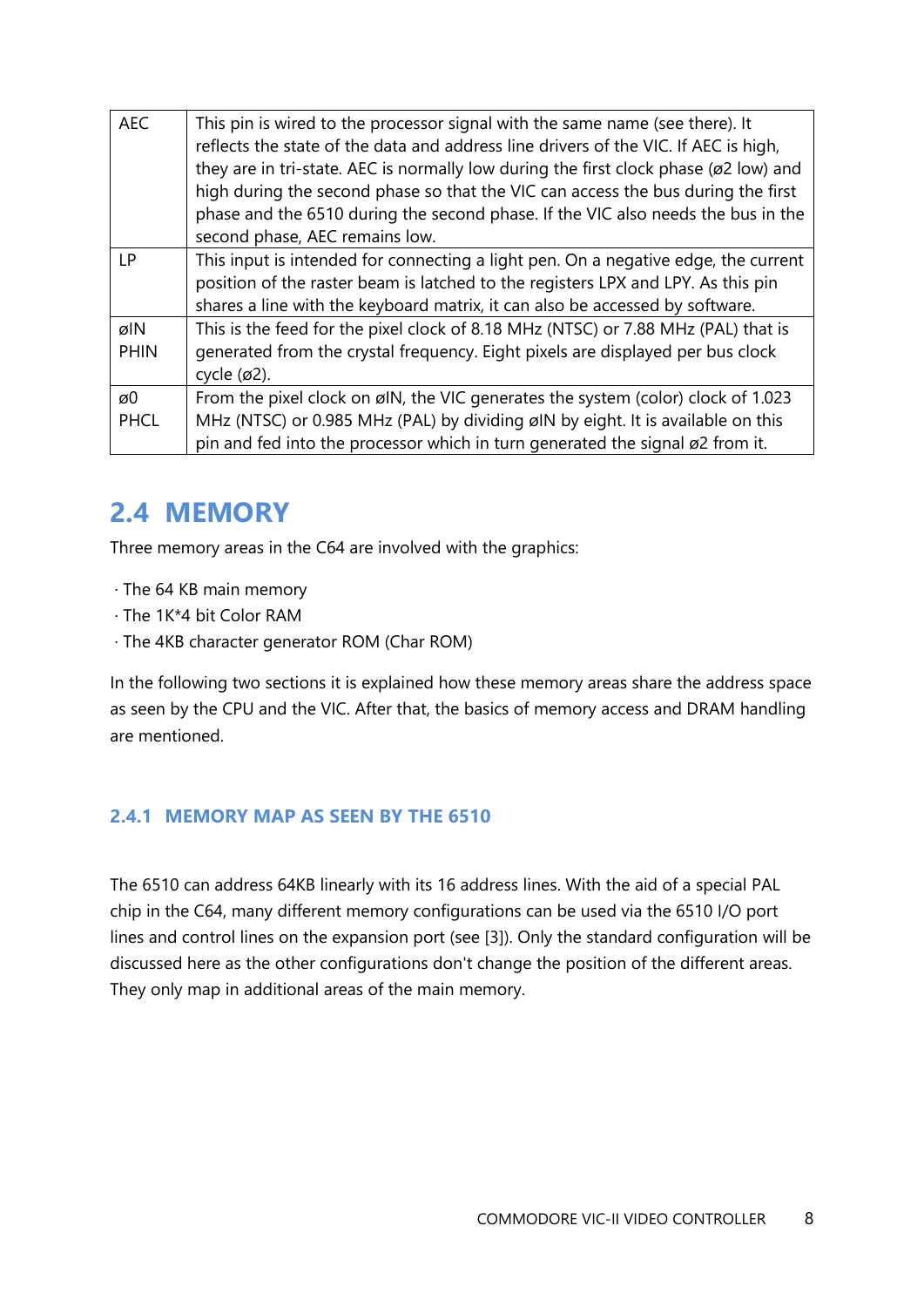| | |
|---|---|
| AEC | This pin is wired to the processor signal with the same name (see there). It reflects the state of the data and address line drivers of the VIC. If AEC is high, they are in tri-state. AEC is normally low during the first clock phase (ø2 low) and high during the second phase so that the VIC can access the bus during the first phase and the 6510 during the second phase. If the VIC also needs the bus in the second phase, AEC remains low. |
| LP | This input is intended for connecting a light pen. On a negative edge, the current position of the raster beam is latched to the registers LPX and LPY. As this pin shares a line with the keyboard matrix, it can also be accessed by software. |
| øIN PHIN | This is the feed for the pixel clock of 8.18 MHz (NTSC) or 7.88 MHz (PAL) that is generated from the crystal frequency. Eight pixels are displayed per bus clock cycle (ø2). |
| ø0 PHCL | From the pixel clock on øIN, the VIC generates the system (color) clock of 1.023 MHz (NTSC) or 0.985 MHz (PAL) by dividing øIN by eight. It is available on this pin and fed into the processor which in turn generated the signal ø2 from it. |

## 2.4 MEMORY

Three memory areas in the C64 are involved with the graphics:

- The 64 KB main memory
- The 1K*4 bit Color RAM
- The 4KB character generator ROM (Char ROM)

In the following two sections it is explained how these memory areas share the address space as seen by the CPU and the VIC. After that, the basics of memory access and DRAM handling are mentioned.

### 2.4.1 MEMORY MAP AS SEEN BY THE 6510

The 6510 can address 64KB linearly with its 16 address lines. With the aid of a special PAL chip in the C64, many different memory configurations can be used via the 6510 I/O port lines and control lines on the expansion port (see [3]). Only the standard configuration will be discussed here as the other configurations don't change the position of the different areas. They only map in additional areas of the main memory.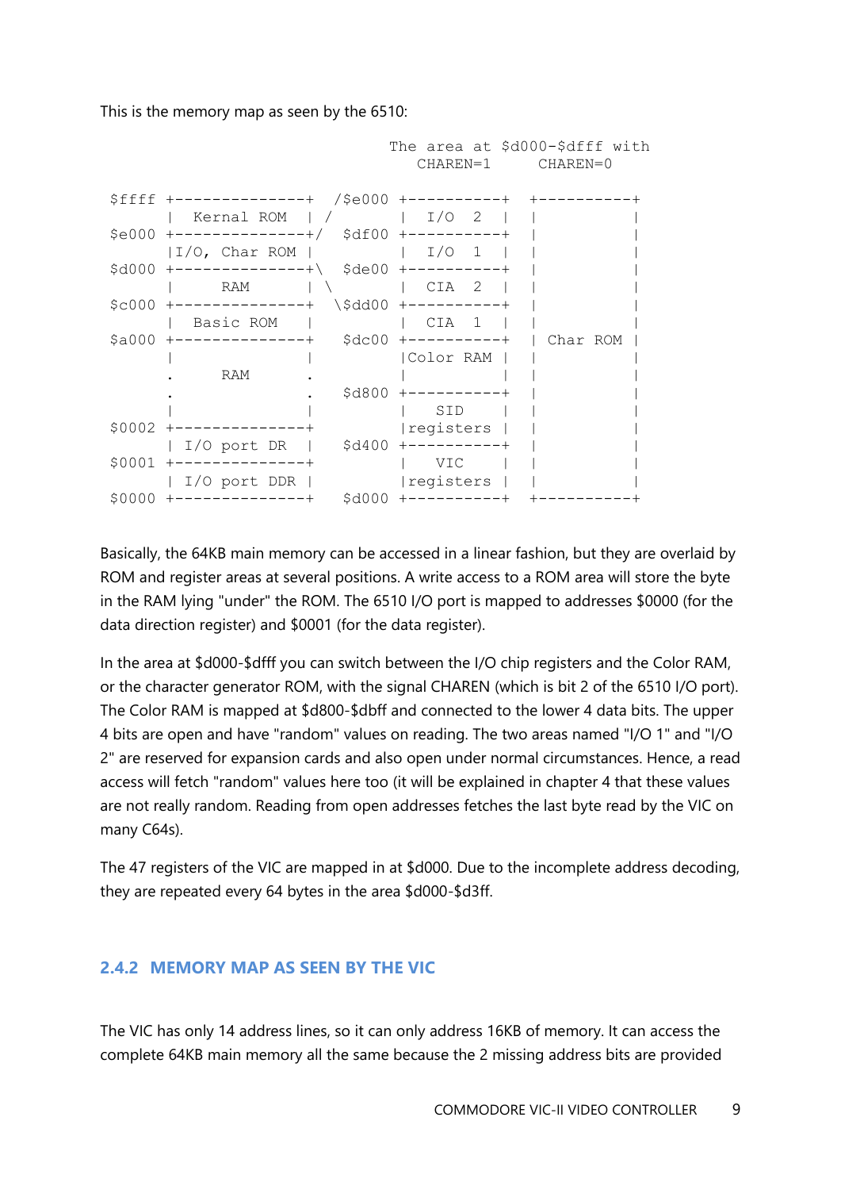This is the memory map as seen by the 6510:

```
                                     The area at $d000-$dfff with
                                        CHAREN=1     CHAREN=0

$ffff +--------------+  /$e000 +----------+  +----------+
      |  Kernal ROM  | /       |  I/O  2  |  |          |
$e000 +--------------+/  $df00 +----------+  |          |
      |I/O, Char ROM |         |  I/O  1  |  |          |
$d000 +--------------+\  $de00 +----------+  |          |
      |     RAM      | \       |  CIA  2  |  |          |
$c000 +--------------+  \$dd00 +----------+  |          |
      |  Basic ROM   |         |  CIA  1  |  |          |
$a000 +--------------+   $dc00 +----------+  | Char ROM |
      |              |         |Color RAM |  |          |
      .     RAM      .         |          |  |          |
      .              .   $d800 +----------+  |          |
      |              |         |   SID    |  |          |
$0002 +--------------+         |registers |  |          |
      | I/O port DR  |   $d400 +----------+  |          |
$0001 +--------------+         |   VIC    |  |          |
      | I/O port DDR |         |registers |  |          |
$0000 +--------------+   $d000 +----------+  +----------+
```

Basically, the 64KB main memory can be accessed in a linear fashion, but they are overlaid by ROM and register areas at several positions. A write access to a ROM area will store the byte in the RAM lying "under" the ROM. The 6510 I/O port is mapped to addresses $0000 (for the data direction register) and $0001 (for the data register).

In the area at $d000-$dfff you can switch between the I/O chip registers and the Color RAM, or the character generator ROM, with the signal CHAREN (which is bit 2 of the 6510 I/O port). The Color RAM is mapped at $d800-$dbff and connected to the lower 4 data bits. The upper 4 bits are open and have "random" values on reading. The two areas named "I/O 1" and "I/O 2" are reserved for expansion cards and also open under normal circumstances. Hence, a read access will fetch "random" values here too (it will be explained in chapter 4 that these values are not really random. Reading from open addresses fetches the last byte read by the VIC on many C64s).

The 47 registers of the VIC are mapped in at $d000. Due to the incomplete address decoding, they are repeated every 64 bytes in the area $d000-$d3ff.

### 2.4.2 MEMORY MAP AS SEEN BY THE VIC

The VIC has only 14 address lines, so it can only address 16KB of memory. It can access the complete 64KB main memory all the same because the 2 missing address bits are provided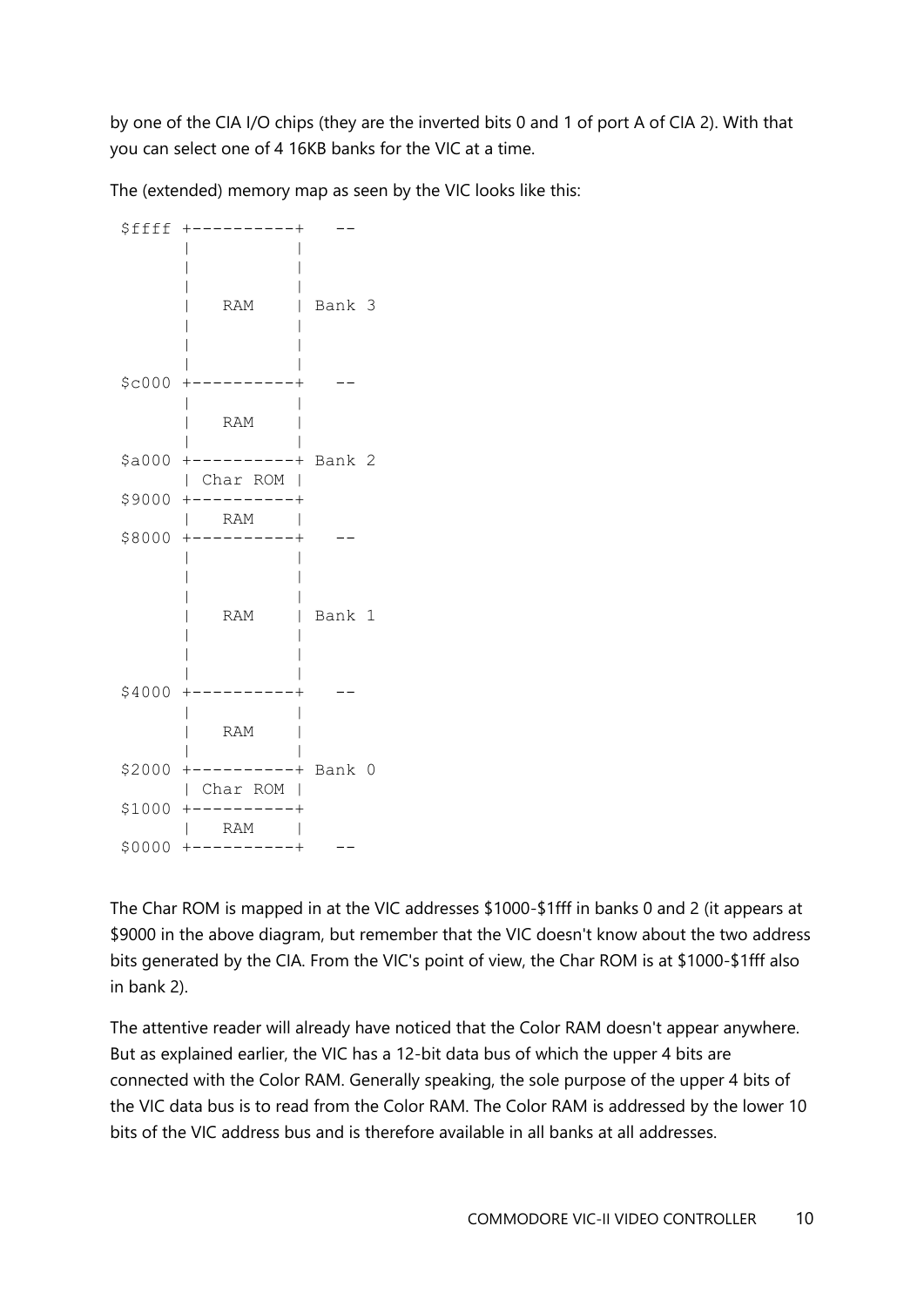by one of the CIA I/O chips (they are the inverted bits 0 and 1 of port A of CIA 2). With that you can select one of 4 16KB banks for the VIC at a time.

The (extended) memory map as seen by the VIC looks like this:

```
$ffff +----------+   --
      |          |
      |          |
      |          |
      |   RAM    | Bank 3
      |          |
      |          |
      |          |
$c000 +----------+   --
      |          |
      |   RAM    |
      |          |
$a000 +----------+ Bank 2
      | Char ROM |
$9000 +----------+
      |   RAM    |
$8000 +----------+   --
      |          |
      |          |
      |          |
      |   RAM    | Bank 1
      |          |
      |          |
      |          |
$4000 +----------+   --
      |          |
      |   RAM    |
      |          |
$2000 +----------+ Bank 0
      | Char ROM |
$1000 +----------+
      |   RAM    |
$0000 +----------+   --
```

The Char ROM is mapped in at the VIC addresses $1000-$1fff in banks 0 and 2 (it appears at $9000 in the above diagram, but remember that the VIC doesn't know about the two address bits generated by the CIA. From the VIC's point of view, the Char ROM is at $1000-$1fff also in bank 2).

The attentive reader will already have noticed that the Color RAM doesn't appear anywhere. But as explained earlier, the VIC has a 12-bit data bus of which the upper 4 bits are connected with the Color RAM. Generally speaking, the sole purpose of the upper 4 bits of the VIC data bus is to read from the Color RAM. The Color RAM is addressed by the lower 10 bits of the VIC address bus and is therefore available in all banks at all addresses.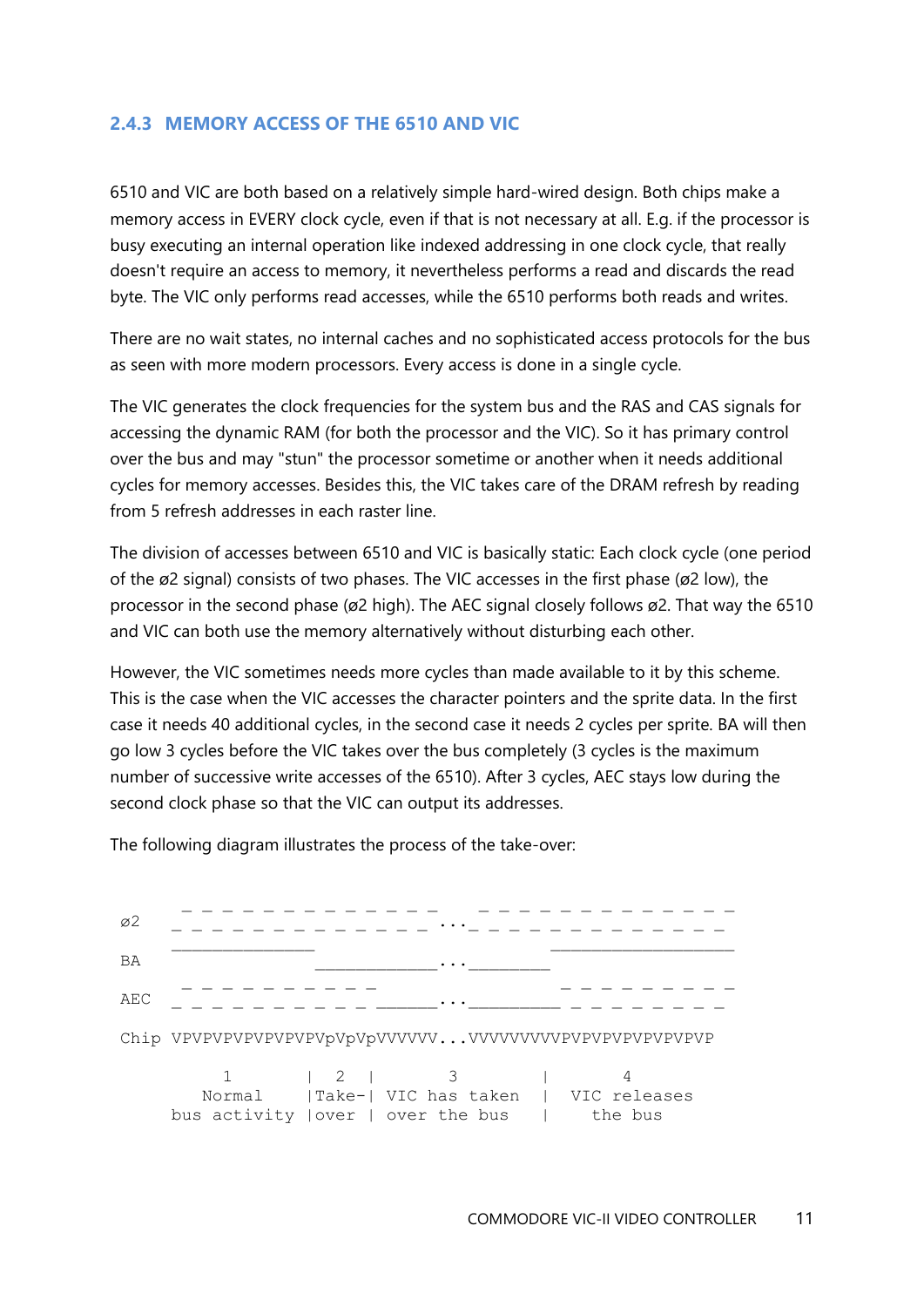### 2.4.3 MEMORY ACCESS OF THE 6510 AND VIC

6510 and VIC are both based on a relatively simple hard-wired design. Both chips make a memory access in EVERY clock cycle, even if that is not necessary at all. E.g. if the processor is busy executing an internal operation like indexed addressing in one clock cycle, that really doesn't require an access to memory, it nevertheless performs a read and discards the read byte. The VIC only performs read accesses, while the 6510 performs both reads and writes.

There are no wait states, no internal caches and no sophisticated access protocols for the bus as seen with more modern processors. Every access is done in a single cycle.

The VIC generates the clock frequencies for the system bus and the RAS and CAS signals for accessing the dynamic RAM (for both the processor and the VIC). So it has primary control over the bus and may "stun" the processor sometime or another when it needs additional cycles for memory accesses. Besides this, the VIC takes care of the DRAM refresh by reading from 5 refresh addresses in each raster line.

The division of accesses between 6510 and VIC is basically static: Each clock cycle (one period of the ø2 signal) consists of two phases. The VIC accesses in the first phase (ø2 low), the processor in the second phase (ø2 high). The AEC signal closely follows ø2. That way the 6510 and VIC can both use the memory alternatively without disturbing each other.

However, the VIC sometimes needs more cycles than made available to it by this scheme. This is the case when the VIC accesses the character pointers and the sprite data. In the first case it needs 40 additional cycles, in the second case it needs 2 cycles per sprite. BA will then go low 3 cycles before the VIC takes over the bus completely (3 cycles is the maximum number of successive write accesses of the 6510). After 3 cycles, AEC stays low during the second clock phase so that the VIC can output its addresses.

The following diagram illustrates the process of the take-over:

```
         _ _ _ _ _ _ _ _ _ _ _ _ _ _ _ _ _ _ _ _ _ _ _ _ _ _ _ _ _
ø2      _ _ _ _ _ _ _ _ _ _ _ _ _ _ _ _ _ _..._ _ _ _ _ _ _ _ _ _ _ _ _ _
        ______________                        __________________
BA                    ____________..._________
         _ _ _ _ _ _ _ _ _ _                 _ _ _ _ _ _ _ _ _
AEC     _ _ _ _ _ _ _ _ _ _ _ ______..._________ _ _ _ _ _ _ _ _

Chip    VPVPVPVPVPVPVPVpVpVpVVVVVV...VVVVVVVVVPVPVPVPVPVPVPVP

             1       |  2  |      3        |      4
           Normal    |Take-| VIC has taken |  VIC releases
        bus activity |over | over the bus  |    the bus
```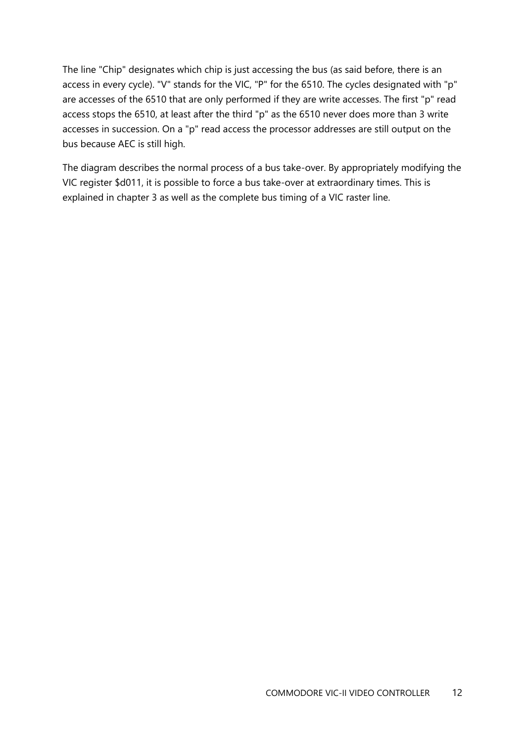The line "Chip" designates which chip is just accessing the bus (as said before, there is an access in every cycle). "V" stands for the VIC, "P" for the 6510. The cycles designated with "p" are accesses of the 6510 that are only performed if they are write accesses. The first "p" read access stops the 6510, at least after the third "p" as the 6510 never does more than 3 write accesses in succession. On a "p" read access the processor addresses are still output on the bus because AEC is still high.

The diagram describes the normal process of a bus take-over. By appropriately modifying the VIC register $d011, it is possible to force a bus take-over at extraordinary times. This is explained in chapter 3 as well as the complete bus timing of a VIC raster line.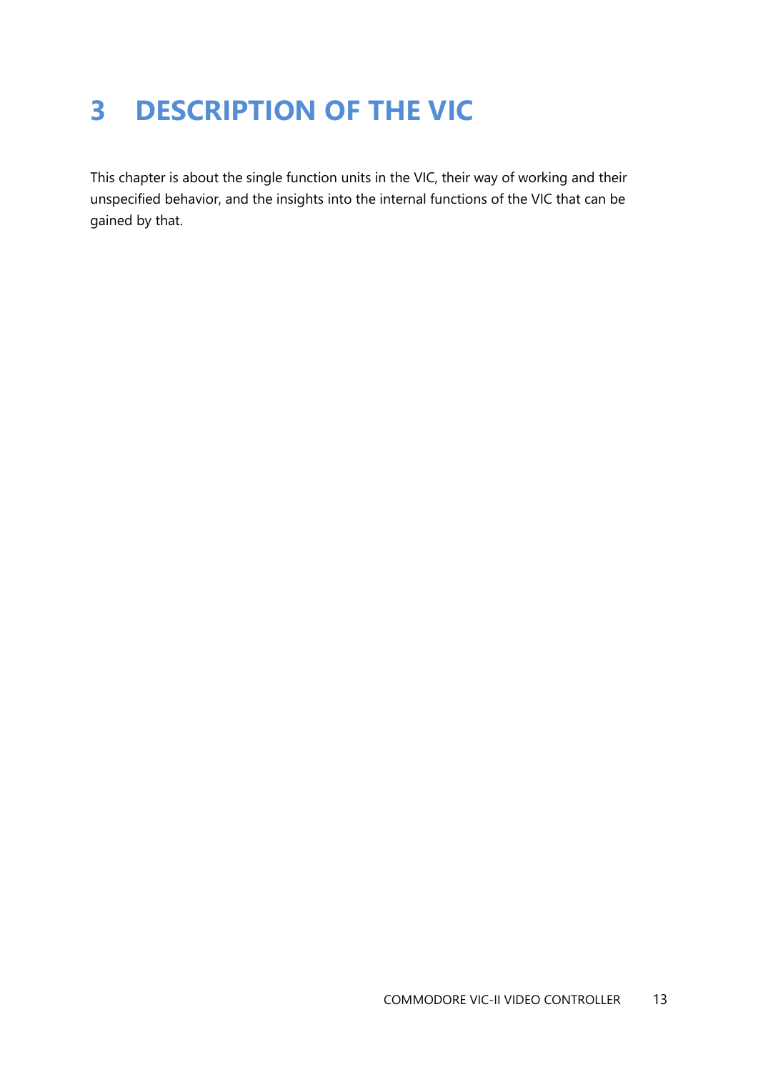# 3 DESCRIPTION OF THE VIC

This chapter is about the single function units in the VIC, their way of working and their unspecified behavior, and the insights into the internal functions of the VIC that can be gained by that.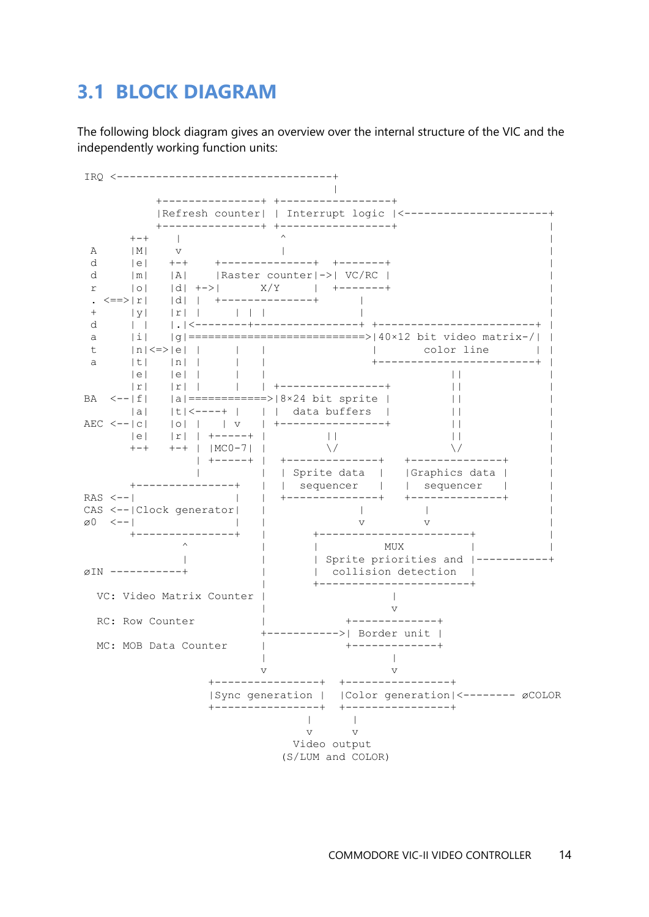## 3.1 BLOCK DIAGRAM

The following block diagram gives an overview over the internal structure of the VIC and the independently working function units:

```
IRQ <---------------------------------+
                                      |
           +---------------+ +-----------------+
           |Refresh counter| | Interrupt logic |<----------------------+
           +---------------+ +-----------------+                       |
       +-+    |                ^                                        |
 A     |M|    v                |                                        |
 d     |e|   +-+    +--------------+  +-------+                         |
 d     |m|   |A|    |Raster counter|->| VC/RC |                         |
 r     |o|   |d| +->|      X/Y     |  +-------+                         |
 . <==>|r|   |d| |  +--------------+      |                             |
 +     |y|   |r| |     | |  |             |                             |
 d     | |   |.|<--------+----------------+ +------------------------+  |
 a     |i|   |g|===========================>|40×12 bit video matrix-/|  |
 t     |n|<=>|e| |     | |  |               |       color line       |  |
 a     |t|   |n| |     | |  |               +------------------------+  |
       |e|   |e| |     | |  |                          ||               |
       |r|   |r| |     | |  | +----------------+       ||               |
 BA  <--|f|   |a|============>|8×24 bit sprite |       ||               |
       |a|   |t|<----+ |  | |  data buffers  |       ||               |
 AEC <--|c|   |o| |    | v  | +----------------+       ||               |
       |e|   |r| | +-----+  |         ||               ||               |
       +-+   +-+ | |MC0-7|  |         \/               \/               |
                 | +-----+  |  +--------------+  +--------------+      |
                 |          |  | Sprite data  |  |Graphics data |      |
       +---------------+    |  |  sequencer   |  |  sequencer   |      |
 RAS <--|               |    |  +--------------+  +--------------+      |
 CAS <--|Clock generator|    |          |                 |             |
 ø0  <--|               |    |          v                 v             |
       +---------------+    |       +-----------------------+          |
               ^            |       |          MUX          |          |
               |            |       | Sprite priorities and |----------+
 øIN -----------+            |       |  collision detection  |
                            |       +-----------------------+
   VC: Video Matrix Counter |                   |
                            |                   v
   RC: Row Counter          |            +-------------+
                            +----------->| Border unit |
   MC: MOB Data Counter     |            +-------------+
                            |                   |
                            v                   v
                    +----------------+ +----------------+
                    |Sync generation | |Color generation|<-------- øCOLOR
                    +----------------+ +----------------+
                                   |         |
                                   v         v
                                 Video output
                               (S/LUM and COLOR)
```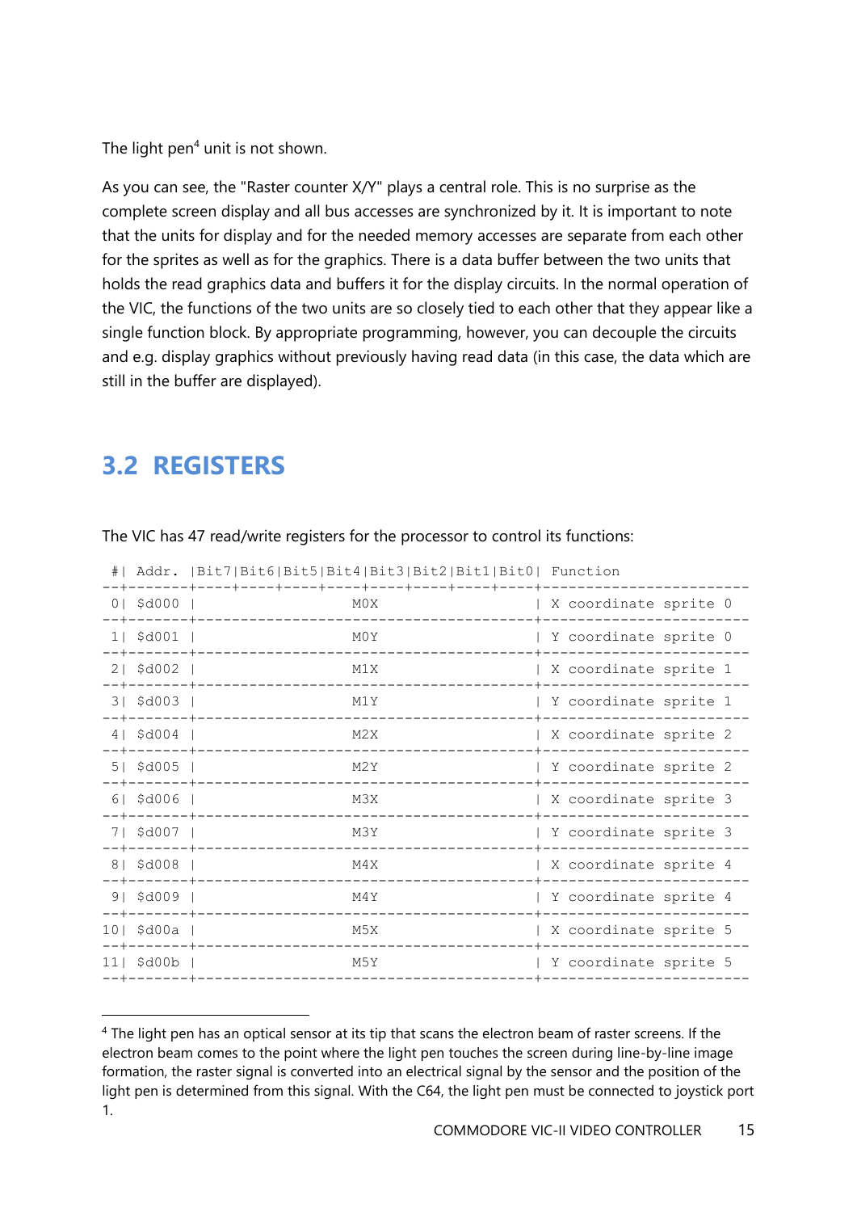The light pen[4] unit is not shown.

As you can see, the "Raster counter X/Y" plays a central role. This is no surprise as the complete screen display and all bus accesses are synchronized by it. It is important to note that the units for display and for the needed memory accesses are separate from each other for the sprites as well as for the graphics. There is a data buffer between the two units that holds the read graphics data and buffers it for the display circuits. In the normal operation of the VIC, the functions of the two units are so closely tied to each other that they appear like a single function block. By appropriate programming, however, you can decouple the circuits and e.g. display graphics without previously having read data (in this case, the data which are still in the buffer are displayed).

## 3.2 REGISTERS

The VIC has 47 read/write registers for the processor to control its functions:

| # | Addr. | Bit7 | Bit6 | Bit5 | Bit4 | Bit3 | Bit2 | Bit1 | Bit0 | Function |
|---|---|---|---|---|---|---|---|---|---|---|
| 0 | $d000 | M0X | | | | | | | | X coordinate sprite 0 |
| 1 | $d001 | M0Y | | | | | | | | Y coordinate sprite 0 |
| 2 | $d002 | M1X | | | | | | | | X coordinate sprite 1 |
| 3 | $d003 | M1Y | | | | | | | | Y coordinate sprite 1 |
| 4 | $d004 | M2X | | | | | | | | X coordinate sprite 2 |
| 5 | $d005 | M2Y | | | | | | | | Y coordinate sprite 2 |
| 6 | $d006 | M3X | | | | | | | | X coordinate sprite 3 |
| 7 | $d007 | M3Y | | | | | | | | Y coordinate sprite 3 |
| 8 | $d008 | M4X | | | | | | | | X coordinate sprite 4 |
| 9 | $d009 | M4Y | | | | | | | | Y coordinate sprite 4 |
| 10 | $d00a | M5X | | | | | | | | X coordinate sprite 5 |
| 11 | $d00b | M5Y | | | | | | | | Y coordinate sprite 5 |

[4] The light pen has an optical sensor at its tip that scans the electron beam of raster screens. If the electron beam comes to the point where the light pen touches the screen during line-by-line image formation, the raster signal is converted into an electrical signal by the sensor and the position of the light pen is determined from this signal. With the C64, the light pen must be connected to joystick port 1.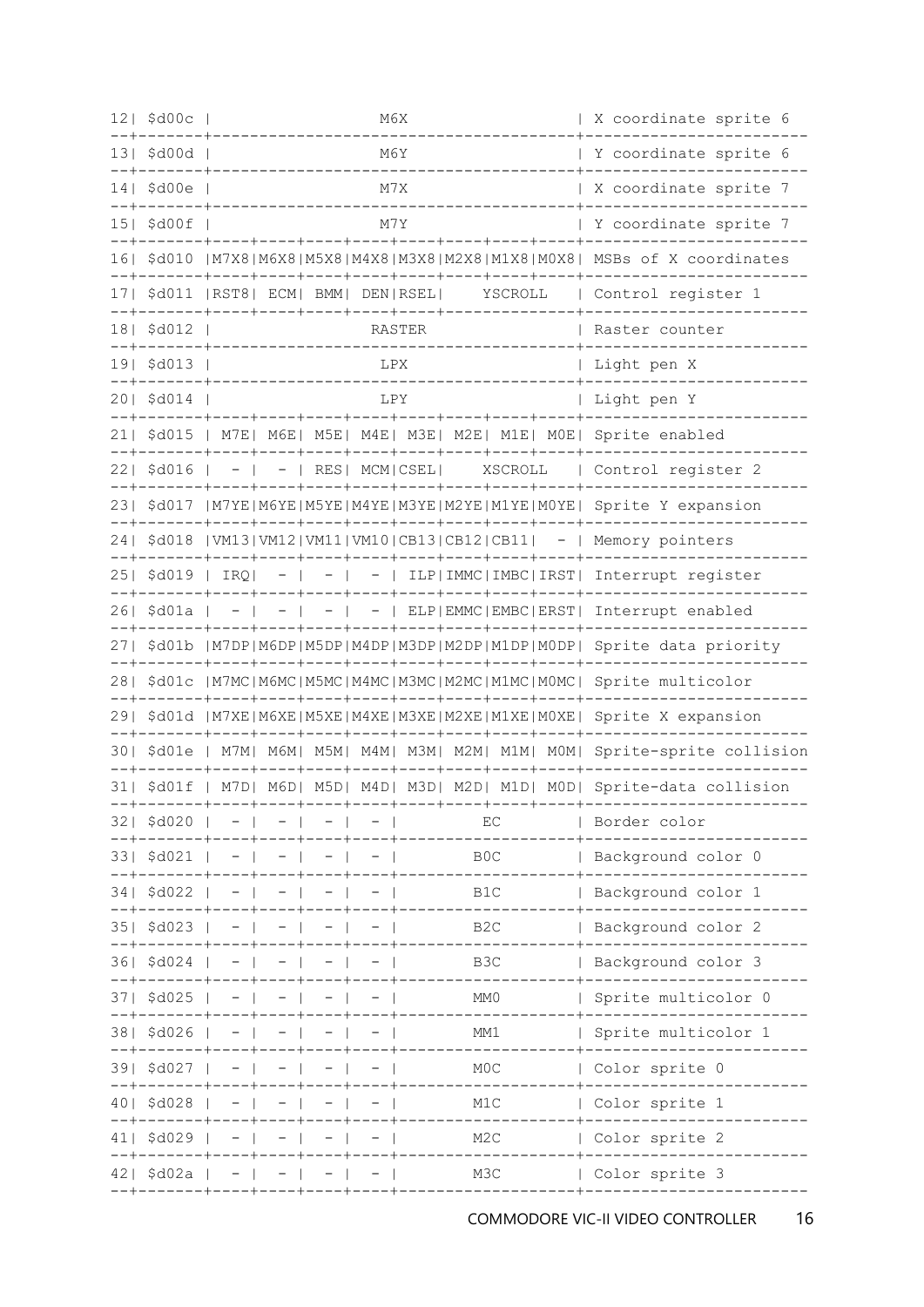```
12| $d00c |                  M6X                  | X coordinate sprite 6
--+-------+---------------------------------------+------------------------
13| $d00d |                  M6Y                  | Y coordinate sprite 6
--+-------+---------------------------------------+------------------------
14| $d00e |                  M7X                  | X coordinate sprite 7
--+-------+---------------------------------------+------------------------
15| $d00f |                  M7Y                  | Y coordinate sprite 7
--+-------+----+----+----+----+----+----+----+----+------------------------
16| $d010 |M7X8|M6X8|M5X8|M4X8|M3X8|M2X8|M1X8|M0X8| MSBs of X coordinates
--+-------+----+----+----+----+----+----+----+----+------------------------
17| $d011 |RST8| ECM| BMM| DEN|RSEL|    YSCROLL   | Control register 1
--+-------+----+----+----+----+----+--------------+------------------------
18| $d012 |                 RASTER                | Raster counter
--+-------+---------------------------------------+------------------------
19| $d013 |                  LPX                  | Light pen X
--+-------+---------------------------------------+------------------------
20| $d014 |                  LPY                  | Light pen Y
--+-------+----+----+----+----+----+----+----+----+------------------------
21| $d015 | M7E| M6E| M5E| M4E| M3E| M2E| M1E| M0E| Sprite enabled
--+-------+----+----+----+----+----+----+----+----+------------------------
22| $d016 |  - |  - | RES| MCM|CSEL|    XSCROLL   | Control register 2
--+-------+----+----+----+----+----+----+----+----+------------------------
23| $d017 |M7YE|M6YE|M5YE|M4YE|M3YE|M2YE|M1YE|M0YE| Sprite Y expansion
--+-------+----+----+----+----+----+----+----+----+------------------------
24| $d018 |VM13|VM12|VM11|VM10|CB13|CB12|CB11|  - | Memory pointers
--+-------+----+----+----+----+----+----+----+----+------------------------
25| $d019 | IRQ|  - |  - |  - | ILP|IMMC|IMBC|IRST| Interrupt register
--+-------+----+----+----+----+----+----+----+----+------------------------
26| $d01a |  - |  - |  - |  - | ELP|EMMC|EMBC|ERST| Interrupt enabled
--+-------+----+----+----+----+----+----+----+----+------------------------
27| $d01b |M7DP|M6DP|M5DP|M4DP|M3DP|M2DP|M1DP|M0DP| Sprite data priority
--+-------+----+----+----+----+----+----+----+----+------------------------
28| $d01c |M7MC|M6MC|M5MC|M4MC|M3MC|M2MC|M1MC|M0MC| Sprite multicolor
--+-------+----+----+----+----+----+----+----+----+------------------------
29| $d01d |M7XE|M6XE|M5XE|M4XE|M3XE|M2XE|M1XE|M0XE| Sprite X expansion
--+-------+----+----+----+----+----+----+----+----+------------------------
30| $d01e | M7M| M6M| M5M| M4M| M3M| M2M| M1M| M0M| Sprite-sprite collision
--+-------+----+----+----+----+----+----+----+----+------------------------
31| $d01f | M7D| M6D| M5D| M4D| M3D| M2D| M1D| M0D| Sprite-data collision
--+-------+----+----+----+----+----+----+----+----+------------------------
32| $d020 |  - |  - |  - |  - |         EC        | Border color
--+-------+----+----+----+----+-------------------+------------------------
33| $d021 |  - |  - |  - |  - |        B0C        | Background color 0
--+-------+----+----+----+----+-------------------+------------------------
34| $d022 |  - |  - |  - |  - |        B1C        | Background color 1
--+-------+----+----+----+----+-------------------+------------------------
35| $d023 |  - |  - |  - |  - |        B2C        | Background color 2
--+-------+----+----+----+----+-------------------+------------------------
36| $d024 |  - |  - |  - |  - |        B3C        | Background color 3
--+-------+----+----+----+----+-------------------+------------------------
37| $d025 |  - |  - |  - |  - |        MM0        | Sprite multicolor 0
--+-------+----+----+----+----+-------------------+------------------------
38| $d026 |  - |  - |  - |  - |        MM1        | Sprite multicolor 1
--+-------+----+----+----+----+-------------------+------------------------
39| $d027 |  - |  - |  - |  - |        M0C        | Color sprite 0
--+-------+----+----+----+----+-------------------+------------------------
40| $d028 |  - |  - |  - |  - |        M1C        | Color sprite 1
--+-------+----+----+----+----+-------------------+------------------------
41| $d029 |  - |  - |  - |  - |        M2C        | Color sprite 2
--+-------+----+----+----+----+-------------------+------------------------
42| $d02a |  - |  - |  - |  - |        M3C        | Color sprite 3
--+-------+----+----+----+----+-------------------+------------------------
```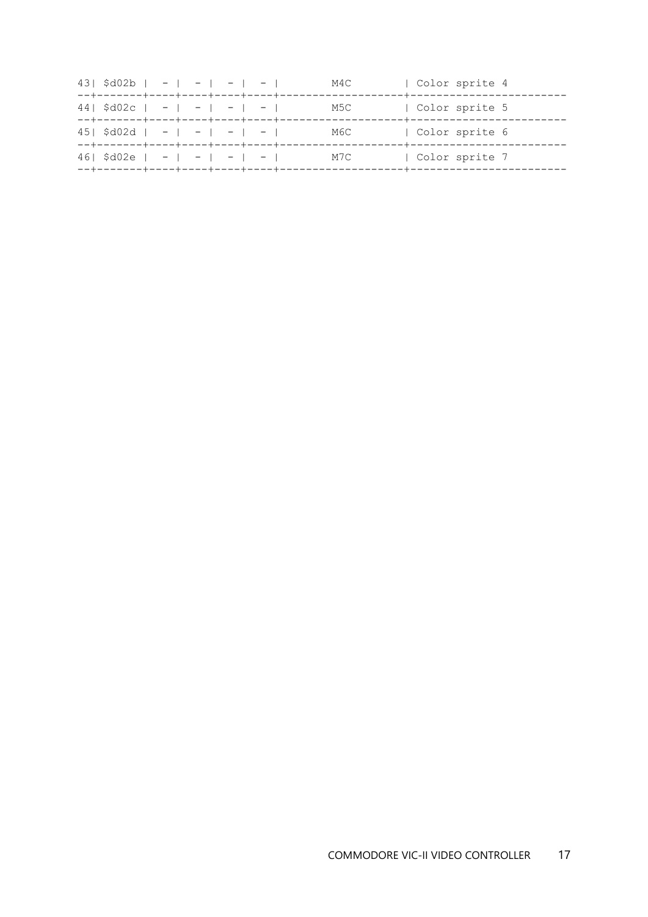```
43| $d02b |  - |  - |  - |  - |         M4C        | Color sprite 4
--+-------+----+----+----+----+--------------------+------------------------
44| $d02c |  - |  - |  - |  - |         M5C        | Color sprite 5
--+-------+----+----+----+----+--------------------+------------------------
45| $d02d |  - |  - |  - |  - |         M6C        | Color sprite 6
--+-------+----+----+----+----+--------------------+------------------------
46| $d02e |  - |  - |  - |  - |         M7C        | Color sprite 7
--+-------+----+----+----+----+--------------------+------------------------
```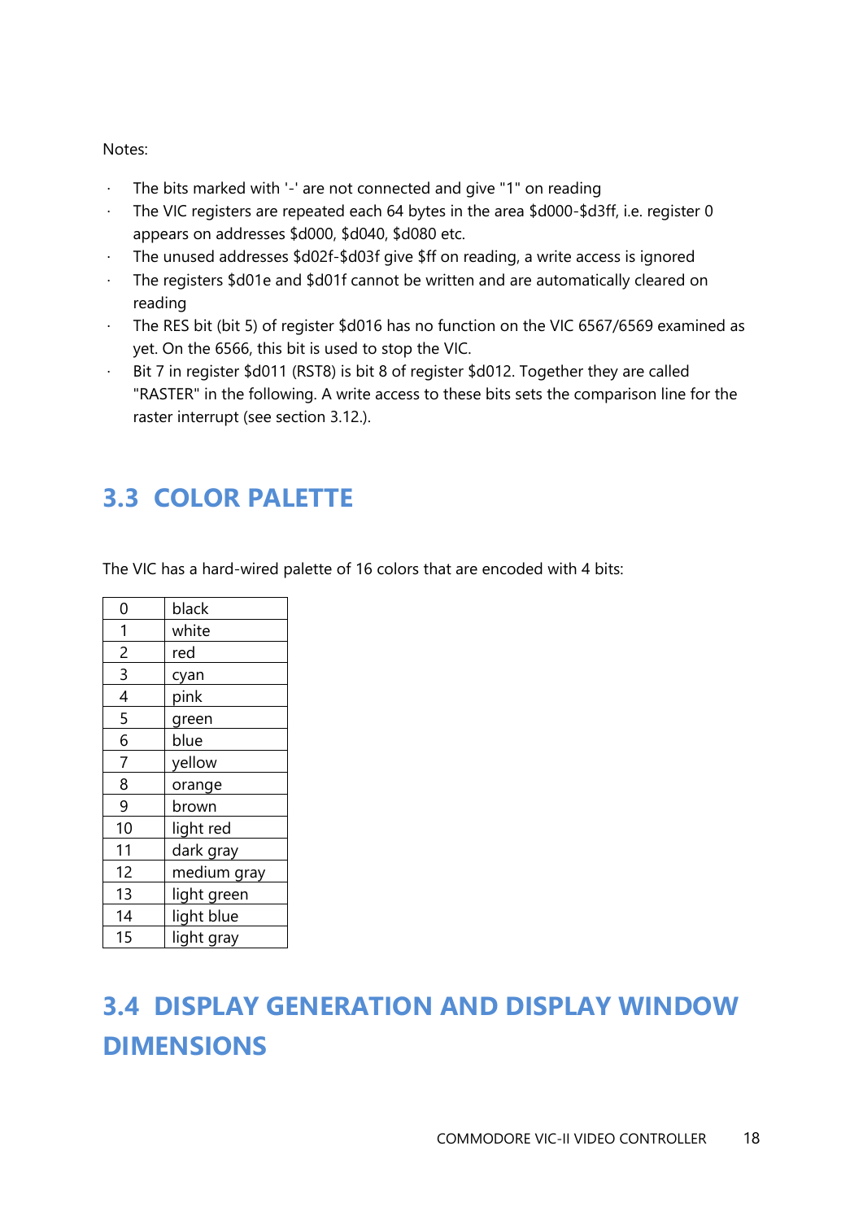Notes:

- The bits marked with '-' are not connected and give "1" on reading
- The VIC registers are repeated each 64 bytes in the area $d000-$d3ff, i.e. register 0 appears on addresses $d000, $d040, $d080 etc.
- The unused addresses $d02f-$d03f give $ff on reading, a write access is ignored
- The registers $d01e and $d01f cannot be written and are automatically cleared on reading
- The RES bit (bit 5) of register $d016 has no function on the VIC 6567/6569 examined as yet. On the 6566, this bit is used to stop the VIC.
- Bit 7 in register $d011 (RST8) is bit 8 of register $d012. Together they are called "RASTER" in the following. A write access to these bits sets the comparison line for the raster interrupt (see section 3.12.).

## 3.3 COLOR PALETTE

The VIC has a hard-wired palette of 16 colors that are encoded with 4 bits:

| | |
|---|---|
| 0 | black |
| 1 | white |
| 2 | red |
| 3 | cyan |
| 4 | pink |
| 5 | green |
| 6 | blue |
| 7 | yellow |
| 8 | orange |
| 9 | brown |
| 10 | light red |
| 11 | dark gray |
| 12 | medium gray |
| 13 | light green |
| 14 | light blue |
| 15 | light gray |

## 3.4 DISPLAY GENERATION AND DISPLAY WINDOW DIMENSIONS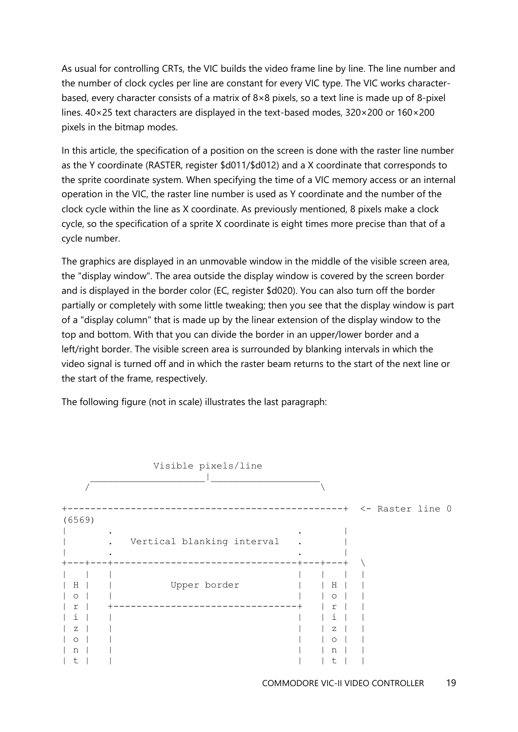As usual for controlling CRTs, the VIC builds the video frame line by line. The line number and the number of clock cycles per line are constant for every VIC type. The VIC works character-based, every character consists of a matrix of 8×8 pixels, so a text line is made up of 8-pixel lines. 40×25 text characters are displayed in the text-based modes, 320×200 or 160×200 pixels in the bitmap modes.

In this article, the specification of a position on the screen is done with the raster line number as the Y coordinate (RASTER, register $d011/$d012) and a X coordinate that corresponds to the sprite coordinate system. When specifying the time of a VIC memory access or an internal operation in the VIC, the raster line number is used as Y coordinate and the number of the clock cycle within the line as X coordinate. As previously mentioned, 8 pixels make a clock cycle, so the specification of a sprite X coordinate is eight times more precise than that of a cycle number.

The graphics are displayed in an unmovable window in the middle of the visible screen area, the "display window". The area outside the display window is covered by the screen border and is displayed in the border color (EC, register $d020). You can also turn off the border partially or completely with some little tweaking; then you see that the display window is part of a "display column" that is made up by the linear extension of the display window to the top and bottom. With that you can divide the border in an upper/lower border and a left/right border. The visible screen area is surrounded by blanking intervals in which the video signal is turned off and in which the raster beam returns to the start of the next line or the start of the frame, respectively.

The following figure (not in scale) illustrates the last paragraph:

```
               Visible pixels/line
     _________________________|________________________
    /                                                  \

+------------------------------------------------+  <- Raster line 0
(6569)
|       .                                .       |
|       .   Vertical blanking interval   .       |
|       .                                .       |
+---+---+--------------------------------+---+---+  \
|   |   |                                |   |   |  |
| H |   |          Upper border          |   | H |  |
| o |   |                                |   | o |  |
| r |   +--------------------------------+   | r |  |
| i |   |                                |   | i |  |
| z |   |                                |   | z |  |
| o |   |                                |   | o |  |
| n |   |                                |   | n |  |
| t |   |                                |   | t |  |
```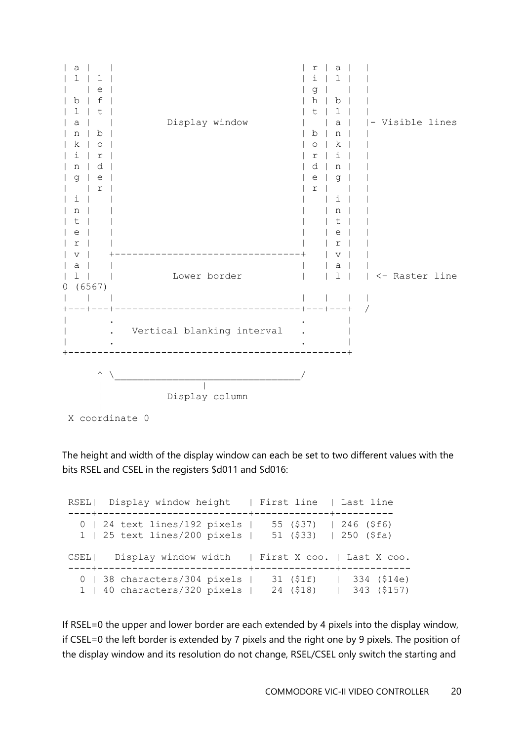```
| a |   |                                | r | a |   |
| l | l |                                | i | l |   |
|   | e |                                | g |   |   |
| b | f |                                | h | b |   |
| l | t |                                | t | l |   |
| a |   |         Display window         |   | a |   |- Visible lines
| n | b |                                | b | n |   |
| k | o |                                | o | k |   |
| i | r |                                | r | i |   |
| n | d |                                | d | n |   |
| g | e |                                | e | g |   |
|   | r |                                | r |   |   |
| i |   |                                |   | i |   |
| n |   |                                |   | n |   |
| t |   |                                |   | t |   |
| e |   |                                |   | e |   |
| r |   |                                |   | r |   |
| v |   +--------------------------------+   | v |   |
| a |   |                                |   | a |   |
| l |   |          Lower border          |   | l |   | <- Raster line
0 (6567)
|   |   |                                |   |   |   |
+---+---+--------------------------------+---+---+  /
|       .                                .       |
|       .   Vertical blanking interval   .       |
|       .                                .       |
+------------------------------------------------+

      ^ \________________________________/
      |                 |
      |           Display column
      |
 X coordinate 0
```

The height and width of the display window can each be set to two different values with the bits RSEL and CSEL in the registers $d011 and $d016:

```
RSEL|  Display window height   | First line  | Last line
----+--------------------------+-------------+----------
  0 | 24 text lines/192 pixels |   55 ($37)  | 246 ($f6)
  1 | 25 text lines/200 pixels |   51 ($33)  | 250 ($fa)

CSEL|   Display window width   | First X coo. | Last X coo.
----+--------------------------+--------------+------------
  0 | 38 characters/304 pixels |   31 ($1f)   |  334 ($14e)
  1 | 40 characters/320 pixels |   24 ($18)   |  343 ($157)
```

If RSEL=0 the upper and lower border are each extended by 4 pixels into the display window, if CSEL=0 the left border is extended by 7 pixels and the right one by 9 pixels. The position of the display window and its resolution do not change, RSEL/CSEL only switch the starting and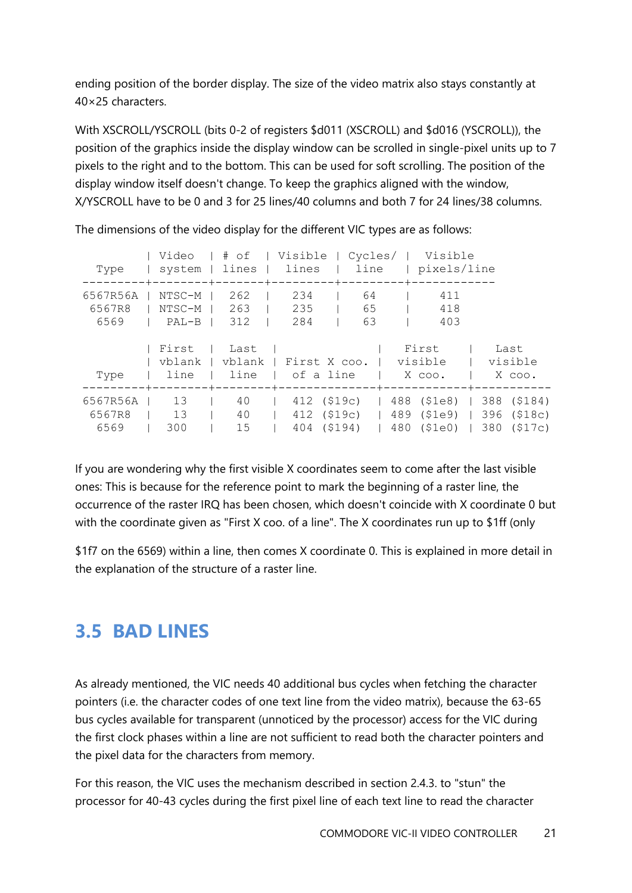ending position of the border display. The size of the video matrix also stays constantly at 40×25 characters.

With XSCROLL/YSCROLL (bits 0-2 of registers $d011 (XSCROLL) and $d016 (YSCROLL)), the position of the graphics inside the display window can be scrolled in single-pixel units up to 7 pixels to the right and to the bottom. This can be used for soft scrolling. The position of the display window itself doesn't change. To keep the graphics aligned with the window, X/YSCROLL have to be 0 and 3 for 25 lines/40 columns and both 7 for 24 lines/38 columns.

The dimensions of the video display for the different VIC types are as follows:

```
         | Video   | # of  | Visible | Cycles/ |  Visible
  Type   | system  | lines |  lines  |  line   | pixels/line
---------+---------+-------+---------+---------+------------
6567R56A | NTSC-M  |  262  |   234   |   64    |    411
 6567R8  | NTSC-M  |  263  |   235   |   65    |    418
  6569   |  PAL-B  |  312  |   284   |   63    |    403

         | First  |  Last  |              |   First    |   Last
         | vblank | vblank | First X coo. |  visible   |  visible
  Type   |  line  |  line  |  of a line   |   X coo.   |   X coo.
---------+--------+--------+--------------+------------+-----------
6567R56A |   13   |   40   |  412 ($19c)  | 488 ($1e8) | 388 ($184)
 6567R8  |   13   |   40   |  412 ($19c)  | 489 ($1e9) | 396 ($18c)
  6569   |  300   |   15   |  404 ($194)  | 480 ($1e0) | 380 ($17c)
```

If you are wondering why the first visible X coordinates seem to come after the last visible ones: This is because for the reference point to mark the beginning of a raster line, the occurrence of the raster IRQ has been chosen, which doesn't coincide with X coordinate 0 but with the coordinate given as "First X coo. of a line". The X coordinates run up to $1ff (only $1f7 on the 6569) within a line, then comes X coordinate 0. This is explained in more detail in the explanation of the structure of a raster line.

## 3.5 BAD LINES

As already mentioned, the VIC needs 40 additional bus cycles when fetching the character pointers (i.e. the character codes of one text line from the video matrix), because the 63-65 bus cycles available for transparent (unnoticed by the processor) access for the VIC during the first clock phases within a line are not sufficient to read both the character pointers and the pixel data for the characters from memory.

For this reason, the VIC uses the mechanism described in section 2.4.3. to "stun" the processor for 40-43 cycles during the first pixel line of each text line to read the character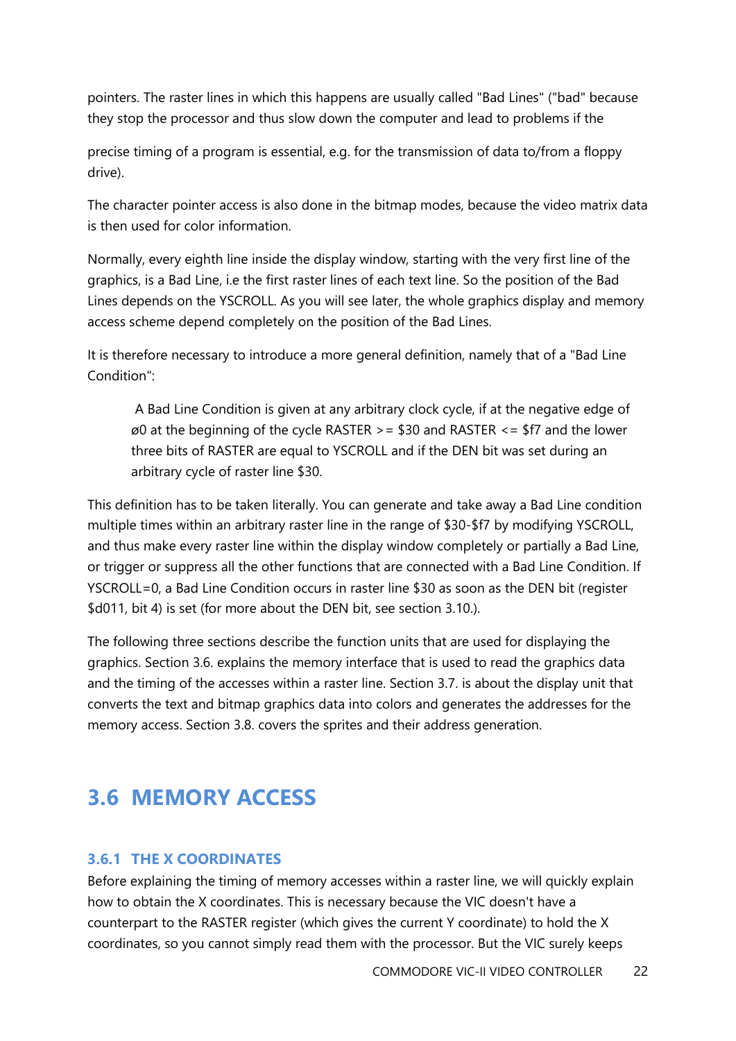pointers. The raster lines in which this happens are usually called "Bad Lines" ("bad" because they stop the processor and thus slow down the computer and lead to problems if the precise timing of a program is essential, e.g. for the transmission of data to/from a floppy drive).

The character pointer access is also done in the bitmap modes, because the video matrix data is then used for color information.

Normally, every eighth line inside the display window, starting with the very first line of the graphics, is a Bad Line, i.e the first raster lines of each text line. So the position of the Bad Lines depends on the YSCROLL. As you will see later, the whole graphics display and memory access scheme depend completely on the position of the Bad Lines.

It is therefore necessary to introduce a more general definition, namely that of a "Bad Line Condition":

> A Bad Line Condition is given at any arbitrary clock cycle, if at the negative edge of ø0 at the beginning of the cycle RASTER >= $30 and RASTER <= $f7 and the lower three bits of RASTER are equal to YSCROLL and if the DEN bit was set during an arbitrary cycle of raster line $30.

This definition has to be taken literally. You can generate and take away a Bad Line condition multiple times within an arbitrary raster line in the range of $30-$f7 by modifying YSCROLL, and thus make every raster line within the display window completely or partially a Bad Line, or trigger or suppress all the other functions that are connected with a Bad Line Condition. If YSCROLL=0, a Bad Line Condition occurs in raster line $30 as soon as the DEN bit (register $d011, bit 4) is set (for more about the DEN bit, see section 3.10.).

The following three sections describe the function units that are used for displaying the graphics. Section 3.6. explains the memory interface that is used to read the graphics data and the timing of the accesses within a raster line. Section 3.7. is about the display unit that converts the text and bitmap graphics data into colors and generates the addresses for the memory access. Section 3.8. covers the sprites and their address generation.

## 3.6 MEMORY ACCESS

### 3.6.1 THE X COORDINATES

Before explaining the timing of memory accesses within a raster line, we will quickly explain how to obtain the X coordinates. This is necessary because the VIC doesn't have a counterpart to the RASTER register (which gives the current Y coordinate) to hold the X coordinates, so you cannot simply read them with the processor. But the VIC surely keeps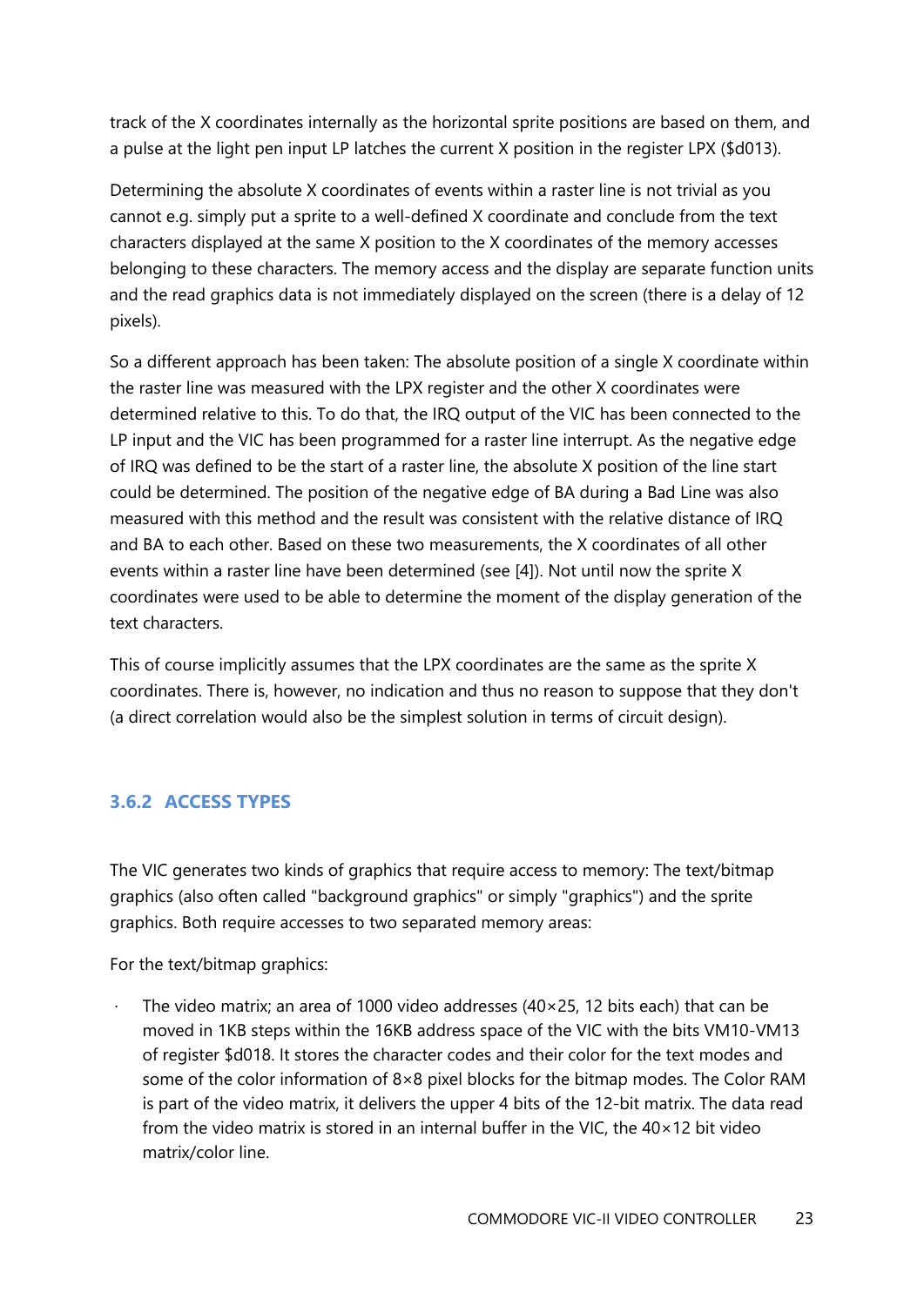track of the X coordinates internally as the horizontal sprite positions are based on them, and a pulse at the light pen input LP latches the current X position in the register LPX ($d013).

Determining the absolute X coordinates of events within a raster line is not trivial as you cannot e.g. simply put a sprite to a well-defined X coordinate and conclude from the text characters displayed at the same X position to the X coordinates of the memory accesses belonging to these characters. The memory access and the display are separate function units and the read graphics data is not immediately displayed on the screen (there is a delay of 12 pixels).

So a different approach has been taken: The absolute position of a single X coordinate within the raster line was measured with the LPX register and the other X coordinates were determined relative to this. To do that, the IRQ output of the VIC has been connected to the LP input and the VIC has been programmed for a raster line interrupt. As the negative edge of IRQ was defined to be the start of a raster line, the absolute X position of the line start could be determined. The position of the negative edge of BA during a Bad Line was also measured with this method and the result was consistent with the relative distance of IRQ and BA to each other. Based on these two measurements, the X coordinates of all other events within a raster line have been determined (see [4]). Not until now the sprite X coordinates were used to be able to determine the moment of the display generation of the text characters.

This of course implicitly assumes that the LPX coordinates are the same as the sprite X coordinates. There is, however, no indication and thus no reason to suppose that they don't (a direct correlation would also be the simplest solution in terms of circuit design).

### 3.6.2 ACCESS TYPES

The VIC generates two kinds of graphics that require access to memory: The text/bitmap graphics (also often called "background graphics" or simply "graphics") and the sprite graphics. Both require accesses to two separated memory areas:

For the text/bitmap graphics:

- The video matrix; an area of 1000 video addresses (40×25, 12 bits each) that can be moved in 1KB steps within the 16KB address space of the VIC with the bits VM10-VM13 of register $d018. It stores the character codes and their color for the text modes and some of the color information of 8×8 pixel blocks for the bitmap modes. The Color RAM is part of the video matrix, it delivers the upper 4 bits of the 12-bit matrix. The data read from the video matrix is stored in an internal buffer in the VIC, the 40×12 bit video matrix/color line.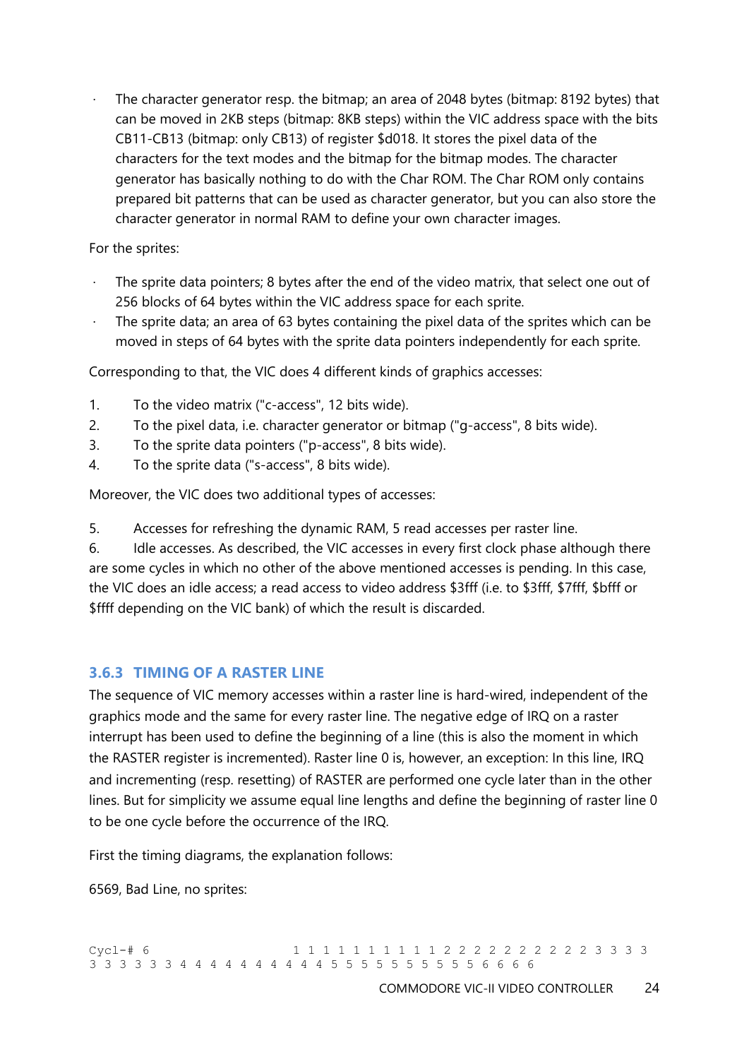- The character generator resp. the bitmap; an area of 2048 bytes (bitmap: 8192 bytes) that can be moved in 2KB steps (bitmap: 8KB steps) within the VIC address space with the bits CB11-CB13 (bitmap: only CB13) of register $d018. It stores the pixel data of the characters for the text modes and the bitmap for the bitmap modes. The character generator has basically nothing to do with the Char ROM. The Char ROM only contains prepared bit patterns that can be used as character generator, but you can also store the character generator in normal RAM to define your own character images.

For the sprites:

- The sprite data pointers; 8 bytes after the end of the video matrix, that select one out of 256 blocks of 64 bytes within the VIC address space for each sprite.
- The sprite data; an area of 63 bytes containing the pixel data of the sprites which can be moved in steps of 64 bytes with the sprite data pointers independently for each sprite.

Corresponding to that, the VIC does 4 different kinds of graphics accesses:

1. To the video matrix ("c-access", 12 bits wide).
2. To the pixel data, i.e. character generator or bitmap ("g-access", 8 bits wide).
3. To the sprite data pointers ("p-access", 8 bits wide).
4. To the sprite data ("s-access", 8 bits wide).

Moreover, the VIC does two additional types of accesses:

5. Accesses for refreshing the dynamic RAM, 5 read accesses per raster line.
6. Idle accesses. As described, the VIC accesses in every first clock phase although there are some cycles in which no other of the above mentioned accesses is pending. In this case, the VIC does an idle access; a read access to video address $3fff (i.e. to $3fff, $7fff, $bfff or $ffff depending on the VIC bank) of which the result is discarded.

### 3.6.3 TIMING OF A RASTER LINE

The sequence of VIC memory accesses within a raster line is hard-wired, independent of the graphics mode and the same for every raster line. The negative edge of IRQ on a raster interrupt has been used to define the beginning of a line (this is also the moment in which the RASTER register is incremented). Raster line 0 is, however, an exception: In this line, IRQ and incrementing (resp. resetting) of RASTER are performed one cycle later than in the other lines. But for simplicity we assume equal line lengths and define the beginning of raster line 0 to be one cycle before the occurrence of the IRQ.

First the timing diagrams, the explanation follows:

6569, Bad Line, no sprites:

```
Cycl-# 6                   1 1 1 1 1 1 1 1 1 1 2 2 2 2 2 2 2 2 2 2 3 3 3 3
3 3 3 3 3 3 4 4 4 4 4 4 4 4 4 4 5 5 5 5 5 5 5 5 5 5 6 6 6 6
```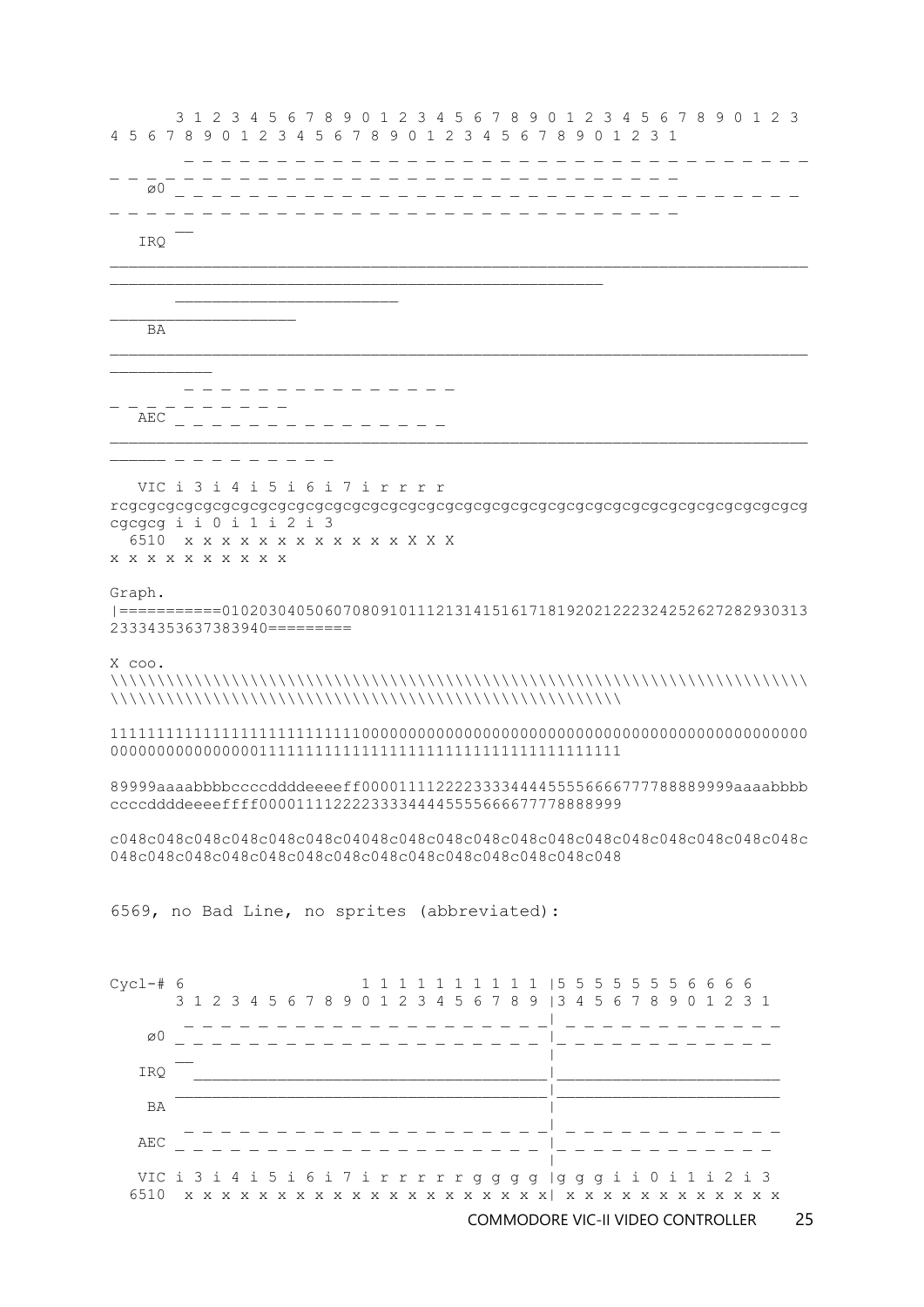```
       3 1 2 3 4 5 6 7 8 9 0 1 2 3 4 5 6 7 8 9 0 1 2 3 4 5 6 7 8 9 0 1 2 3
4 5 6 7 8 9 0 1 2 3 4 5 6 7 8 9 0 1 2 3 4 5 6 7 8 9 0 1 2 3 1
        _ _ _ _ _ _ _ _ _ _ _ _ _ _ _ _ _ _ _ _ _ _ _ _ _ _ _ _ _ _ _ _ _ _ _
_ _ _ _ _ _ _ _ _ _ _ _ _ _ _ _ _ _ _ _ _ _ _ _ _ _ _ _ _ _ _
    ø0 _ _ _ _ _ _ _ _ _ _ _ _ _ _ _ _ _ _ _ _ _ _ _ _ _ _ _ _ _ _ _ _ _ _ _
_ _ _ _ _ _ _ _ _ _ _ _ _ _ _ _ _ _ _ _ _ _ _ _ _ _ _ _ _ _ _
       __
   IRQ
______________________________________________________________________
__________________________________________________
       ______________________
__________________
    BA
______________________________________________________________________
__________
        _ _ _ _ _ _ _ _ _ _ _ _ _ _ _
_ _ _ _ _ _ _ _ _ _
   AEC _ _ _ _ _ _ _ _ _ _ _ _ _ _ _
______________________________________________________________________
_____ _ _ _ _ _ _ _ _ _

   VIC i 3 i 4 i 5 i 6 i 7 i r r r r
rcgcgcgcgcgcgcgcgcgcgcgcgcgcgcgcgcgcgcgcgcgcgcgcgcgcgcgcgcgcgcgcgcgcgcg
cgcgcg i i 0 i 1 i 2 i 3
  6510  x x x x x x x x x x x x x X X X
x x x x x x x x x x

Graph.
|===========0102030405060708091011121314151617181920212223242526272829303132
33343536373839 40=========

X coo.
\\\\\\\\\\\\\\\\\\\\\\\\\\\\\\\\\\\\\\\\\\\\\\\\\\\\\\\\\\\\\\\\\\\\\\\\\
\\\\\\\\\\\\\\\\\\\\\\\\\\\\\\\\\\\\\\\\\\\\\\\\\\\\\\\\

1111111111111111111111111110000000000000000000000000000000000000000000000
0000000000000000111111111111111111111111111111111111111

89999aaaabbbbccccddddeeeeff0000111122223333444455556666777788889999aaaabbbb
ccccddddeeeeffff000011112222333344445555666677778888999

c048c048c048c048c048c048c04048c048c048c048c048c048c048c048c048c048c048c048c
048c048c048c048c048c048c048c048c048c048c048c048c048
```

6569, no Bad Line, no sprites (abbreviated):

```
Cycl-# 6                   1 1 1 1 1 1 1 1 1 1 |5 5 5 5 5 5 5 6 6 6 6
       3 1 2 3 4 5 6 7 8 9 0 1 2 3 4 5 6 7 8 9 |3 4 5 6 7 8 9 0 1 2 3 1
        _ _ _ _ _ _ _ _ _ _ _ _ _ _ _ _ _ _ _ _| _ _ _ _ _ _ _ _ _ _ _ _
    ø0 _ _ _ _ _ _ _ _ _ _ _ _ _ _ _ _ _ _ _ _ |_ _ _ _ _ _ _ _ _ _ _ _
       __                                      |
   IRQ   ______________________________________|________________________
       ________________________________________|________________________
    BA                                         |
        _ _ _ _ _ _ _ _ _ _ _ _ _ _ _ _ _ _ _ _| _ _ _ _ _ _ _ _ _ _ _ _
   AEC _ _ _ _ _ _ _ _ _ _ _ _ _ _ _ _ _ _ _ _ |_ _ _ _ _ _ _ _ _ _ _ _
                                               |
   VIC i 3 i 4 i 5 i 6 i 7 i r r r r r g g g g |g g g i i 0 i 1 i 2 i 3
  6510  x x x x x x x x x x x x x x x x x x x x| x x x x x x x x x x x x
```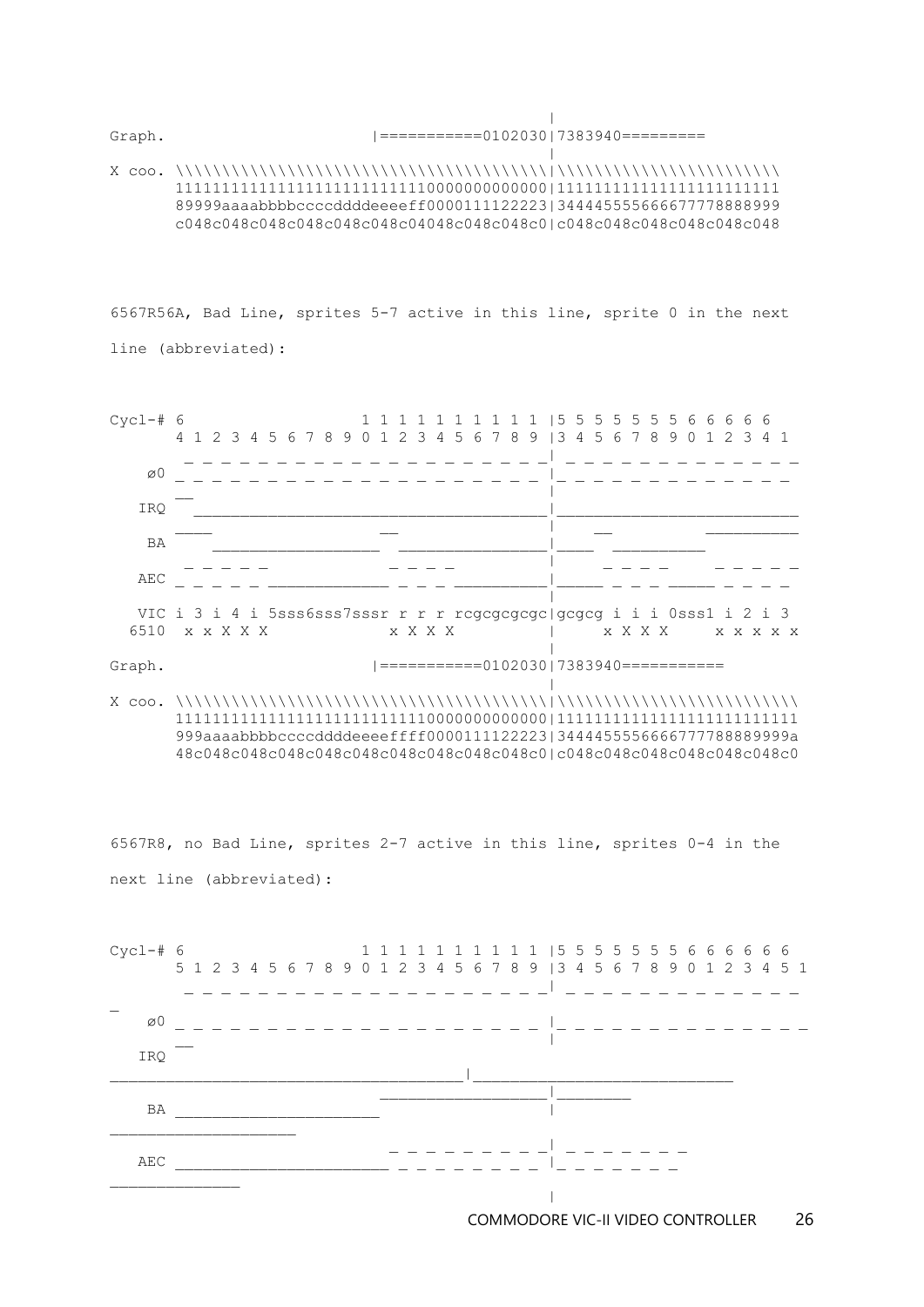```
                                                  |
Graph.                      |===========0102030|7383940=========
                                                  |
X coo. \\\\\\\\\\\\\\\\\\\\\\\\\\\\\\\\\\\\\\\\\\|\\\\\\\\\\\\\\\\\\\\\\\\
       1111111111111111111111111110000000000000|1111111111111111111111111
       89999aaaabbbbccccddddeeeeff0000111122223|3444455556666777788889999
       c048c048c048c048c048c048c04048c048c048c0|c048c048c048c048c048c048
```

6567R56A, Bad Line, sprites 5-7 active in this line, sprite 0 in the next line (abbreviated):

```
Cycl-# 6                   1 1 1 1 1 1 1 1 1 1 |5 5 5 5 5 5 5 6 6 6 6 6
       4 1 2 3 4 5 6 7 8 9 0 1 2 3 4 5 6 7 8 9 |3 4 5 6 7 8 9 0 1 2 3 4 1
        _ _ _ _ _ _ _ _ _ _ _ _ _ _ _ _ _ _ _ _| _ _ _ _ _ _ _ _ _ _ _ _ _
    ø0 _ _ _ _ _ _ _ _ _ _ _ _ _ _ _ _ _ _ _ _ |_ _ _ _ _ _ _ _ _ _ _ _ _
       __                                      |
   IRQ   ______________________________________|__________________________
       ____          __                        |     __         __________
    BA     __________  ________________________|____   __________
        _ _ _ _ _         _ _ _ _              |       _ _ _ _     _ _ _ _ _
   AEC _ _ _ _ _ _____________ _ _ _ __________|_____ _ _ _ _____ _ _ _ _
                                               |
   VIC i 3 i 4 i 5sss6sss7sssr r r r rcgcgcgcgc|gcgcg i i i 0sss1 i 2 i 3
  6510  x x X X X             x X X X          |      x X X X     x x x x x
                                               |
Graph.                      |===========0102030|7383940===========
                                               |
X coo. \\\\\\\\\\\\\\\\\\\\\\\\\\\\\\\\\\\\\\\\\\|\\\\\\\\\\\\\\\\\\\\\\\\\\\\
       1111111111111111111111111110000000000000|111111111111111111111111111
       999aaaabbbbccccddddeeeeffff0000111122223|3444455556666777788889999a
       48c048c048c048c048c048c048c048c048c048c0|c048c048c048c048c048c048c0
```

6567R8, no Bad Line, sprites 2-7 active in this line, sprites 0-4 in the next line (abbreviated):

```
Cycl-# 6                   1 1 1 1 1 1 1 1 1 1 |5 5 5 5 5 5 5 6 6 6 6 6 6
       5 1 2 3 4 5 6 7 8 9 0 1 2 3 4 5 6 7 8 9 |3 4 5 6 7 8 9 0 1 2 3 4 5 1
        _ _ _ _ _ _ _ _ _ _ _ _ _ _ _ _ _ _ _ _| _ _ _ _ _ _ _ _ _ _ _ _ _
_
    ø0 _ _ _ _ _ _ _ _ _ _ _ _ _ _ _ _ _ _ _ _ |_ _ _ _ _ _ _ _ _ _ _ _ _ _
       __                                      |
   IRQ
_______________________________________________|____________________________
                              _________________|________
    BA ______________________                  |
____________________
                              _ _ _ _ _ _ _ _ _| _ _ _ _ _ _ _
   AEC _______________________ _ _ _ _ _ _ _ _ |_ _ _ _ _ _ _
______________
                                               |
```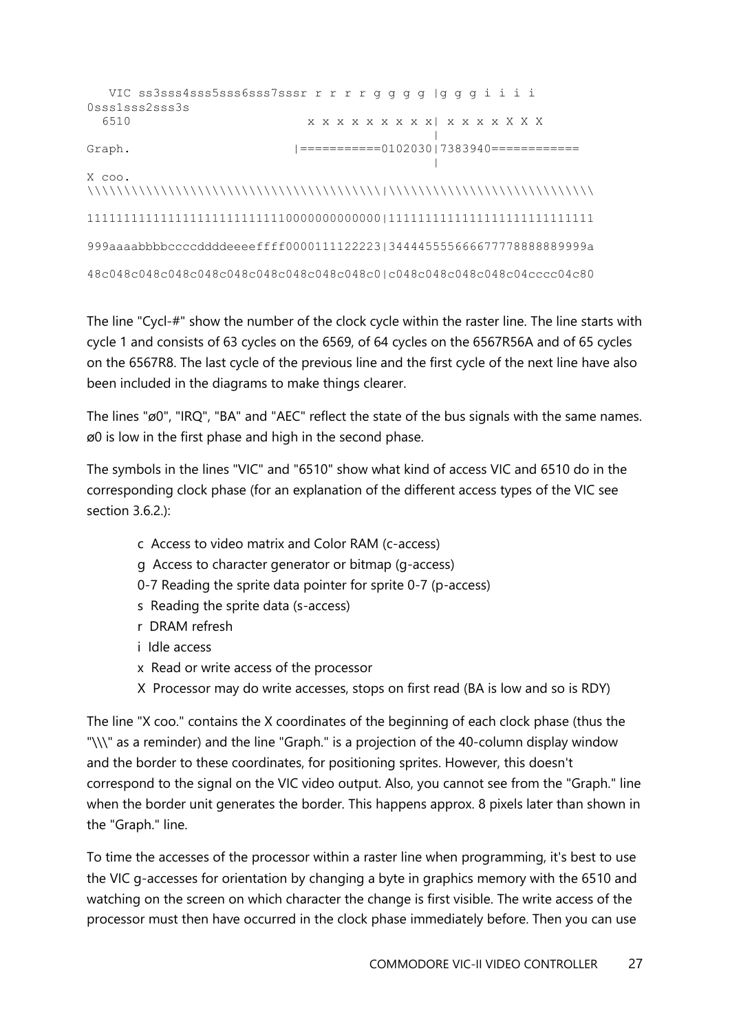```
   VIC ss3sss4sss5sss6sss7sssr r r r r g g g g |g g g i i i i
0sss1sss2sss3s
  6510                      x x x x x x x x x x| x x x x X X X
                                               |
Graph.                    |===========0102030|7383940============
                                               |
X coo.
\\\\\\\\\\\\\\\\\\\\\\\\\\\\\\\\\\\\\\\\\\\\\\\\|\\\\\\\\\\\\\\\\\\\\\\\\\\\\\\\\\\

1111111111111111111111111110000000000000000|111111111111111111111111111

999aaaabbbbccccddddeeeeffff0000111122223|344445555666677778888889999a

48c048c048c048c048c048c048c048c048c048c0|c048c048c048c048c04cccc04c80
```

The line "Cycl-#" show the number of the clock cycle within the raster line. The line starts with cycle 1 and consists of 63 cycles on the 6569, of 64 cycles on the 6567R56A and of 65 cycles on the 6567R8. The last cycle of the previous line and the first cycle of the next line have also been included in the diagrams to make things clearer.

The lines "ø0", "IRQ", "BA" and "AEC" reflect the state of the bus signals with the same names. ø0 is low in the first phase and high in the second phase.

The symbols in the lines "VIC" and "6510" show what kind of access VIC and 6510 do in the corresponding clock phase (for an explanation of the different access types of the VIC see section 3.6.2.):

- c Access to video matrix and Color RAM (c-access)
- g Access to character generator or bitmap (g-access)
- 0-7 Reading the sprite data pointer for sprite 0-7 (p-access)
- s Reading the sprite data (s-access)
- r DRAM refresh
- i Idle access
- x Read or write access of the processor
- X Processor may do write accesses, stops on first read (BA is low and so is RDY)

The line "X coo." contains the X coordinates of the beginning of each clock phase (thus the "\\\" as a reminder) and the line "Graph." is a projection of the 40-column display window and the border to these coordinates, for positioning sprites. However, this doesn't correspond to the signal on the VIC video output. Also, you cannot see from the "Graph." line when the border unit generates the border. This happens approx. 8 pixels later than shown in the "Graph." line.

To time the accesses of the processor within a raster line when programming, it's best to use the VIC g-accesses for orientation by changing a byte in graphics memory with the 6510 and watching on the screen on which character the change is first visible. The write access of the processor must then have occurred in the clock phase immediately before. Then you can use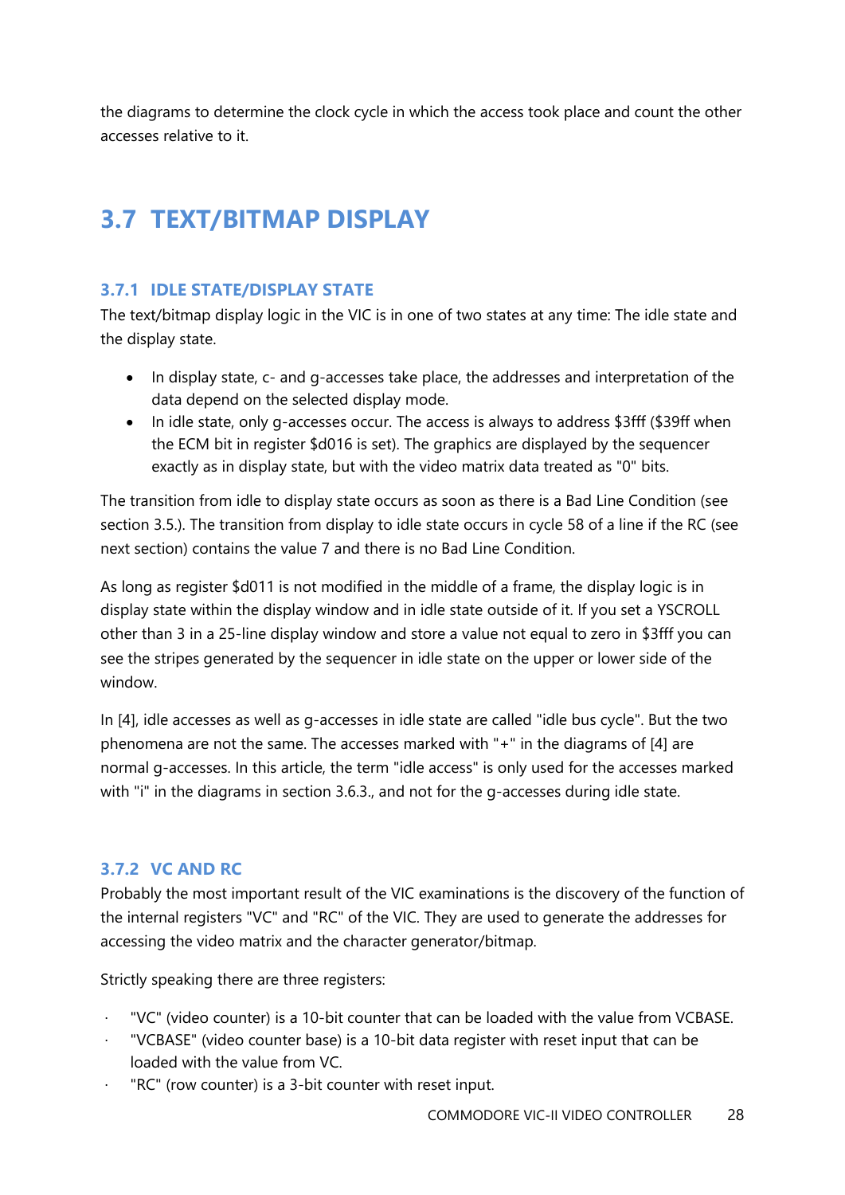the diagrams to determine the clock cycle in which the access took place and count the other accesses relative to it.

## 3.7 TEXT/BITMAP DISPLAY

### 3.7.1 IDLE STATE/DISPLAY STATE

The text/bitmap display logic in the VIC is in one of two states at any time: The idle state and the display state.

- In display state, c- and g-accesses take place, the addresses and interpretation of the data depend on the selected display mode.
- In idle state, only g-accesses occur. The access is always to address $3fff ($39ff when the ECM bit in register $d016 is set). The graphics are displayed by the sequencer exactly as in display state, but with the video matrix data treated as "0" bits.

The transition from idle to display state occurs as soon as there is a Bad Line Condition (see section 3.5.). The transition from display to idle state occurs in cycle 58 of a line if the RC (see next section) contains the value 7 and there is no Bad Line Condition.

As long as register $d011 is not modified in the middle of a frame, the display logic is in display state within the display window and in idle state outside of it. If you set a YSCROLL other than 3 in a 25-line display window and store a value not equal to zero in $3fff you can see the stripes generated by the sequencer in idle state on the upper or lower side of the window.

In [4], idle accesses as well as g-accesses in idle state are called "idle bus cycle". But the two phenomena are not the same. The accesses marked with "+" in the diagrams of [4] are normal g-accesses. In this article, the term "idle access" is only used for the accesses marked with "i" in the diagrams in section 3.6.3., and not for the g-accesses during idle state.

### 3.7.2 VC AND RC

Probably the most important result of the VIC examinations is the discovery of the function of the internal registers "VC" and "RC" of the VIC. They are used to generate the addresses for accessing the video matrix and the character generator/bitmap.

Strictly speaking there are three registers:

- "VC" (video counter) is a 10-bit counter that can be loaded with the value from VCBASE.
- "VCBASE" (video counter base) is a 10-bit data register with reset input that can be loaded with the value from VC.
- "RC" (row counter) is a 3-bit counter with reset input.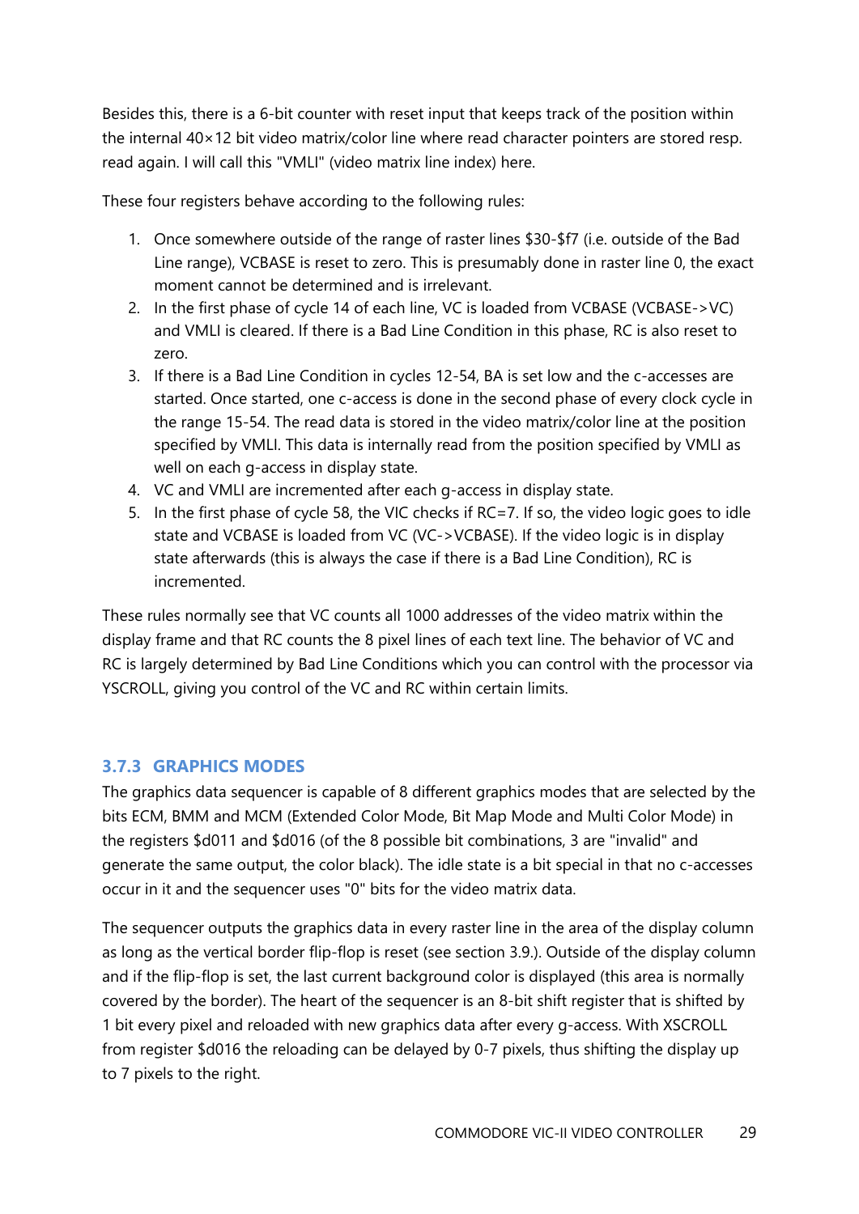Besides this, there is a 6-bit counter with reset input that keeps track of the position within the internal 40×12 bit video matrix/color line where read character pointers are stored resp. read again. I will call this "VMLI" (video matrix line index) here.

These four registers behave according to the following rules:

1. Once somewhere outside of the range of raster lines $30-$f7 (i.e. outside of the Bad Line range), VCBASE is reset to zero. This is presumably done in raster line 0, the exact moment cannot be determined and is irrelevant.
2. In the first phase of cycle 14 of each line, VC is loaded from VCBASE (VCBASE->VC) and VMLI is cleared. If there is a Bad Line Condition in this phase, RC is also reset to zero.
3. If there is a Bad Line Condition in cycles 12-54, BA is set low and the c-accesses are started. Once started, one c-access is done in the second phase of every clock cycle in the range 15-54. The read data is stored in the video matrix/color line at the position specified by VMLI. This data is internally read from the position specified by VMLI as well on each g-access in display state.
4. VC and VMLI are incremented after each g-access in display state.
5. In the first phase of cycle 58, the VIC checks if RC=7. If so, the video logic goes to idle state and VCBASE is loaded from VC (VC->VCBASE). If the video logic is in display state afterwards (this is always the case if there is a Bad Line Condition), RC is incremented.

These rules normally see that VC counts all 1000 addresses of the video matrix within the display frame and that RC counts the 8 pixel lines of each text line. The behavior of VC and RC is largely determined by Bad Line Conditions which you can control with the processor via YSCROLL, giving you control of the VC and RC within certain limits.

### 3.7.3 GRAPHICS MODES

The graphics data sequencer is capable of 8 different graphics modes that are selected by the bits ECM, BMM and MCM (Extended Color Mode, Bit Map Mode and Multi Color Mode) in the registers $d011 and $d016 (of the 8 possible bit combinations, 3 are "invalid" and generate the same output, the color black). The idle state is a bit special in that no c-accesses occur in it and the sequencer uses "0" bits for the video matrix data.

The sequencer outputs the graphics data in every raster line in the area of the display column as long as the vertical border flip-flop is reset (see section 3.9.). Outside of the display column and if the flip-flop is set, the last current background color is displayed (this area is normally covered by the border). The heart of the sequencer is an 8-bit shift register that is shifted by 1 bit every pixel and reloaded with new graphics data after every g-access. With XSCROLL from register $d016 the reloading can be delayed by 0-7 pixels, thus shifting the display up to 7 pixels to the right.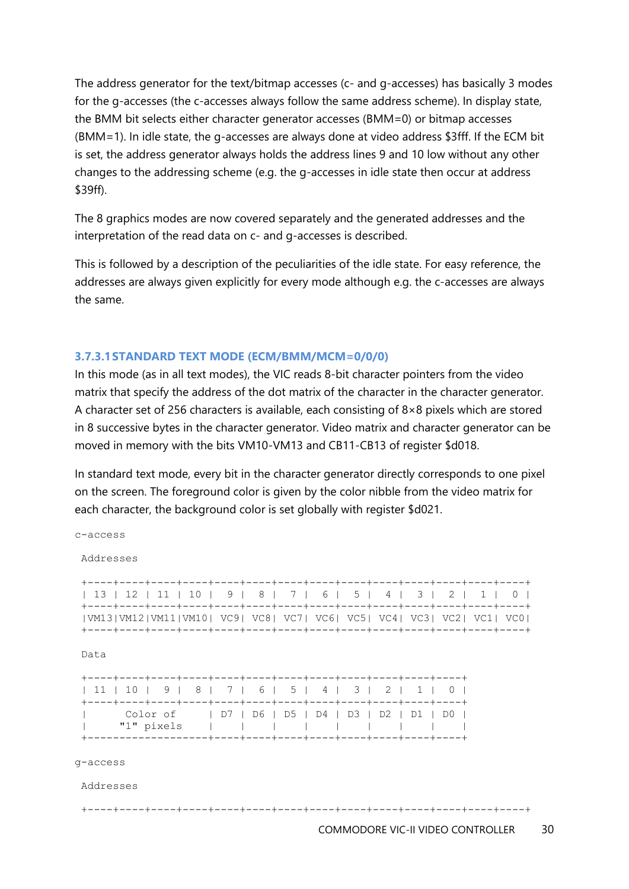The address generator for the text/bitmap accesses (c- and g-accesses) has basically 3 modes for the g-accesses (the c-accesses always follow the same address scheme). In display state, the BMM bit selects either character generator accesses (BMM=0) or bitmap accesses (BMM=1). In idle state, the g-accesses are always done at video address $3fff. If the ECM bit is set, the address generator always holds the address lines 9 and 10 low without any other changes to the addressing scheme (e.g. the g-accesses in idle state then occur at address $39ff).

The 8 graphics modes are now covered separately and the generated addresses and the interpretation of the read data on c- and g-accesses is described.

This is followed by a description of the peculiarities of the idle state. For easy reference, the addresses are always given explicitly for every mode although e.g. the c-accesses are always the same.

### 3.7.3.1 STANDARD TEXT MODE (ECM/BMM/MCM=0/0/0)

In this mode (as in all text modes), the VIC reads 8-bit character pointers from the video matrix that specify the address of the dot matrix of the character in the character generator. A character set of 256 characters is available, each consisting of 8×8 pixels which are stored in 8 successive bytes in the character generator. Video matrix and character generator can be moved in memory with the bits VM10-VM13 and CB11-CB13 of register $d018.

In standard text mode, every bit in the character generator directly corresponds to one pixel on the screen. The foreground color is given by the color nibble from the video matrix for each character, the background color is set globally with register $d021.

```
c-access

 Addresses

 +----+----+----+----+----+----+----+----+----+----+----+----+----+----+
 | 13 | 12 | 11 | 10 |  9 |  8 |  7 |  6 |  5 |  4 |  3 |  2 |  1 |  0 |
 +----+----+----+----+----+----+----+----+----+----+----+----+----+----+
 |VM13|VM12|VM11|VM10| VC9| VC8| VC7| VC6| VC5| VC4| VC3| VC2| VC1| VC0|
 +----+----+----+----+----+----+----+----+----+----+----+----+----+----+

 Data

 +----+----+----+----+----+----+----+----+----+----+----+----+
 | 11 | 10 |  9 |  8 |  7 |  6 |  5 |  4 |  3 |  2 |  1 |  0 |
 +----+----+----+----+----+----+----+----+----+----+----+----+
 |      Color of     | D7 | D6 | D5 | D4 | D3 | D2 | D1 | D0 |
 |     "1" pixels    |    |    |    |    |    |    |    |    |
 +-------------------+----+----+----+----+----+----+----+----+

g-access

 Addresses

 +----+----+----+----+----+----+----+----+----+----+----+----+----+----+
```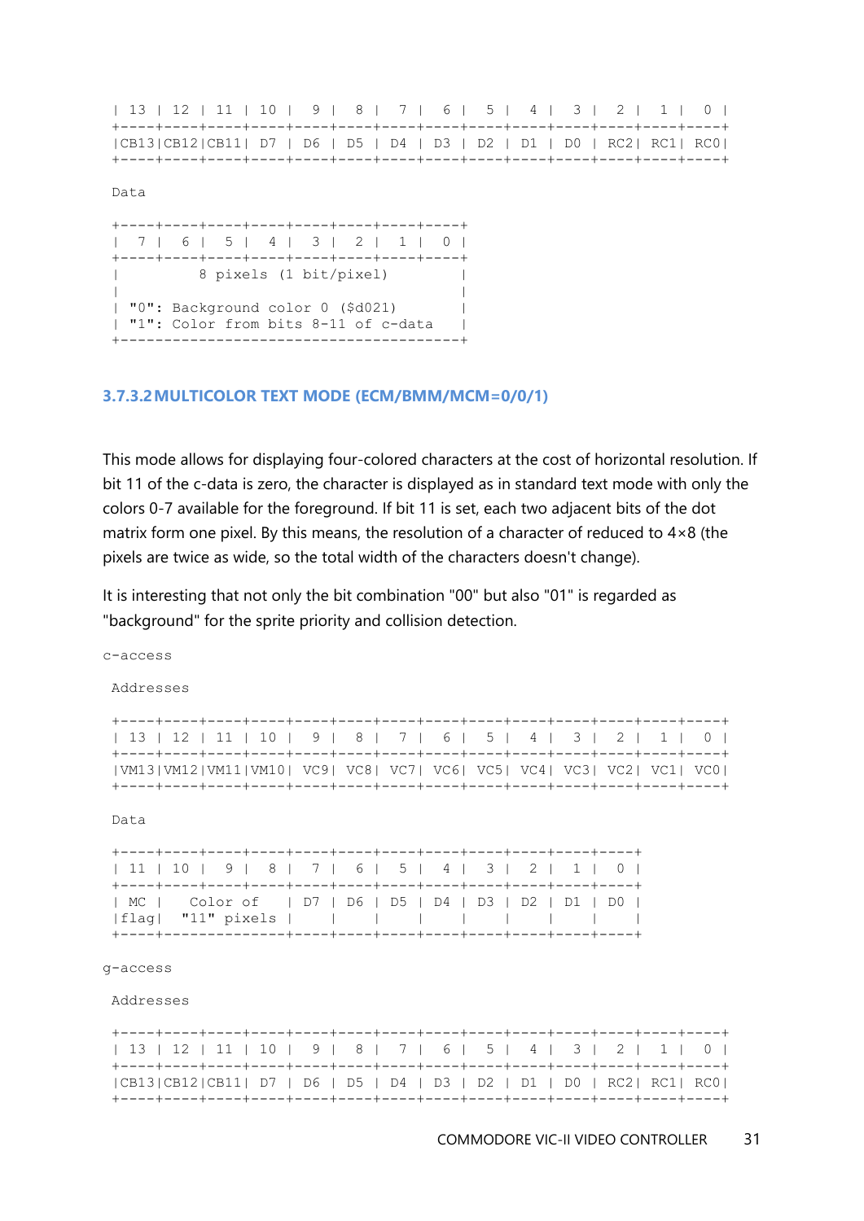```
| 13 | 12 | 11 | 10 |  9 |  8 |  7 |  6 |  5 |  4 |  3 |  2 |  1 |  0 |
+----+----+----+----+----+----+----+----+----+----+----+----+----+----+
|CB13|CB12|CB11| D7 | D6 | D5 | D4 | D3 | D2 | D1 | D0 | RC2| RC1| RC0|
+----+----+----+----+----+----+----+----+----+----+----+----+----+----+
```

```
 Data

+----+----+----+----+----+----+----+----+
|  7 |  6 |  5 |  4 |  3 |  2 |  1 |  0 |
+----+----+----+----+----+----+----+----+
|         8 pixels (1 bit/pixel)        |
|                                       |
| "0": Background color 0 ($d021)       |
| "1": Color from bits 8-11 of c-data   |
+---------------------------------------+
```

### 3.7.3.2 MULTICOLOR TEXT MODE (ECM/BMM/MCM=0/0/1)

This mode allows for displaying four-colored characters at the cost of horizontal resolution. If bit 11 of the c-data is zero, the character is displayed as in standard text mode with only the colors 0-7 available for the foreground. If bit 11 is set, each two adjacent bits of the dot matrix form one pixel. By this means, the resolution of a character of reduced to 4×8 (the pixels are twice as wide, so the total width of the characters doesn't change).

It is interesting that not only the bit combination "00" but also "01" is regarded as "background" for the sprite priority and collision detection.

```
c-access

 Addresses

+----+----+----+----+----+----+----+----+----+----+----+----+----+----+
| 13 | 12 | 11 | 10 |  9 |  8 |  7 |  6 |  5 |  4 |  3 |  2 |  1 |  0 |
+----+----+----+----+----+----+----+----+----+----+----+----+----+----+
|VM13|VM12|VM11|VM10| VC9| VC8| VC7| VC6| VC5| VC4| VC3| VC2| VC1| VC0|
+----+----+----+----+----+----+----+----+----+----+----+----+----+----+

 Data

+----+----+----+----+----+----+----+----+----+----+----+----+
| 11 | 10 |  9 |  8 |  7 |  6 |  5 |  4 |  3 |  2 |  1 |  0 |
+----+----+----+----+----+----+----+----+----+----+----+----+
| MC |   Color of    | D7 | D6 | D5 | D4 | D3 | D2 | D1 | D0 |
|flag|  "11" pixels  |    |    |    |    |    |    |    |    |
+----+---------------+----+----+----+----+----+----+----+----+

g-access

 Addresses

+----+----+----+----+----+----+----+----+----+----+----+----+----+----+
| 13 | 12 | 11 | 10 |  9 |  8 |  7 |  6 |  5 |  4 |  3 |  2 |  1 |  0 |
+----+----+----+----+----+----+----+----+----+----+----+----+----+----+
|CB13|CB12|CB11| D7 | D6 | D5 | D4 | D3 | D2 | D1 | D0 | RC2| RC1| RC0|
+----+----+----+----+----+----+----+----+----+----+----+----+----+----+
```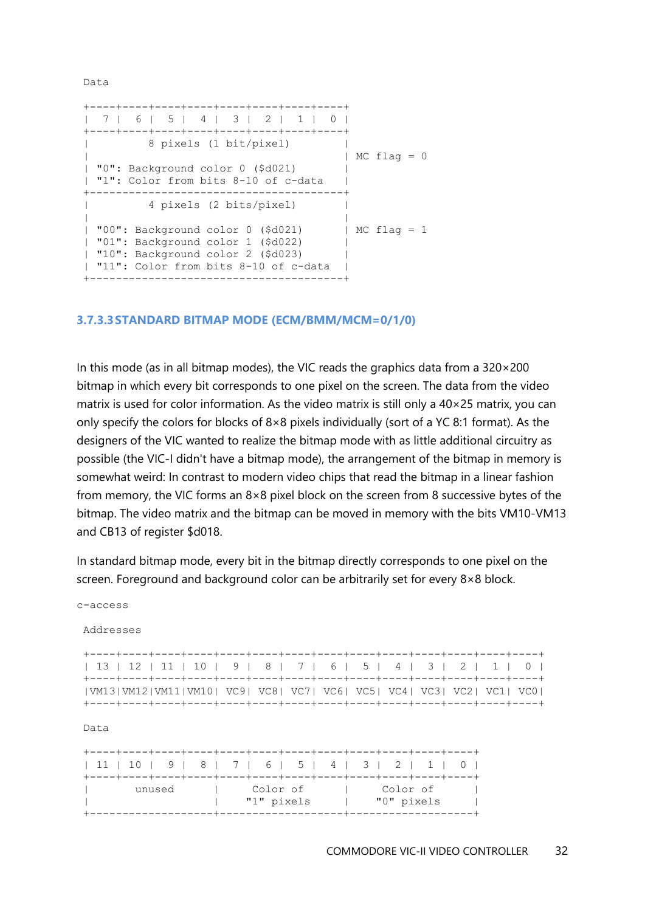```
 Data

 +----+----+----+----+----+----+----+----+
 |  7 |  6 |  5 |  4 |  3 |  2 |  1 |  0 |
 +----+----+----+----+----+----+----+----+
 |         8 pixels (1 bit/pixel)        |
 |                                       | MC flag = 0
 | "0": Background color 0 ($d021)       |
 | "1": Color from bits 8-10 of c-data   |
 +---------------------------------------+
 |         4 pixels (2 bits/pixel)       |
 |                                       |
 | "00": Background color 0 ($d021)     | MC flag = 1
 | "01": Background color 1 ($d022)     |
 | "10": Background color 2 ($d023)     |
 | "11": Color from bits 8-10 of c-data  |
 +---------------------------------------+
```

#### 3.7.3.3 STANDARD BITMAP MODE (ECM/BMM/MCM=0/1/0)

In this mode (as in all bitmap modes), the VIC reads the graphics data from a 320×200 bitmap in which every bit corresponds to one pixel on the screen. The data from the video matrix is used for color information. As the video matrix is still only a 40×25 matrix, you can only specify the colors for blocks of 8×8 pixels individually (sort of a YC 8:1 format). As the designers of the VIC wanted to realize the bitmap mode with as little additional circuitry as possible (the VIC-I didn't have a bitmap mode), the arrangement of the bitmap in memory is somewhat weird: In contrast to modern video chips that read the bitmap in a linear fashion from memory, the VIC forms an 8×8 pixel block on the screen from 8 successive bytes of the bitmap. The video matrix and the bitmap can be moved in memory with the bits VM10-VM13 and CB13 of register $d018.

In standard bitmap mode, every bit in the bitmap directly corresponds to one pixel on the screen. Foreground and background color can be arbitrarily set for every 8×8 block.

```
c-access

 Addresses

 +----+----+----+----+----+----+----+----+----+----+----+----+----+----+
 | 13 | 12 | 11 | 10 |  9 |  8 |  7 |  6 |  5 |  4 |  3 |  2 |  1 |  0 |
 +----+----+----+----+----+----+----+----+----+----+----+----+----+----+
 |VM13|VM12|VM11|VM10| VC9| VC8| VC7| VC6| VC5| VC4| VC3| VC2| VC1| VC0|
 +----+----+----+----+----+----+----+----+----+----+----+----+----+----+

 Data

 +----+----+----+----+----+----+----+----+----+----+----+----+
 | 11 | 10 |  9 |  8 |  7 |  6 |  5 |  4 |  3 |  2 |  1 |  0 |
 +----+----+----+----+----+----+----+----+----+----+----+----+
 |      unused       |     Color of      |     Color of      |
 |                   |    "1" pixels     |    "0" pixels     |
 +-------------------+-------------------+-------------------+
```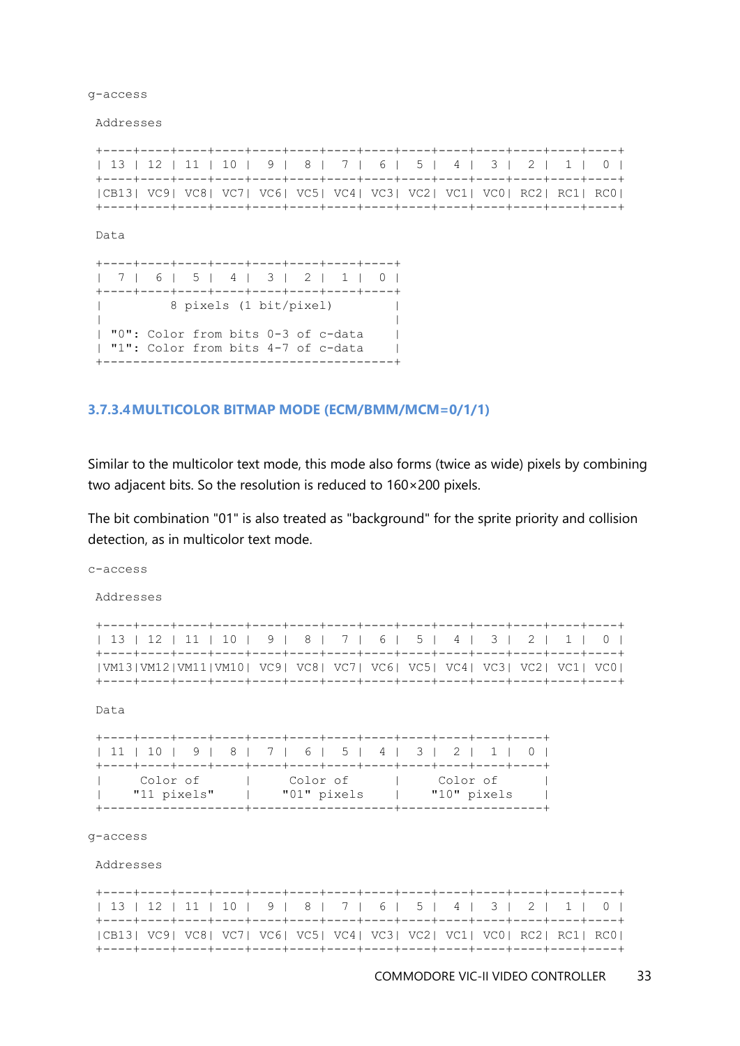```
g-access

 Addresses

 +----+----+----+----+----+----+----+----+----+----+----+----+----+----+
 | 13 | 12 | 11 | 10 |  9 |  8 |  7 |  6 |  5 |  4 |  3 |  2 |  1 |  0 |
 +----+----+----+----+----+----+----+----+----+----+----+----+----+----+
 |CB13| VC9| VC8| VC7| VC6| VC5| VC4| VC3| VC2| VC1| VC0| RC2| RC1| RC0|
 +----+----+----+----+----+----+----+----+----+----+----+----+----+----+

 Data

 +----+----+----+----+----+----+----+----+
 |  7 |  6 |  5 |  4 |  3 |  2 |  1 |  0 |
 +----+----+----+----+----+----+----+----+
 |         8 pixels (1 bit/pixel)        |
 |                                       |
 | "0": Color from bits 0-3 of c-data    |
 | "1": Color from bits 4-7 of c-data    |
 +---------------------------------------+
```

### 3.7.3.4 MULTICOLOR BITMAP MODE (ECM/BMM/MCM=0/1/1)

Similar to the multicolor text mode, this mode also forms (twice as wide) pixels by combining two adjacent bits. So the resolution is reduced to 160×200 pixels.

The bit combination "01" is also treated as "background" for the sprite priority and collision detection, as in multicolor text mode.

```
c-access

 Addresses

 +----+----+----+----+----+----+----+----+----+----+----+----+----+----+
 | 13 | 12 | 11 | 10 |  9 |  8 |  7 |  6 |  5 |  4 |  3 |  2 |  1 |  0 |
 +----+----+----+----+----+----+----+----+----+----+----+----+----+----+
 |VM13|VM12|VM11|VM10| VC9| VC8| VC7| VC6| VC5| VC4| VC3| VC2| VC1| VC0|
 +----+----+----+----+----+----+----+----+----+----+----+----+----+----+

 Data

 +----+----+----+----+----+----+----+----+----+----+----+----+
 | 11 | 10 |  9 |  8 |  7 |  6 |  5 |  4 |  3 |  2 |  1 |  0 |
 +----+----+----+----+----+----+----+----+----+----+----+----+
 |     Color of      |     Color of      |     Color of      |
 |    "11 pixels"    |    "01" pixels    |    "10" pixels    |
 +-------------------+-------------------+-------------------+

g-access

 Addresses

 +----+----+----+----+----+----+----+----+----+----+----+----+----+----+
 | 13 | 12 | 11 | 10 |  9 |  8 |  7 |  6 |  5 |  4 |  3 |  2 |  1 |  0 |
 +----+----+----+----+----+----+----+----+----+----+----+----+----+----+
 |CB13| VC9| VC8| VC7| VC6| VC5| VC4| VC3| VC2| VC1| VC0| RC2| RC1| RC0|
 +----+----+----+----+----+----+----+----+----+----+----+----+----+----+
```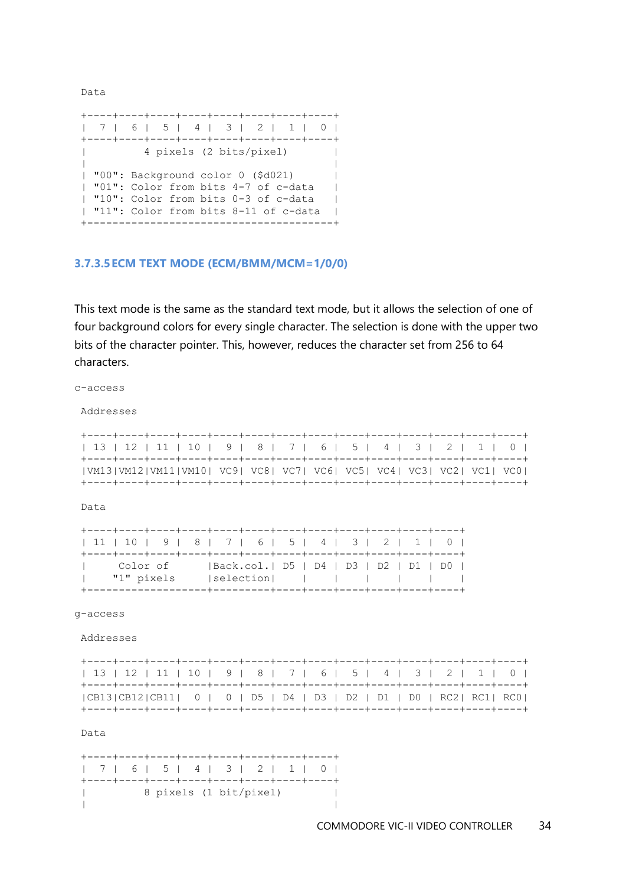Data

```
+----+----+----+----+----+----+----+----+
|  7 |  6 |  5 |  4 |  3 |  2 |  1 |  0 |
+----+----+----+----+----+----+----+----+
|         4 pixels (2 bits/pixel)       |
|                                       |
| "00": Background color 0 ($d021)      |
| "01": Color from bits 4-7 of c-data   |
| "10": Color from bits 0-3 of c-data   |
| "11": Color from bits 8-11 of c-data  |
+---------------------------------------+
```

### 3.7.3.5 ECM TEXT MODE (ECM/BMM/MCM=1/0/0)

This text mode is the same as the standard text mode, but it allows the selection of one of four background colors for every single character. The selection is done with the upper two bits of the character pointer. This, however, reduces the character set from 256 to 64 characters.

c-access

```
 Addresses

 +----+----+----+----+----+----+----+----+----+----+----+----+----+----+
 | 13 | 12 | 11 | 10 |  9 |  8 |  7 |  6 |  5 |  4 |  3 |  2 |  1 |  0 |
 +----+----+----+----+----+----+----+----+----+----+----+----+----+----+
 |VM13|VM12|VM11|VM10| VC9| VC8| VC7| VC6| VC5| VC4| VC3| VC2| VC1| VC0|
 +----+----+----+----+----+----+----+----+----+----+----+----+----+----+

 Data

 +----+----+----+----+----+----+----+----+----+----+----+----+
 | 11 | 10 |  9 |  8 |  7 |  6 |  5 |  4 |  3 |  2 |  1 |  0 |
 +----+----+----+----+----+----+----+----+----+----+----+----+
 |     Color of      |Back.col.| D5 | D4 | D3 | D2 | D1 | D0 |
 |    "1" pixels     |selection|    |    |    |    |    |    |
 +-------------------+---------+----+----+----+----+----+----+
```

g-access

```
 Addresses

 +----+----+----+----+----+----+----+----+----+----+----+----+----+----+
 | 13 | 12 | 11 | 10 |  9 |  8 |  7 |  6 |  5 |  4 |  3 |  2 |  1 |  0 |
 +----+----+----+----+----+----+----+----+----+----+----+----+----+----+
 |CB13|CB12|CB11|  0 |  0 | D5 | D4 | D3 | D2 | D1 | D0 | RC2| RC1| RC0|
 +----+----+----+----+----+----+----+----+----+----+----+----+----+----+

 Data

 +----+----+----+----+----+----+----+----+
 |  7 |  6 |  5 |  4 |  3 |  2 |  1 |  0 |
 +----+----+----+----+----+----+----+----+
 |         8 pixels (1 bit/pixel)        |
 |                                       |
```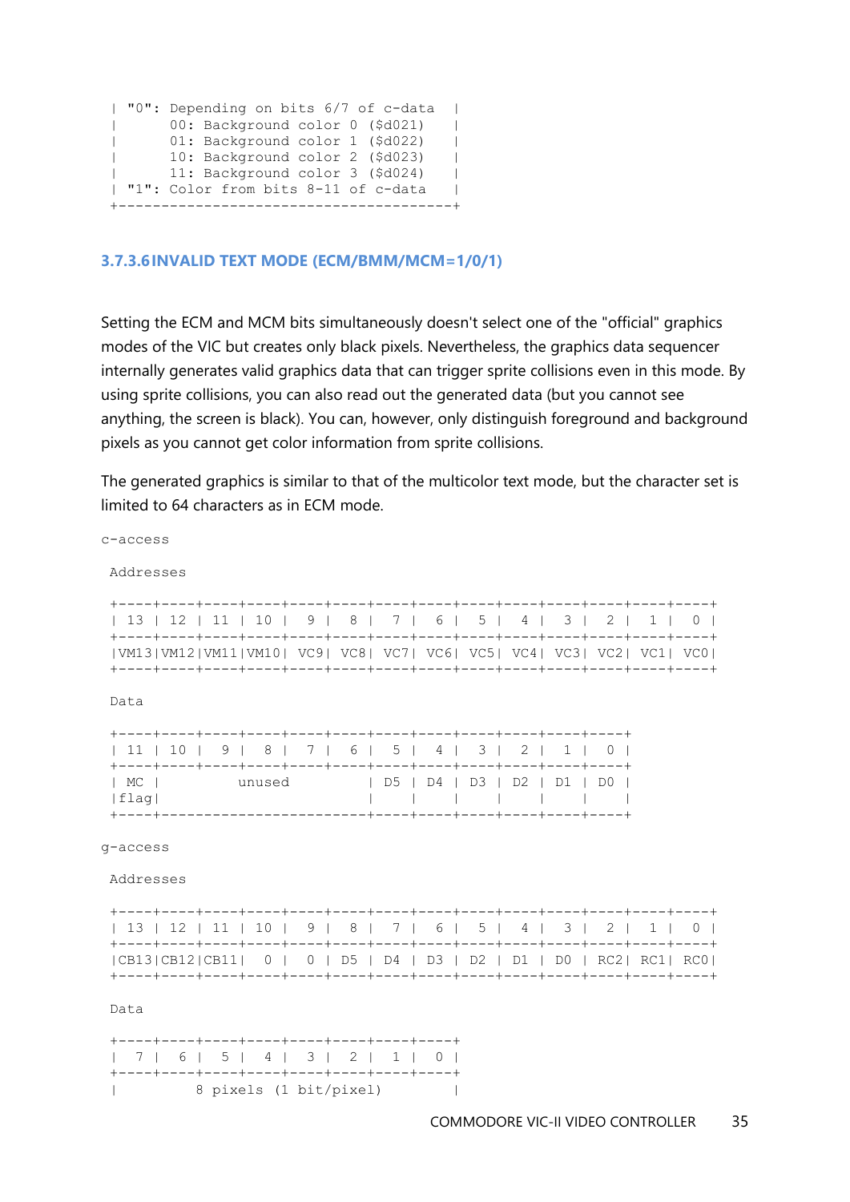```
| "0": Depending on bits 6/7 of c-data  |
|      00: Background color 0 ($d021)   |
|      01: Background color 1 ($d022)   |
|      10: Background color 2 ($d023)   |
|      11: Background color 3 ($d024)   |
| "1": Color from bits 8-11 of c-data   |
+---------------------------------------+
```

### 3.7.3.6 INVALID TEXT MODE (ECM/BMM/MCM=1/0/1)

Setting the ECM and MCM bits simultaneously doesn't select one of the "official" graphics modes of the VIC but creates only black pixels. Nevertheless, the graphics data sequencer internally generates valid graphics data that can trigger sprite collisions even in this mode. By using sprite collisions, you can also read out the generated data (but you cannot see anything, the screen is black). You can, however, only distinguish foreground and background pixels as you cannot get color information from sprite collisions.

The generated graphics is similar to that of the multicolor text mode, but the character set is limited to 64 characters as in ECM mode.

```
c-access

 Addresses

 +----+----+----+----+----+----+----+----+----+----+----+----+----+----+
 | 13 | 12 | 11 | 10 |  9 |  8 |  7 |  6 |  5 |  4 |  3 |  2 |  1 |  0 |
 +----+----+----+----+----+----+----+----+----+----+----+----+----+----+
 |VM13|VM12|VM11|VM10| VC9| VC8| VC7| VC6| VC5| VC4| VC3| VC2| VC1| VC0|
 +----+----+----+----+----+----+----+----+----+----+----+----+----+----+

 Data

 +----+----+----+----+----+----+----+----+----+----+----+----+
 | 11 | 10 |  9 |  8 |  7 |  6 |  5 |  4 |  3 |  2 |  1 |  0 |
 +----+----+----+----+----+----+----+----+----+----+----+----+
 | MC |         unused          | D5 | D4 | D3 | D2 | D1 | D0 |
 |flag|                         |    |    |    |    |    |    |
 +----+-------------------------+----+----+----+----+----+----+

g-access

 Addresses

 +----+----+----+----+----+----+----+----+----+----+----+----+----+----+
 | 13 | 12 | 11 | 10 |  9 |  8 |  7 |  6 |  5 |  4 |  3 |  2 |  1 |  0 |
 +----+----+----+----+----+----+----+----+----+----+----+----+----+----+
 |CB13|CB12|CB11|  0 |  0 | D5 | D4 | D3 | D2 | D1 | D0 | RC2| RC1| RC0|
 +----+----+----+----+----+----+----+----+----+----+----+----+----+----+

 Data

 +----+----+----+----+----+----+----+----+
 |  7 |  6 |  5 |  4 |  3 |  2 |  1 |  0 |
 +----+----+----+----+----+----+----+----+
 |         8 pixels (1 bit/pixel)        |
```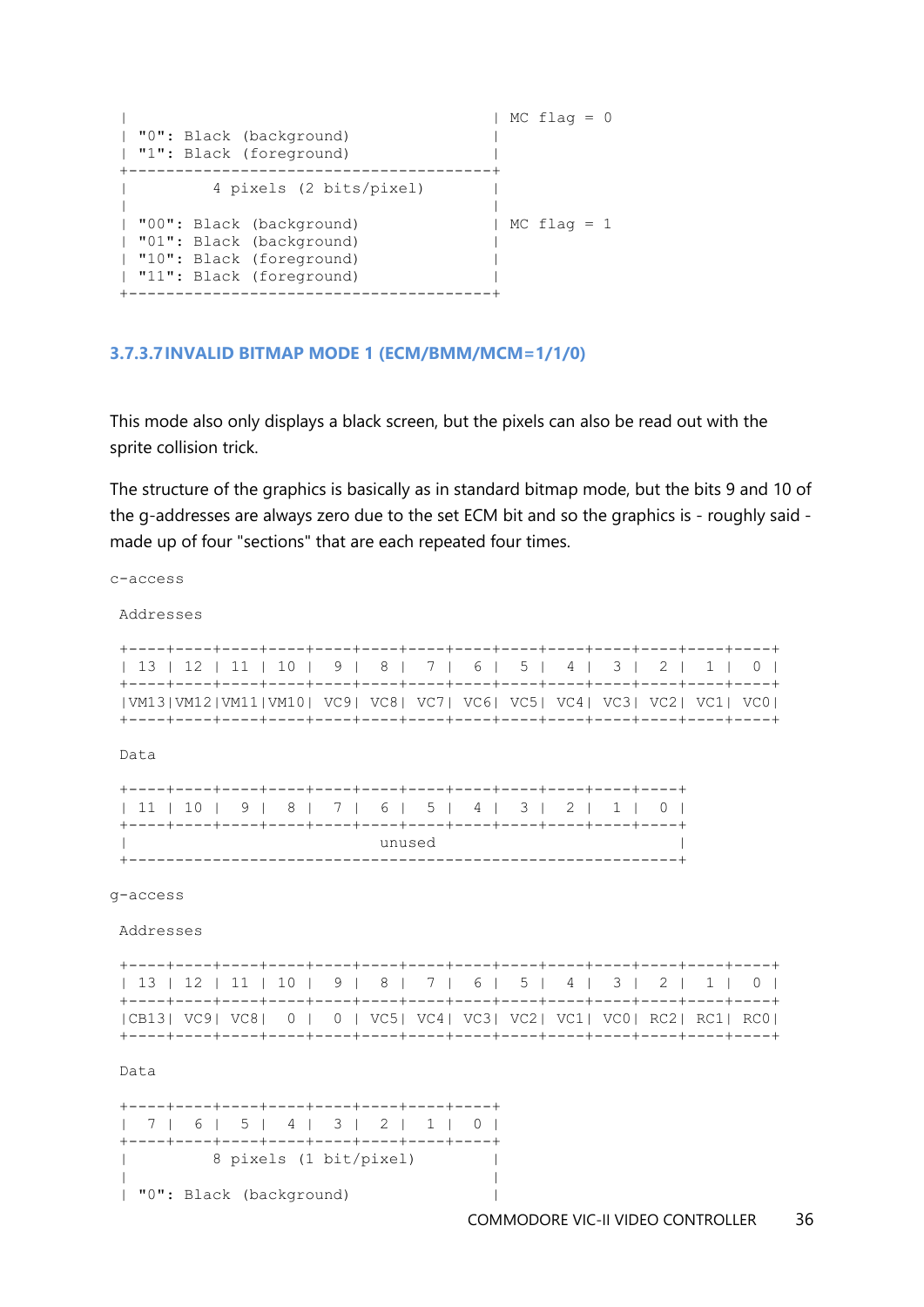```
|                                         | MC flag = 0
| "0": Black (background)                 |
| "1": Black (foreground)                 |
+-----------------------------------------+
|          4 pixels (2 bits/pixel)        |
|                                         |
| "00": Black (background)                | MC flag = 1
| "01": Black (background)                |
| "10": Black (foreground)                |
| "11": Black (foreground)                |
+-----------------------------------------+
```

### 3.7.3.7 INVALID BITMAP MODE 1 (ECM/BMM/MCM=1/1/0)

This mode also only displays a black screen, but the pixels can also be read out with the sprite collision trick.

The structure of the graphics is basically as in standard bitmap mode, but the bits 9 and 10 of the g-addresses are always zero due to the set ECM bit and so the graphics is - roughly said - made up of four "sections" that are each repeated four times.

```
c-access

 Addresses

 +----+----+----+----+----+----+----+----+----+----+----+----+----+----+
 | 13 | 12 | 11 | 10 |  9 |  8 |  7 |  6 |  5 |  4 |  3 |  2 |  1 |  0 |
 +----+----+----+----+----+----+----+----+----+----+----+----+----+----+
 |VM13|VM12|VM11|VM10| VC9| VC8| VC7| VC6| VC5| VC4| VC3| VC2| VC1| VC0|
 +----+----+----+----+----+----+----+----+----+----+----+----+----+----+

 Data

 +----+----+----+----+----+----+----+----+----+----+----+----+
 | 11 | 10 |  9 |  8 |  7 |  6 |  5 |  4 |  3 |  2 |  1 |  0 |
 +----+----+----+----+----+----+----+----+----+----+----+----+
 |                          unused                           |
 +-----------------------------------------------------------+

g-access

 Addresses

 +----+----+----+----+----+----+----+----+----+----+----+----+----+----+
 | 13 | 12 | 11 | 10 |  9 |  8 |  7 |  6 |  5 |  4 |  3 |  2 |  1 |  0 |
 +----+----+----+----+----+----+----+----+----+----+----+----+----+----+
 |CB13| VC9| VC8|  0 |  0 | VC5| VC4| VC3| VC2| VC1| VC0| RC2| RC1| RC0|
 +----+----+----+----+----+----+----+----+----+----+----+----+----+----+

 Data

 +----+----+----+----+----+----+----+----+
 |  7 |  6 |  5 |  4 |  3 |  2 |  1 |  0 |
 +----+----+----+----+----+----+----+----+
 |          8 pixels (1 bit/pixel)       |
 |                                       |
 | "0": Black (background)               |
```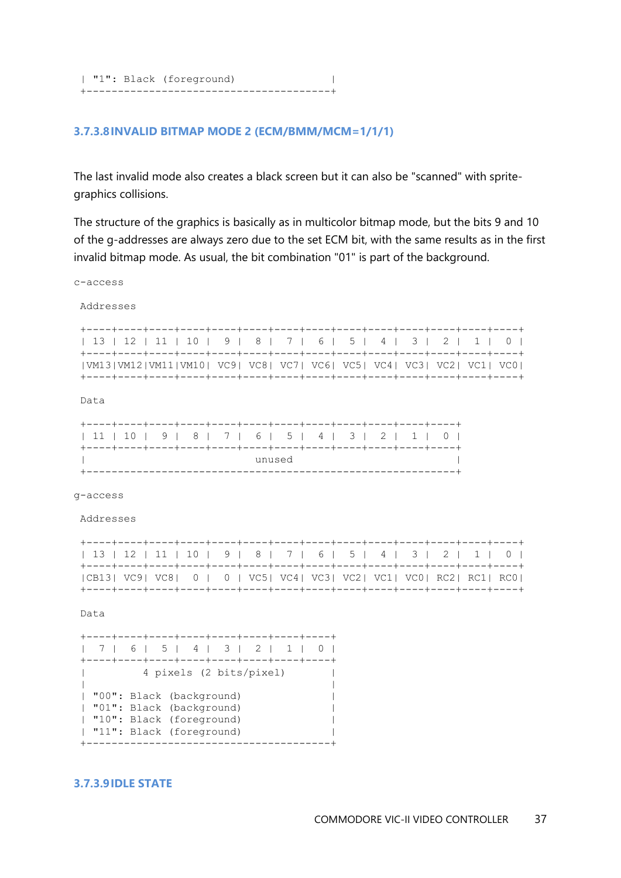```
| "1": Black (foreground)                |
+----------------------------------------+
```

### 3.7.3.8 INVALID BITMAP MODE 2 (ECM/BMM/MCM=1/1/1)

The last invalid mode also creates a black screen but it can also be "scanned" with sprite-graphics collisions.

The structure of the graphics is basically as in multicolor bitmap mode, but the bits 9 and 10 of the g-addresses are always zero due to the set ECM bit, with the same results as in the first invalid bitmap mode. As usual, the bit combination "01" is part of the background.

```
c-access

 Addresses

 +----+----+----+----+----+----+----+----+----+----+----+----+----+----+
 | 13 | 12 | 11 | 10 |  9 |  8 |  7 |  6 |  5 |  4 |  3 |  2 |  1 |  0 |
 +----+----+----+----+----+----+----+----+----+----+----+----+----+----+
 |VM13|VM12|VM11|VM10| VC9| VC8| VC7| VC6| VC5| VC4| VC3| VC2| VC1| VC0|
 +----+----+----+----+----+----+----+----+----+----+----+----+----+----+

 Data

 +----+----+----+----+----+----+----+----+----+----+----+----+
 | 11 | 10 |  9 |  8 |  7 |  6 |  5 |  4 |  3 |  2 |  1 |  0 |
 +----+----+----+----+----+----+----+----+----+----+----+----+
 |                          unused                           |
 +-----------------------------------------------------------+

g-access

 Addresses

 +----+----+----+----+----+----+----+----+----+----+----+----+----+----+
 | 13 | 12 | 11 | 10 |  9 |  8 |  7 |  6 |  5 |  4 |  3 |  2 |  1 |  0 |
 +----+----+----+----+----+----+----+----+----+----+----+----+----+----+
 |CB13| VC9| VC8|  0 |  0 | VC5| VC4| VC3| VC2| VC1| VC0| RC2| RC1| RC0|
 +----+----+----+----+----+----+----+----+----+----+----+----+----+----+

 Data

 +----+----+----+----+----+----+----+----+
 |  7 |  6 |  5 |  4 |  3 |  2 |  1 |  0 |
 +----+----+----+----+----+----+----+----+
 |         4 pixels (2 bits/pixel)       |
 |                                       |
 | "00": Black (background)              |
 | "01": Black (background)              |
 | "10": Black (foreground)              |
 | "11": Black (foreground)              |
 +---------------------------------------+
```

### 3.7.3.9 IDLE STATE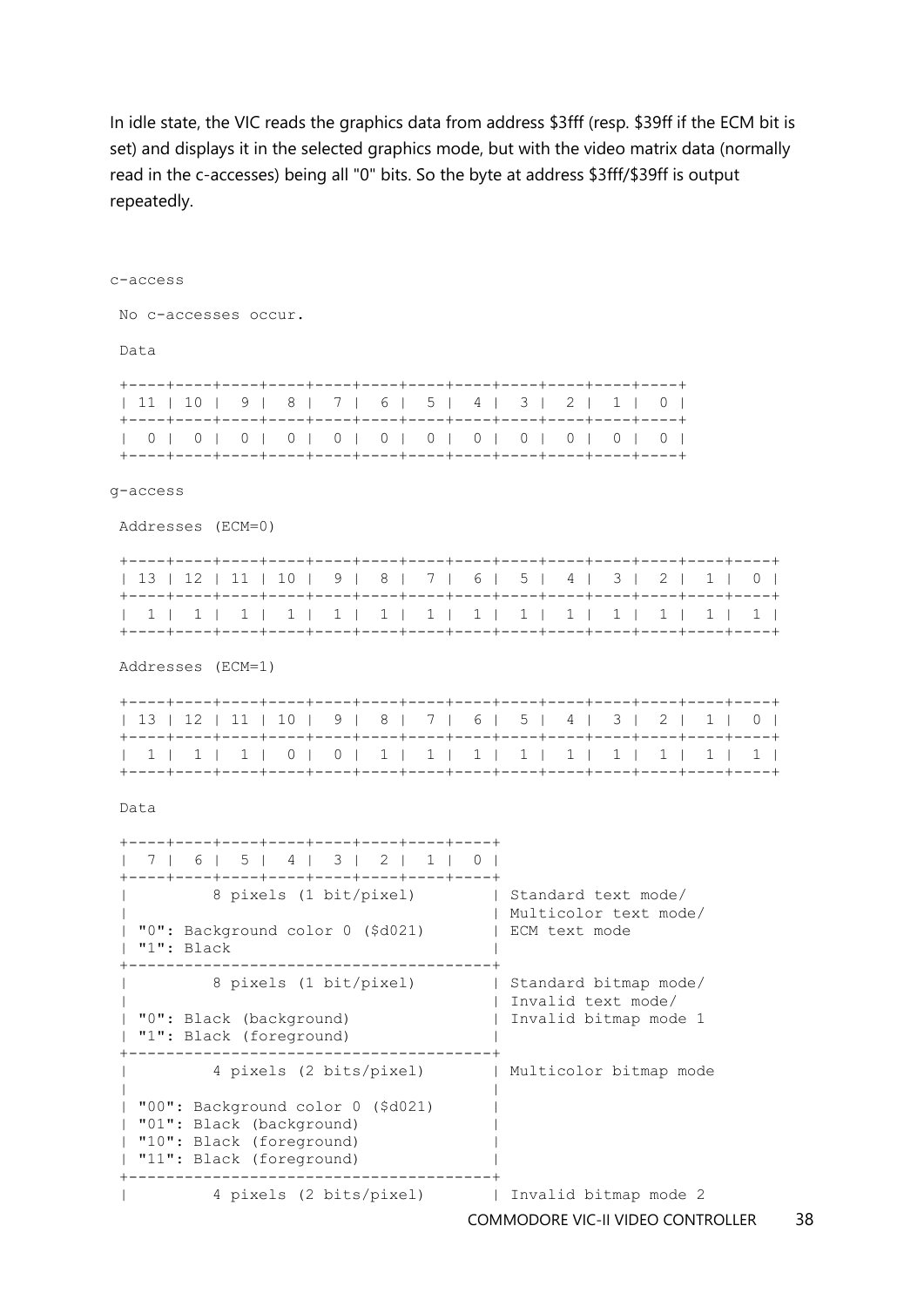In idle state, the VIC reads the graphics data from address $3fff (resp. $39ff if the ECM bit is set) and displays it in the selected graphics mode, but with the video matrix data (normally read in the c-accesses) being all "0" bits. So the byte at address $3fff/$39ff is output repeatedly.

```
c-access

 No c-accesses occur.

 Data

 +----+----+----+----+----+----+----+----+----+----+----+----+
 | 11 | 10 |  9 |  8 |  7 |  6 |  5 |  4 |  3 |  2 |  1 |  0 |
 +----+----+----+----+----+----+----+----+----+----+----+----+
 |  0 |  0 |  0 |  0 |  0 |  0 |  0 |  0 |  0 |  0 |  0 |  0 |
 +----+----+----+----+----+----+----+----+----+----+----+----+

g-access

 Addresses (ECM=0)

 +----+----+----+----+----+----+----+----+----+----+----+----+----+----+
 | 13 | 12 | 11 | 10 |  9 |  8 |  7 |  6 |  5 |  4 |  3 |  2 |  1 |  0 |
 +----+----+----+----+----+----+----+----+----+----+----+----+----+----+
 |  1 |  1 |  1 |  1 |  1 |  1 |  1 |  1 |  1 |  1 |  1 |  1 |  1 |  1 |
 +----+----+----+----+----+----+----+----+----+----+----+----+----+----+

 Addresses (ECM=1)

 +----+----+----+----+----+----+----+----+----+----+----+----+----+----+
 | 13 | 12 | 11 | 10 |  9 |  8 |  7 |  6 |  5 |  4 |  3 |  2 |  1 |  0 |
 +----+----+----+----+----+----+----+----+----+----+----+----+----+----+
 |  1 |  1 |  1 |  0 |  0 |  1 |  1 |  1 |  1 |  1 |  1 |  1 |  1 |  1 |
 +----+----+----+----+----+----+----+----+----+----+----+----+----+----+

 Data

 +----+----+----+----+----+----+----+----+
 |  7 |  6 |  5 |  4 |  3 |  2 |  1 |  0 |
 +----+----+----+----+----+----+----+----+
 |         8 pixels (1 bit/pixel)        | Standard text mode/
 |                                       | Multicolor text mode/
 | "0": Background color 0 ($d021)       | ECM text mode
 | "1": Black                            |
 +---------------------------------------+
 |         8 pixels (1 bit/pixel)        | Standard bitmap mode/
 |                                       | Invalid text mode/
 | "0": Black (background)               | Invalid bitmap mode 1
 | "1": Black (foreground)               |
 +---------------------------------------+
 |         4 pixels (2 bits/pixel)       | Multicolor bitmap mode
 |                                       |
 | "00": Background color 0 ($d021)      |
 | "01": Black (background)              |
 | "10": Black (foreground)              |
 | "11": Black (foreground)              |
 +---------------------------------------+
 |         4 pixels (2 bits/pixel)       | Invalid bitmap mode 2
```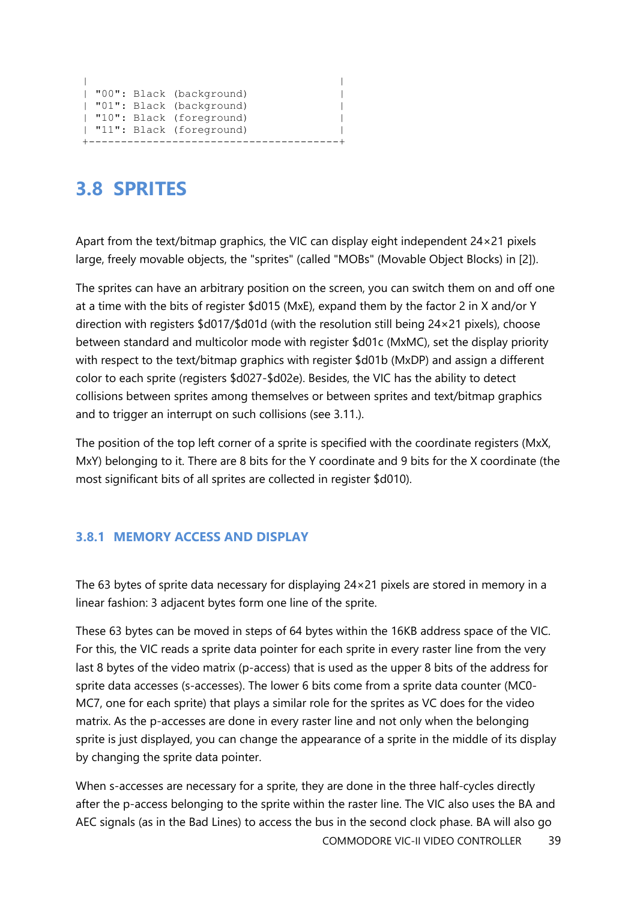```
|                                        |
| "00": Black (background)               |
| "01": Black (background)               |
| "10": Black (foreground)               |
| "11": Black (foreground)               |
+----------------------------------------+
```

## 3.8 SPRITES

Apart from the text/bitmap graphics, the VIC can display eight independent 24×21 pixels large, freely movable objects, the "sprites" (called "MOBs" (Movable Object Blocks) in [2]).

The sprites can have an arbitrary position on the screen, you can switch them on and off one at a time with the bits of register $d015 (MxE), expand them by the factor 2 in X and/or Y direction with registers $d017/$d01d (with the resolution still being 24×21 pixels), choose between standard and multicolor mode with register $d01c (MxMC), set the display priority with respect to the text/bitmap graphics with register $d01b (MxDP) and assign a different color to each sprite (registers $d027-$d02e). Besides, the VIC has the ability to detect collisions between sprites among themselves or between sprites and text/bitmap graphics and to trigger an interrupt on such collisions (see 3.11.).

The position of the top left corner of a sprite is specified with the coordinate registers (MxX, MxY) belonging to it. There are 8 bits for the Y coordinate and 9 bits for the X coordinate (the most significant bits of all sprites are collected in register $d010).

### 3.8.1 MEMORY ACCESS AND DISPLAY

The 63 bytes of sprite data necessary for displaying 24×21 pixels are stored in memory in a linear fashion: 3 adjacent bytes form one line of the sprite.

These 63 bytes can be moved in steps of 64 bytes within the 16KB address space of the VIC. For this, the VIC reads a sprite data pointer for each sprite in every raster line from the very last 8 bytes of the video matrix (p-access) that is used as the upper 8 bits of the address for sprite data accesses (s-accesses). The lower 6 bits come from a sprite data counter (MC0-MC7, one for each sprite) that plays a similar role for the sprites as VC does for the video matrix. As the p-accesses are done in every raster line and not only when the belonging sprite is just displayed, you can change the appearance of a sprite in the middle of its display by changing the sprite data pointer.

When s-accesses are necessary for a sprite, they are done in the three half-cycles directly after the p-access belonging to the sprite within the raster line. The VIC also uses the BA and AEC signals (as in the Bad Lines) to access the bus in the second clock phase. BA will also go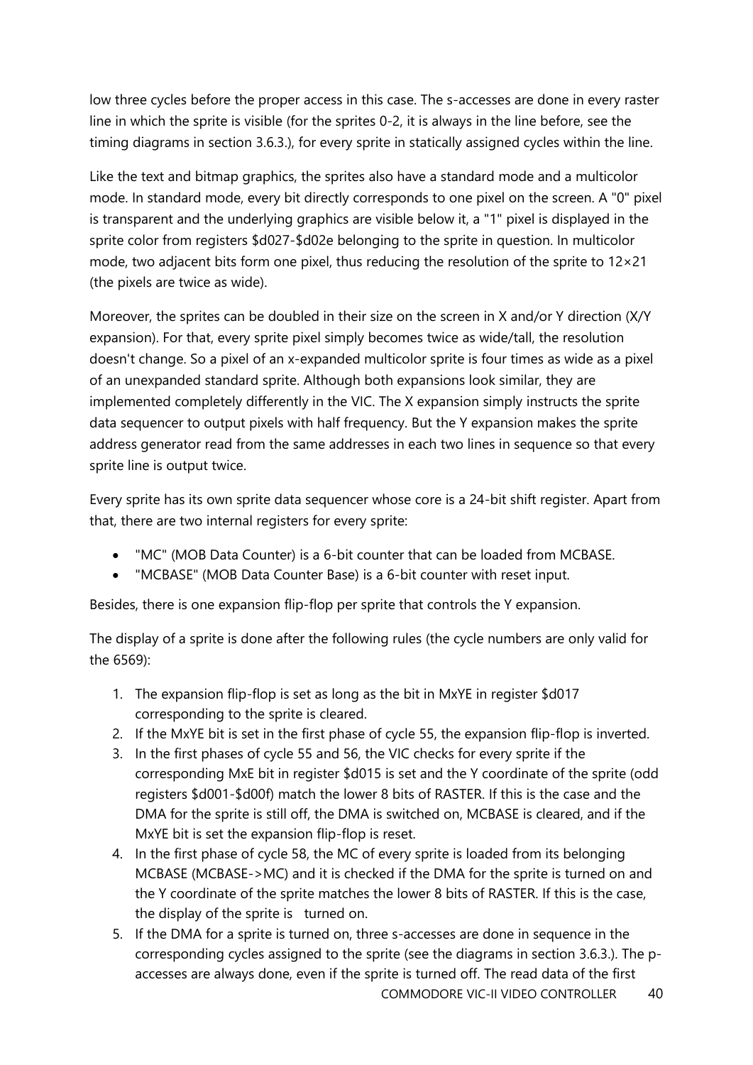low three cycles before the proper access in this case. The s-accesses are done in every raster line in which the sprite is visible (for the sprites 0-2, it is always in the line before, see the timing diagrams in section 3.6.3.), for every sprite in statically assigned cycles within the line.

Like the text and bitmap graphics, the sprites also have a standard mode and a multicolor mode. In standard mode, every bit directly corresponds to one pixel on the screen. A "0" pixel is transparent and the underlying graphics are visible below it, a "1" pixel is displayed in the sprite color from registers $d027-$d02e belonging to the sprite in question. In multicolor mode, two adjacent bits form one pixel, thus reducing the resolution of the sprite to 12×21 (the pixels are twice as wide).

Moreover, the sprites can be doubled in their size on the screen in X and/or Y direction (X/Y expansion). For that, every sprite pixel simply becomes twice as wide/tall, the resolution doesn't change. So a pixel of an x-expanded multicolor sprite is four times as wide as a pixel of an unexpanded standard sprite. Although both expansions look similar, they are implemented completely differently in the VIC. The X expansion simply instructs the sprite data sequencer to output pixels with half frequency. But the Y expansion makes the sprite address generator read from the same addresses in each two lines in sequence so that every sprite line is output twice.

Every sprite has its own sprite data sequencer whose core is a 24-bit shift register. Apart from that, there are two internal registers for every sprite:

- "MC" (MOB Data Counter) is a 6-bit counter that can be loaded from MCBASE.
- "MCBASE" (MOB Data Counter Base) is a 6-bit counter with reset input.

Besides, there is one expansion flip-flop per sprite that controls the Y expansion.

The display of a sprite is done after the following rules (the cycle numbers are only valid for the 6569):

1. The expansion flip-flop is set as long as the bit in MxYE in register $d017 corresponding to the sprite is cleared.
2. If the MxYE bit is set in the first phase of cycle 55, the expansion flip-flop is inverted.
3. In the first phases of cycle 55 and 56, the VIC checks for every sprite if the corresponding MxE bit in register $d015 is set and the Y coordinate of the sprite (odd registers $d001-$d00f) match the lower 8 bits of RASTER. If this is the case and the DMA for the sprite is still off, the DMA is switched on, MCBASE is cleared, and if the MxYE bit is set the expansion flip-flop is reset.
4. In the first phase of cycle 58, the MC of every sprite is loaded from its belonging MCBASE (MCBASE->MC) and it is checked if the DMA for the sprite is turned on and the Y coordinate of the sprite matches the lower 8 bits of RASTER. If this is the case, the display of the sprite is turned on.
5. If the DMA for a sprite is turned on, three s-accesses are done in sequence in the corresponding cycles assigned to the sprite (see the diagrams in section 3.6.3.). The p-accesses are always done, even if the sprite is turned off. The read data of the first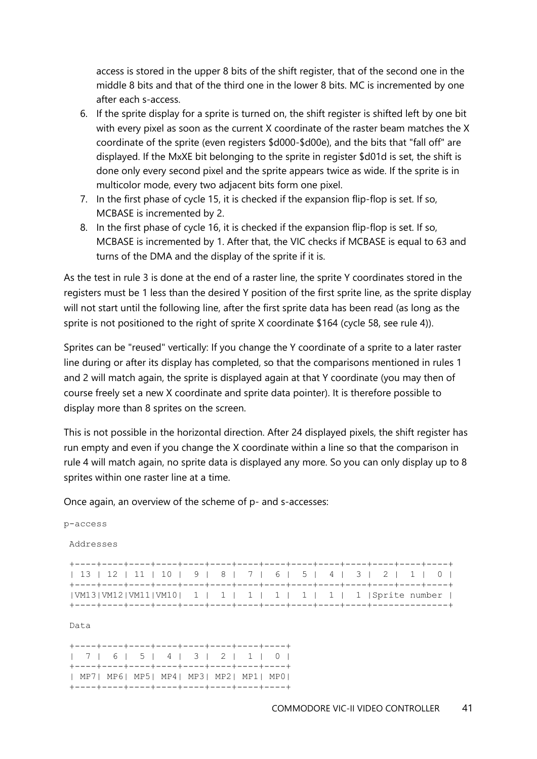access is stored in the upper 8 bits of the shift register, that of the second one in the middle 8 bits and that of the third one in the lower 8 bits. MC is incremented by one after each s-access.

6. If the sprite display for a sprite is turned on, the shift register is shifted left by one bit with every pixel as soon as the current X coordinate of the raster beam matches the X coordinate of the sprite (even registers $d000-$d00e), and the bits that "fall off" are displayed. If the MxXE bit belonging to the sprite in register $d01d is set, the shift is done only every second pixel and the sprite appears twice as wide. If the sprite is in multicolor mode, every two adjacent bits form one pixel.
7. In the first phase of cycle 15, it is checked if the expansion flip-flop is set. If so, MCBASE is incremented by 2.
8. In the first phase of cycle 16, it is checked if the expansion flip-flop is set. If so, MCBASE is incremented by 1. After that, the VIC checks if MCBASE is equal to 63 and turns of the DMA and the display of the sprite if it is.

As the test in rule 3 is done at the end of a raster line, the sprite Y coordinates stored in the registers must be 1 less than the desired Y position of the first sprite line, as the sprite display will not start until the following line, after the first sprite data has been read (as long as the sprite is not positioned to the right of sprite X coordinate $164 (cycle 58, see rule 4)).

Sprites can be "reused" vertically: If you change the Y coordinate of a sprite to a later raster line during or after its display has completed, so that the comparisons mentioned in rules 1 and 2 will match again, the sprite is displayed again at that Y coordinate (you may then of course freely set a new X coordinate and sprite data pointer). It is therefore possible to display more than 8 sprites on the screen.

This is not possible in the horizontal direction. After 24 displayed pixels, the shift register has run empty and even if you change the X coordinate within a line so that the comparison in rule 4 will match again, no sprite data is displayed any more. So you can only display up to 8 sprites within one raster line at a time.

Once again, an overview of the scheme of p- and s-accesses:

```
p-access

 Addresses

 +----+----+----+----+----+----+----+----+----+----+----+----+----+----+
 | 13 | 12 | 11 | 10 |  9 |  8 |  7 |  6 |  5 |  4 |  3 |  2 |  1 |  0 |
 +----+----+----+----+----+----+----+----+----+----+----+----+----+----+
 |VM13|VM12|VM11|VM10|  1 |  1 |  1 |  1 |  1 |  1 |  1 |Sprite number |
 +----+----+----+----+----+----+----+----+----+----+----+--------------+

 Data

 +----+----+----+----+----+----+----+----+
 |  7 |  6 |  5 |  4 |  3 |  2 |  1 |  0 |
 +----+----+----+----+----+----+----+----+
 | MP7| MP6| MP5| MP4| MP3| MP2| MP1| MP0|
 +----+----+----+----+----+----+----+----+
```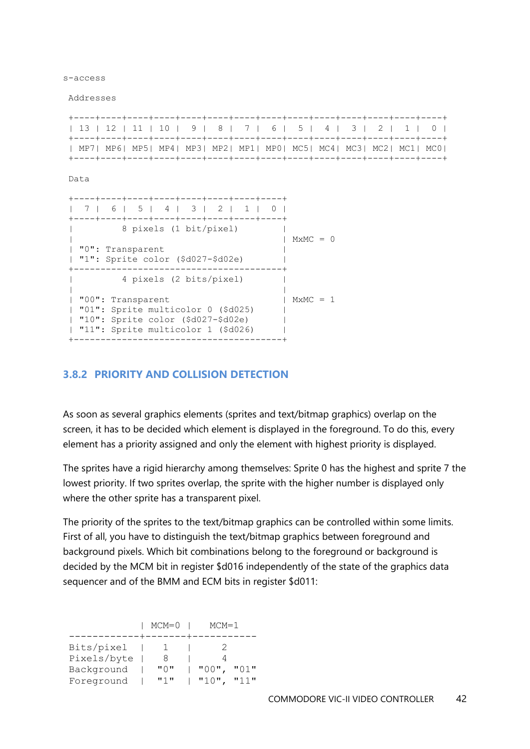s-access

Addresses

```
+----+----+----+----+----+----+----+----+----+----+----+----+----+----+
| 13 | 12 | 11 | 10 |  9 |  8 |  7 |  6 |  5 |  4 |  3 |  2 |  1 |  0 |
+----+----+----+----+----+----+----+----+----+----+----+----+----+----+
| MP7| MP6| MP5| MP4| MP3| MP2| MP1| MP0| MC5| MC4| MC3| MC2| MC1| MC0|
+----+----+----+----+----+----+----+----+----+----+----+----+----+----+
```

Data

```
+----+----+----+----+----+----+----+----+
|  7 |  6 |  5 |  4 |  3 |  2 |  1 |  0 |
+----+----+----+----+----+----+----+----+
|         8 pixels (1 bit/pixel)        |
|                                       | MxMC = 0
| "0": Transparent                      |
| "1": Sprite color ($d027-$d02e)       |
+---------------------------------------+
|         4 pixels (2 bits/pixel)       |
|                                       |
| "00": Transparent                     | MxMC = 1
| "01": Sprite multicolor 0 ($d025)     |
| "10": Sprite color ($d027-$d02e)      |
| "11": Sprite multicolor 1 ($d026)     |
+---------------------------------------+
```

### 3.8.2 PRIORITY AND COLLISION DETECTION

As soon as several graphics elements (sprites and text/bitmap graphics) overlap on the screen, it has to be decided which element is displayed in the foreground. To do this, every element has a priority assigned and only the element with highest priority is displayed.

The sprites have a rigid hierarchy among themselves: Sprite 0 has the highest and sprite 7 the lowest priority. If two sprites overlap, the sprite with the higher number is displayed only where the other sprite has a transparent pixel.

The priority of the sprites to the text/bitmap graphics can be controlled within some limits. First of all, you have to distinguish the text/bitmap graphics between foreground and background pixels. Which bit combinations belong to the foreground or background is decided by the MCM bit in register $d016 independently of the state of the graphics data sequencer and of the BMM and ECM bits in register $d011:

```
             | MCM=0 |   MCM=1
-------------+-------+-----------
Bits/pixel   |   1   |     2
Pixels/byte  |   8   |     4
Background   |  "0"  | "00", "01"
Foreground   |  "1"  | "10", "11"
```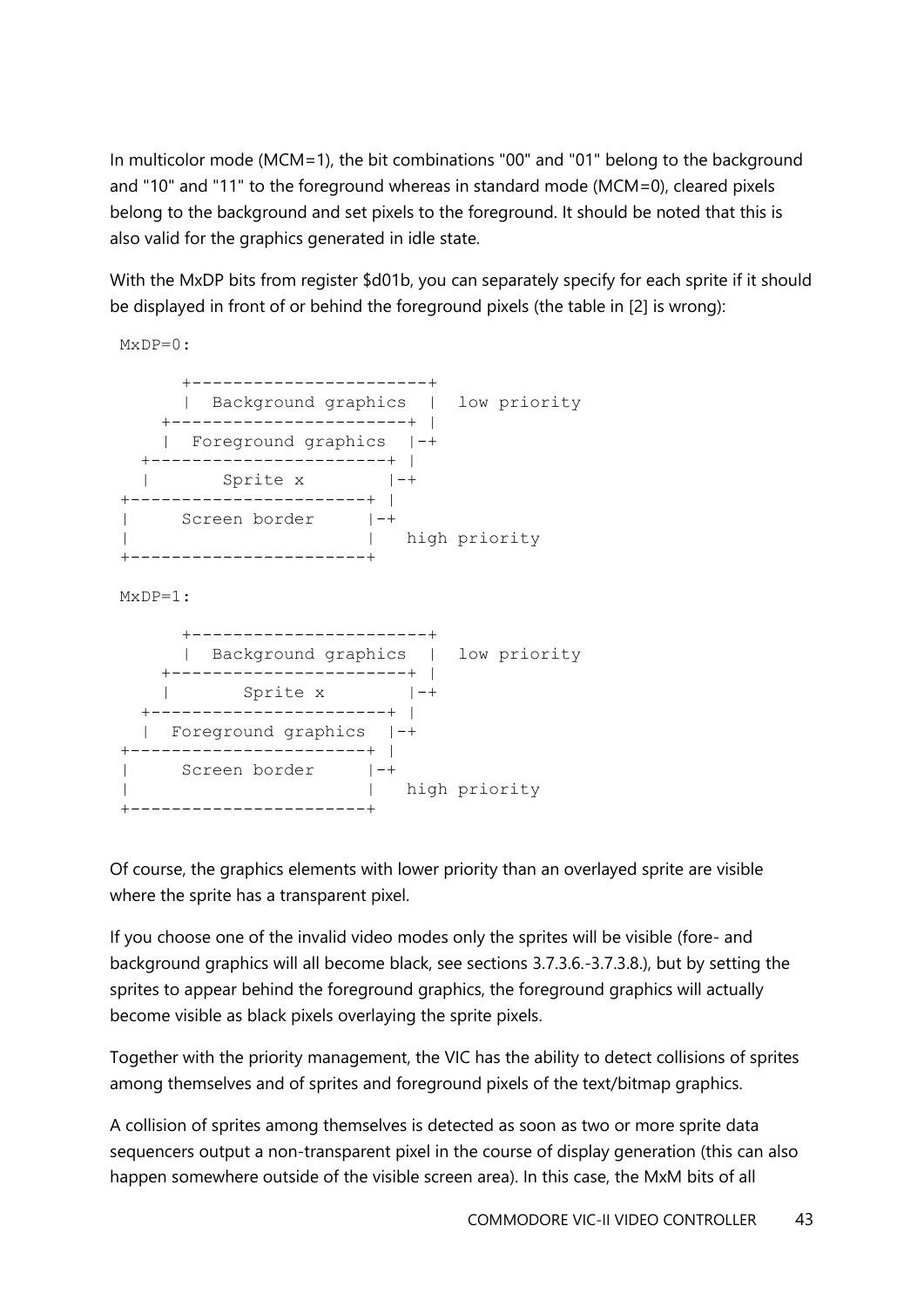In multicolor mode (MCM=1), the bit combinations "00" and "01" belong to the background and "10" and "11" to the foreground whereas in standard mode (MCM=0), cleared pixels belong to the background and set pixels to the foreground. It should be noted that this is also valid for the graphics generated in idle state.

With the MxDP bits from register $d01b, you can separately specify for each sprite if it should be displayed in front of or behind the foreground pixels (the table in [2] is wrong):

```
MxDP=0:

      +-----------------------+
      |  Background graphics  |  low priority
    +-----------------------+ |
    |  Foreground graphics  |-+
  +-----------------------+ |
  |       Sprite x        |-+
+-----------------------+ |
|     Screen border     |-+
|                       |   high priority
+-----------------------+

MxDP=1:

      +-----------------------+
      |  Background graphics  |  low priority
    +-----------------------+ |
    |       Sprite x        |-+
  +-----------------------+ |
  |  Foreground graphics  |-+
+-----------------------+ |
|     Screen border     |-+
|                       |   high priority
+-----------------------+
```

Of course, the graphics elements with lower priority than an overlayed sprite are visible where the sprite has a transparent pixel.

If you choose one of the invalid video modes only the sprites will be visible (fore- and background graphics will all become black, see sections 3.7.3.6.-3.7.3.8.), but by setting the sprites to appear behind the foreground graphics, the foreground graphics will actually become visible as black pixels overlaying the sprite pixels.

Together with the priority management, the VIC has the ability to detect collisions of sprites among themselves and of sprites and foreground pixels of the text/bitmap graphics.

A collision of sprites among themselves is detected as soon as two or more sprite data sequencers output a non-transparent pixel in the course of display generation (this can also happen somewhere outside of the visible screen area). In this case, the MxM bits of all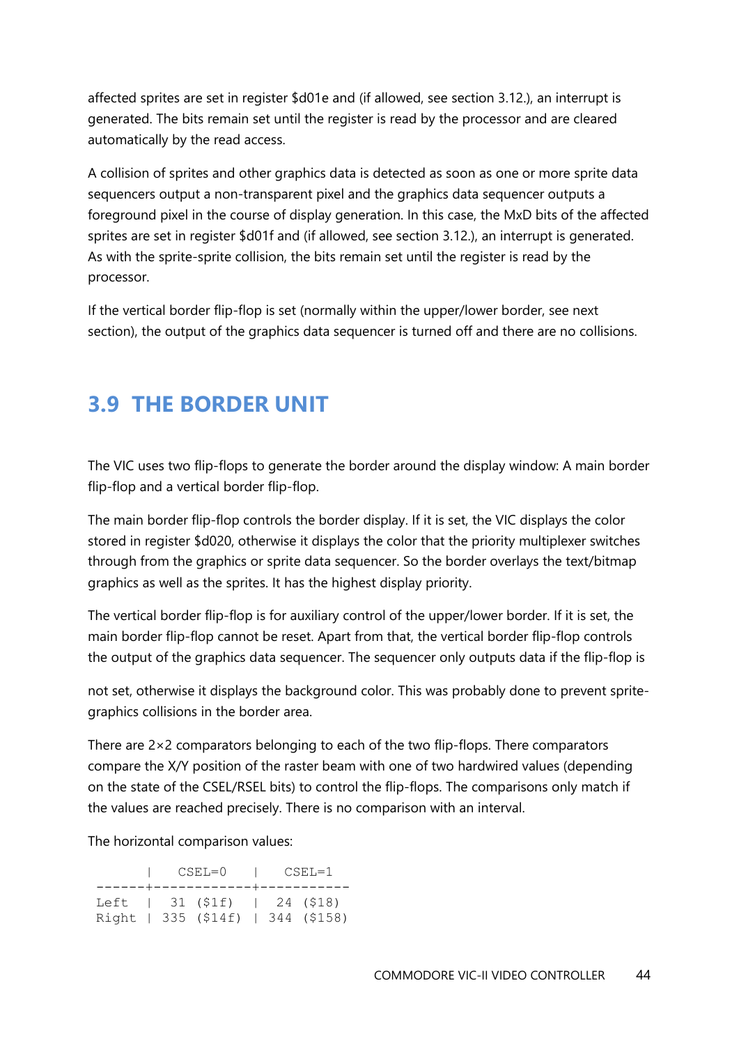affected sprites are set in register $d01e and (if allowed, see section 3.12.), an interrupt is generated. The bits remain set until the register is read by the processor and are cleared automatically by the read access.

A collision of sprites and other graphics data is detected as soon as one or more sprite data sequencers output a non-transparent pixel and the graphics data sequencer outputs a foreground pixel in the course of display generation. In this case, the MxD bits of the affected sprites are set in register $d01f and (if allowed, see section 3.12.), an interrupt is generated. As with the sprite-sprite collision, the bits remain set until the register is read by the processor.

If the vertical border flip-flop is set (normally within the upper/lower border, see next section), the output of the graphics data sequencer is turned off and there are no collisions.

## 3.9 THE BORDER UNIT

The VIC uses two flip-flops to generate the border around the display window: A main border flip-flop and a vertical border flip-flop.

The main border flip-flop controls the border display. If it is set, the VIC displays the color stored in register $d020, otherwise it displays the color that the priority multiplexer switches through from the graphics or sprite data sequencer. So the border overlays the text/bitmap graphics as well as the sprites. It has the highest display priority.

The vertical border flip-flop is for auxiliary control of the upper/lower border. If it is set, the main border flip-flop cannot be reset. Apart from that, the vertical border flip-flop controls the output of the graphics data sequencer. The sequencer only outputs data if the flip-flop is not set, otherwise it displays the background color. This was probably done to prevent sprite-graphics collisions in the border area.

There are 2×2 comparators belonging to each of the two flip-flops. There comparators compare the X/Y position of the raster beam with one of two hardwired values (depending on the state of the CSEL/RSEL bits) to control the flip-flops. The comparisons only match if the values are reached precisely. There is no comparison with an interval.

The horizontal comparison values:

```
      |   CSEL=0    |   CSEL=1
------+-------------+-----------
Left  |   31 ($1f)  |   24 ($18)
Right |  335 ($14f) |  344 ($158)
```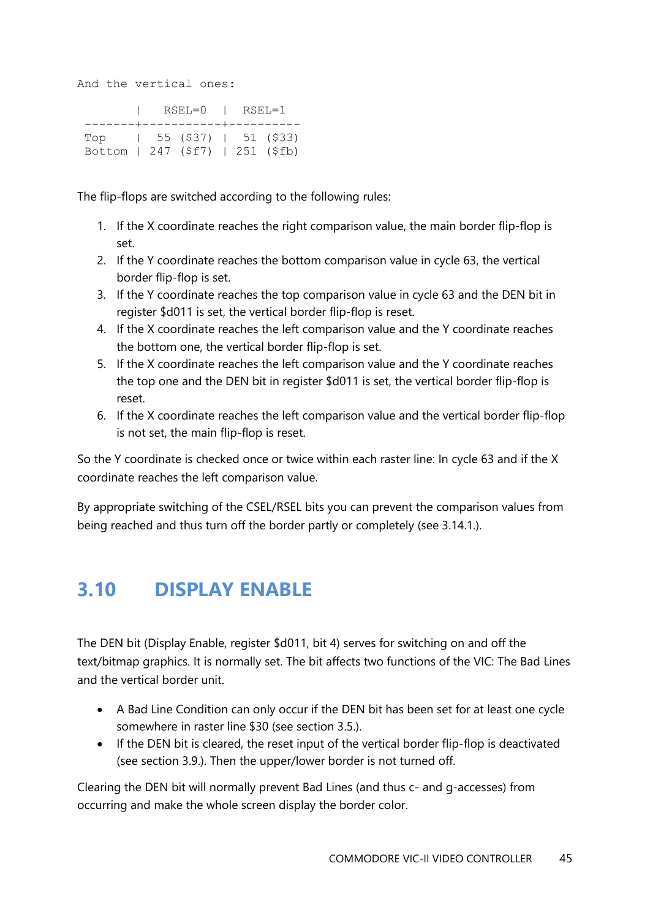```
And the vertical ones:

        |   RSEL=0  |  RSEL=1
 -------+-----------+----------
 Top    |  55 ($37) |  51 ($33)
 Bottom | 247 ($f7) | 251 ($fb)
```

The flip-flops are switched according to the following rules:

1. If the X coordinate reaches the right comparison value, the main border flip-flop is set.
2. If the Y coordinate reaches the bottom comparison value in cycle 63, the vertical border flip-flop is set.
3. If the Y coordinate reaches the top comparison value in cycle 63 and the DEN bit in register $d011 is set, the vertical border flip-flop is reset.
4. If the X coordinate reaches the left comparison value and the Y coordinate reaches the bottom one, the vertical border flip-flop is set.
5. If the X coordinate reaches the left comparison value and the Y coordinate reaches the top one and the DEN bit in register $d011 is set, the vertical border flip-flop is reset.
6. If the X coordinate reaches the left comparison value and the vertical border flip-flop is not set, the main flip-flop is reset.

So the Y coordinate is checked once or twice within each raster line: In cycle 63 and if the X coordinate reaches the left comparison value.

By appropriate switching of the CSEL/RSEL bits you can prevent the comparison values from being reached and thus turn off the border partly or completely (see 3.14.1.).

## 3.10 DISPLAY ENABLE

The DEN bit (Display Enable, register $d011, bit 4) serves for switching on and off the text/bitmap graphics. It is normally set. The bit affects two functions of the VIC: The Bad Lines and the vertical border unit.

- A Bad Line Condition can only occur if the DEN bit has been set for at least one cycle somewhere in raster line $30 (see section 3.5.).
- If the DEN bit is cleared, the reset input of the vertical border flip-flop is deactivated (see section 3.9.). Then the upper/lower border is not turned off.

Clearing the DEN bit will normally prevent Bad Lines (and thus c- and g-accesses) from occurring and make the whole screen display the border color.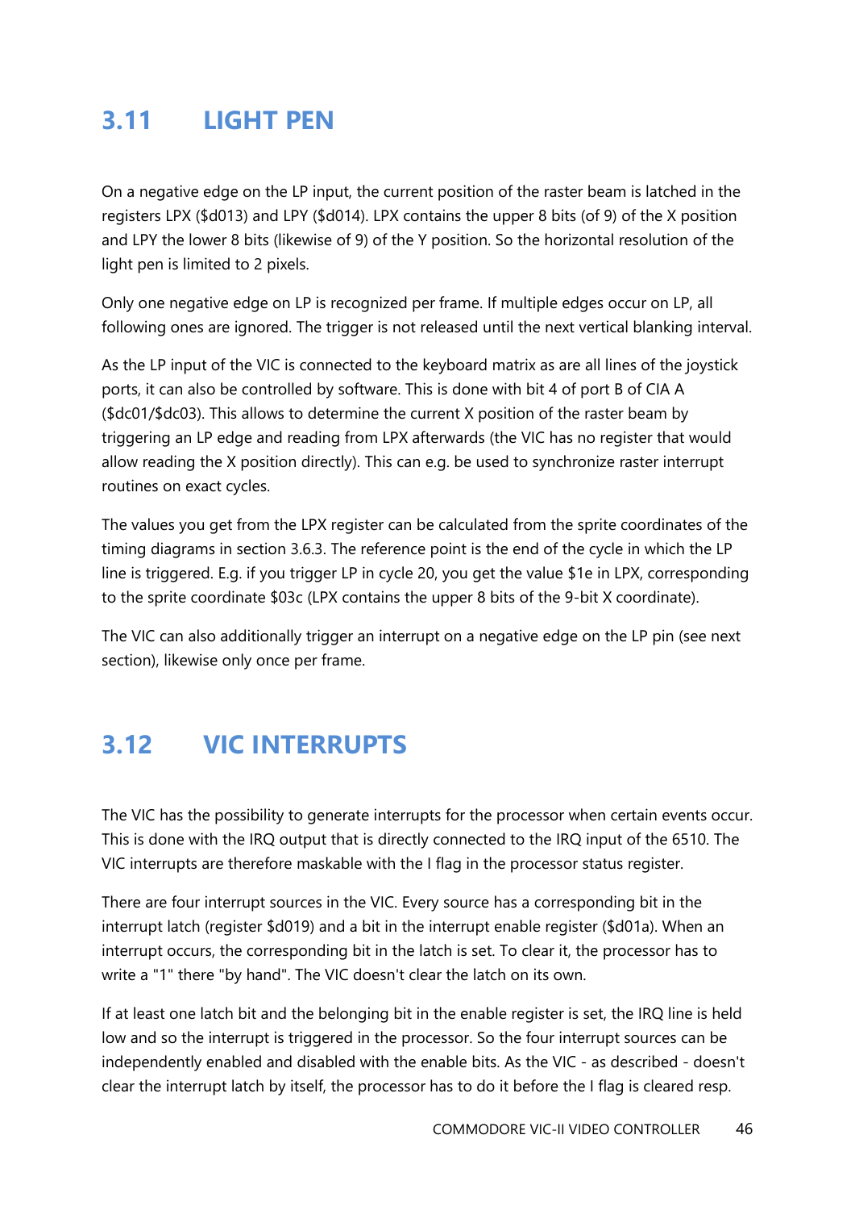## 3.11 LIGHT PEN

On a negative edge on the LP input, the current position of the raster beam is latched in the registers LPX ($d013) and LPY ($d014). LPX contains the upper 8 bits (of 9) of the X position and LPY the lower 8 bits (likewise of 9) of the Y position. So the horizontal resolution of the light pen is limited to 2 pixels.

Only one negative edge on LP is recognized per frame. If multiple edges occur on LP, all following ones are ignored. The trigger is not released until the next vertical blanking interval.

As the LP input of the VIC is connected to the keyboard matrix as are all lines of the joystick ports, it can also be controlled by software. This is done with bit 4 of port B of CIA A ($dc01/$dc03). This allows to determine the current X position of the raster beam by triggering an LP edge and reading from LPX afterwards (the VIC has no register that would allow reading the X position directly). This can e.g. be used to synchronize raster interrupt routines on exact cycles.

The values you get from the LPX register can be calculated from the sprite coordinates of the timing diagrams in section 3.6.3. The reference point is the end of the cycle in which the LP line is triggered. E.g. if you trigger LP in cycle 20, you get the value $1e in LPX, corresponding to the sprite coordinate $03c (LPX contains the upper 8 bits of the 9-bit X coordinate).

The VIC can also additionally trigger an interrupt on a negative edge on the LP pin (see next section), likewise only once per frame.

## 3.12 VIC INTERRUPTS

The VIC has the possibility to generate interrupts for the processor when certain events occur. This is done with the IRQ output that is directly connected to the IRQ input of the 6510. The VIC interrupts are therefore maskable with the I flag in the processor status register.

There are four interrupt sources in the VIC. Every source has a corresponding bit in the interrupt latch (register $d019) and a bit in the interrupt enable register ($d01a). When an interrupt occurs, the corresponding bit in the latch is set. To clear it, the processor has to write a "1" there "by hand". The VIC doesn't clear the latch on its own.

If at least one latch bit and the belonging bit in the enable register is set, the IRQ line is held low and so the interrupt is triggered in the processor. So the four interrupt sources can be independently enabled and disabled with the enable bits. As the VIC - as described - doesn't clear the interrupt latch by itself, the processor has to do it before the I flag is cleared resp.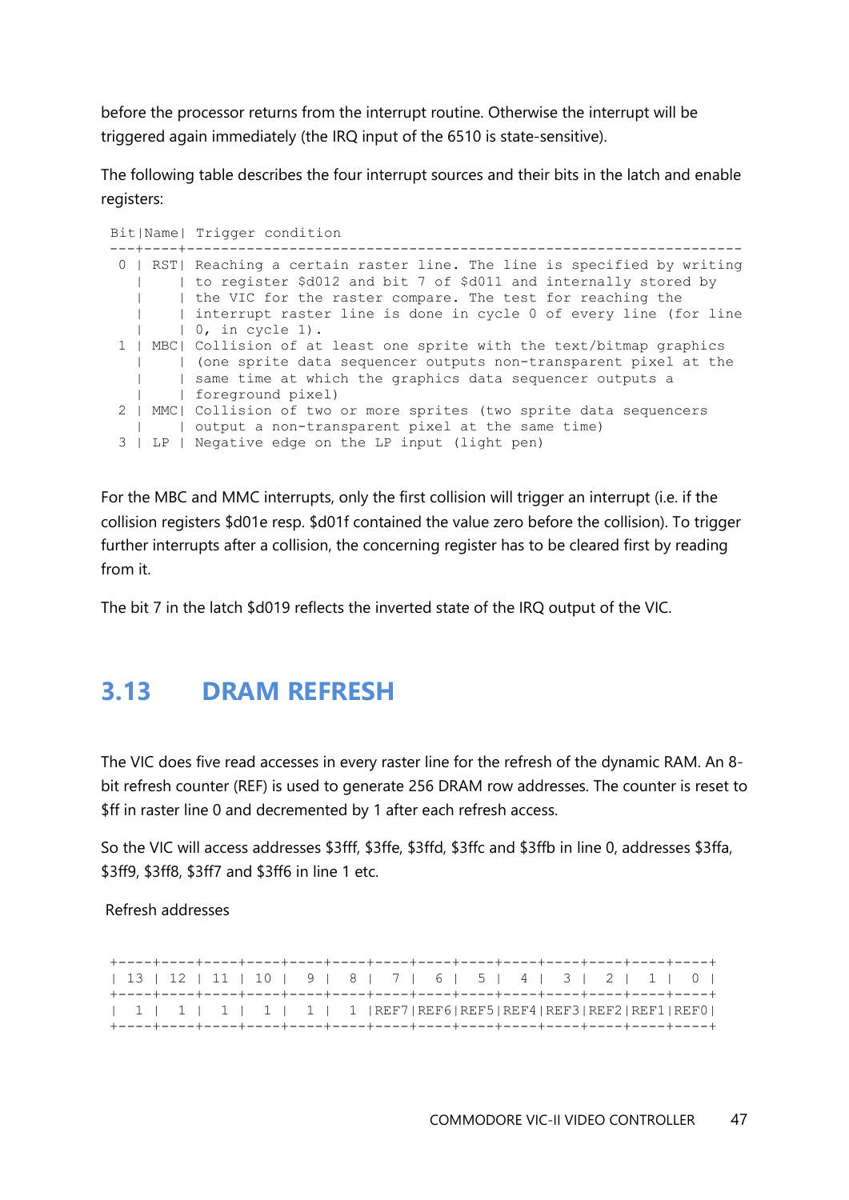before the processor returns from the interrupt routine. Otherwise the interrupt will be triggered again immediately (the IRQ input of the 6510 is state-sensitive).

The following table describes the four interrupt sources and their bits in the latch and enable registers:

```
Bit|Name| Trigger condition
---+----+-----------------------------------------------------------------
 0 | RST| Reaching a certain raster line. The line is specified by writing
   |    | to register $d012 and bit 7 of $d011 and internally stored by
   |    | the VIC for the raster compare. The test for reaching the
   |    | interrupt raster line is done in cycle 0 of every line (for line
   |    | 0, in cycle 1).
 1 | MBC| Collision of at least one sprite with the text/bitmap graphics
   |    | (one sprite data sequencer outputs non-transparent pixel at the
   |    | same time at which the graphics data sequencer outputs a
   |    | foreground pixel)
 2 | MMC| Collision of two or more sprites (two sprite data sequencers
   |    | output a non-transparent pixel at the same time)
 3 | LP | Negative edge on the LP input (light pen)
```

For the MBC and MMC interrupts, only the first collision will trigger an interrupt (i.e. if the collision registers $d01e resp. $d01f contained the value zero before the collision). To trigger further interrupts after a collision, the concerning register has to be cleared first by reading from it.

The bit 7 in the latch $d019 reflects the inverted state of the IRQ output of the VIC.

## 3.13 DRAM REFRESH

The VIC does five read accesses in every raster line for the refresh of the dynamic RAM. An 8-bit refresh counter (REF) is used to generate 256 DRAM row addresses. The counter is reset to $ff in raster line 0 and decremented by 1 after each refresh access.

So the VIC will access addresses $3fff, $3ffe, $3ffd, $3ffc and $3ffb in line 0, addresses $3ffa, $3ff9, $3ff8, $3ff7 and $3ff6 in line 1 etc.

Refresh addresses

```
+----+----+----+----+----+----+----+----+----+----+----+----+----+----+
| 13 | 12 | 11 | 10 |  9 |  8 |  7 |  6 |  5 |  4 |  3 |  2 |  1 |  0 |
+----+----+----+----+----+----+----+----+----+----+----+----+----+----+
|  1 |  1 |  1 |  1 |  1 |  1 |REF7|REF6|REF5|REF4|REF3|REF2|REF1|REF0|
+----+----+----+----+----+----+----+----+----+----+----+----+----+----+
```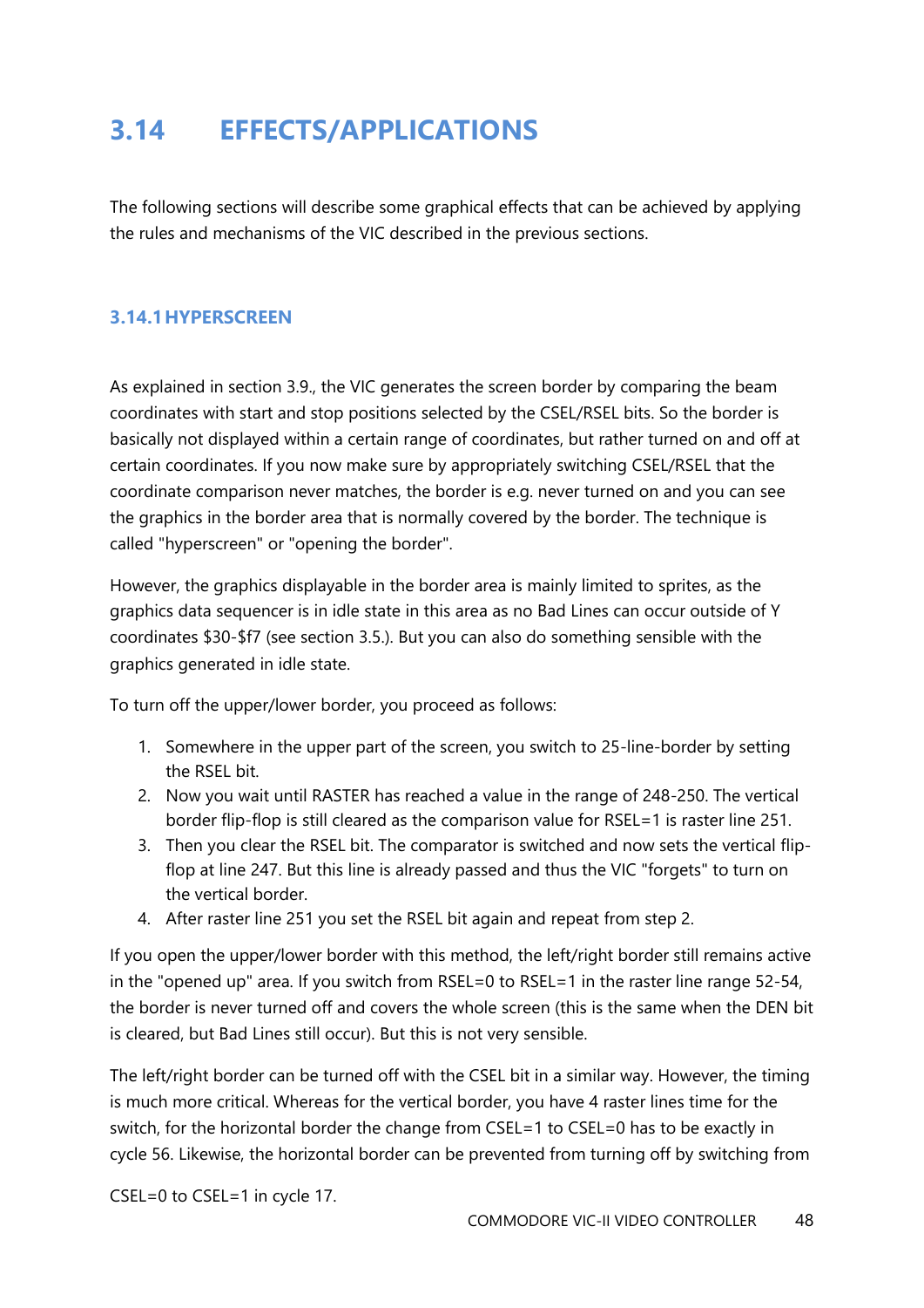## 3.14 EFFECTS/APPLICATIONS

The following sections will describe some graphical effects that can be achieved by applying the rules and mechanisms of the VIC described in the previous sections.

### 3.14.1 HYPERSCREEN

As explained in section 3.9., the VIC generates the screen border by comparing the beam coordinates with start and stop positions selected by the CSEL/RSEL bits. So the border is basically not displayed within a certain range of coordinates, but rather turned on and off at certain coordinates. If you now make sure by appropriately switching CSEL/RSEL that the coordinate comparison never matches, the border is e.g. never turned on and you can see the graphics in the border area that is normally covered by the border. The technique is called "hyperscreen" or "opening the border".

However, the graphics displayable in the border area is mainly limited to sprites, as the graphics data sequencer is in idle state in this area as no Bad Lines can occur outside of Y coordinates $30-$f7 (see section 3.5.). But you can also do something sensible with the graphics generated in idle state.

To turn off the upper/lower border, you proceed as follows:

1. Somewhere in the upper part of the screen, you switch to 25-line-border by setting the RSEL bit.
2. Now you wait until RASTER has reached a value in the range of 248-250. The vertical border flip-flop is still cleared as the comparison value for RSEL=1 is raster line 251.
3. Then you clear the RSEL bit. The comparator is switched and now sets the vertical flip-flop at line 247. But this line is already passed and thus the VIC "forgets" to turn on the vertical border.
4. After raster line 251 you set the RSEL bit again and repeat from step 2.

If you open the upper/lower border with this method, the left/right border still remains active in the "opened up" area. If you switch from RSEL=0 to RSEL=1 in the raster line range 52-54, the border is never turned off and covers the whole screen (this is the same when the DEN bit is cleared, but Bad Lines still occur). But this is not very sensible.

The left/right border can be turned off with the CSEL bit in a similar way. However, the timing is much more critical. Whereas for the vertical border, you have 4 raster lines time for the switch, for the horizontal border the change from CSEL=1 to CSEL=0 has to be exactly in cycle 56. Likewise, the horizontal border can be prevented from turning off by switching from CSEL=0 to CSEL=1 in cycle 17.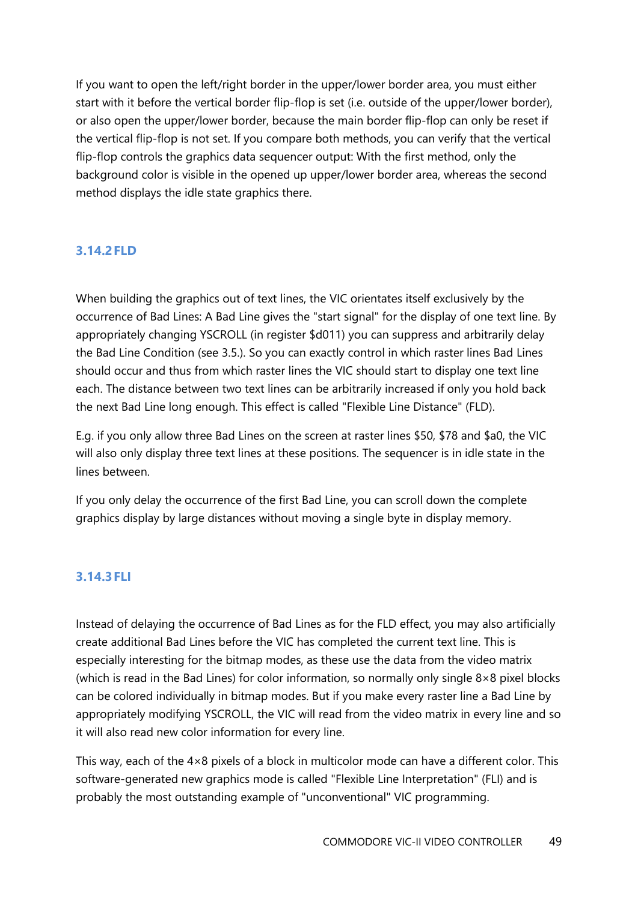If you want to open the left/right border in the upper/lower border area, you must either start with it before the vertical border flip-flop is set (i.e. outside of the upper/lower border), or also open the upper/lower border, because the main border flip-flop can only be reset if the vertical flip-flop is not set. If you compare both methods, you can verify that the vertical flip-flop controls the graphics data sequencer output: With the first method, only the background color is visible in the opened up upper/lower border area, whereas the second method displays the idle state graphics there.

### 3.14.2 FLD

When building the graphics out of text lines, the VIC orientates itself exclusively by the occurrence of Bad Lines: A Bad Line gives the "start signal" for the display of one text line. By appropriately changing YSCROLL (in register $d011) you can suppress and arbitrarily delay the Bad Line Condition (see 3.5.). So you can exactly control in which raster lines Bad Lines should occur and thus from which raster lines the VIC should start to display one text line each. The distance between two text lines can be arbitrarily increased if only you hold back the next Bad Line long enough. This effect is called "Flexible Line Distance" (FLD).

E.g. if you only allow three Bad Lines on the screen at raster lines $50, $78 and $a0, the VIC will also only display three text lines at these positions. The sequencer is in idle state in the lines between.

If you only delay the occurrence of the first Bad Line, you can scroll down the complete graphics display by large distances without moving a single byte in display memory.

### 3.14.3 FLI

Instead of delaying the occurrence of Bad Lines as for the FLD effect, you may also artificially create additional Bad Lines before the VIC has completed the current text line. This is especially interesting for the bitmap modes, as these use the data from the video matrix (which is read in the Bad Lines) for color information, so normally only single 8×8 pixel blocks can be colored individually in bitmap modes. But if you make every raster line a Bad Line by appropriately modifying YSCROLL, the VIC will read from the video matrix in every line and so it will also read new color information for every line.

This way, each of the 4×8 pixels of a block in multicolor mode can have a different color. This software-generated new graphics mode is called "Flexible Line Interpretation" (FLI) and is probably the most outstanding example of "unconventional" VIC programming.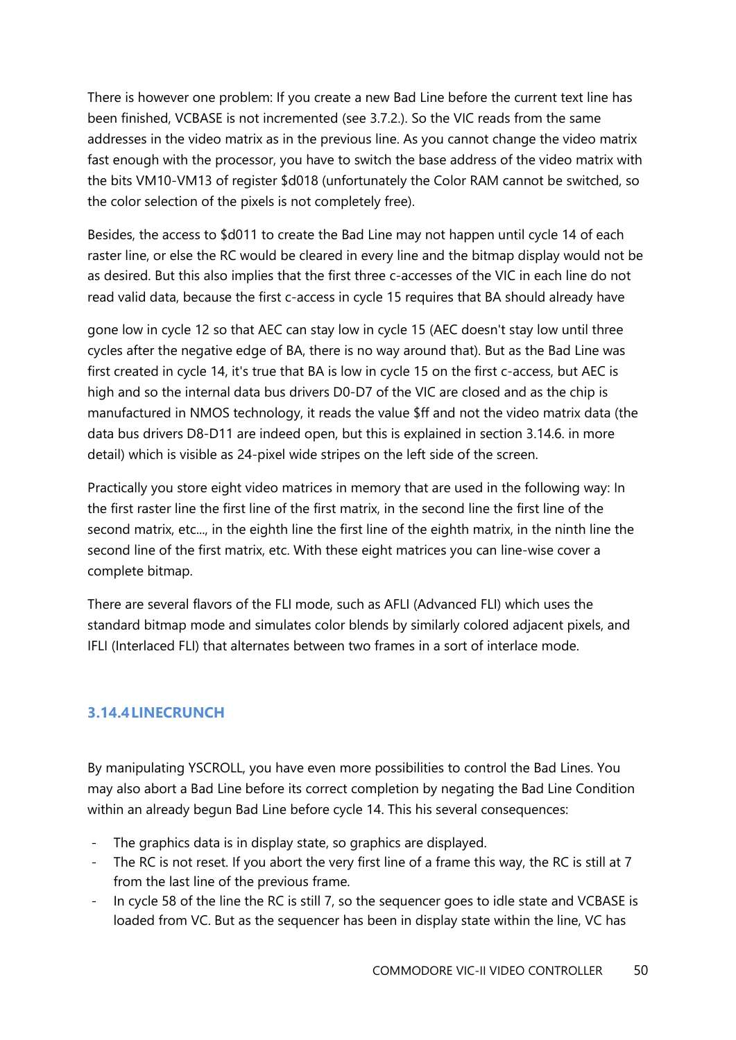There is however one problem: If you create a new Bad Line before the current text line has been finished, VCBASE is not incremented (see 3.7.2.). So the VIC reads from the same addresses in the video matrix as in the previous line. As you cannot change the video matrix fast enough with the processor, you have to switch the base address of the video matrix with the bits VM10-VM13 of register $d018 (unfortunately the Color RAM cannot be switched, so the color selection of the pixels is not completely free).

Besides, the access to $d011 to create the Bad Line may not happen until cycle 14 of each raster line, or else the RC would be cleared in every line and the bitmap display would not be as desired. But this also implies that the first three c-accesses of the VIC in each line do not read valid data, because the first c-access in cycle 15 requires that BA should already have gone low in cycle 12 so that AEC can stay low in cycle 15 (AEC doesn't stay low until three cycles after the negative edge of BA, there is no way around that). But as the Bad Line was first created in cycle 14, it's true that BA is low in cycle 15 on the first c-access, but AEC is high and so the internal data bus drivers D0-D7 of the VIC are closed and as the chip is manufactured in NMOS technology, it reads the value $ff and not the video matrix data (the data bus drivers D8-D11 are indeed open, but this is explained in section 3.14.6. in more detail) which is visible as 24-pixel wide stripes on the left side of the screen.

Practically you store eight video matrices in memory that are used in the following way: In the first raster line the first line of the first matrix, in the second line the first line of the second matrix, etc..., in the eighth line the first line of the eighth matrix, in the ninth line the second line of the first matrix, etc. With these eight matrices you can line-wise cover a complete bitmap.

There are several flavors of the FLI mode, such as AFLI (Advanced FLI) which uses the standard bitmap mode and simulates color blends by similarly colored adjacent pixels, and IFLI (Interlaced FLI) that alternates between two frames in a sort of interlace mode.

### 3.14.4 LINECRUNCH

By manipulating YSCROLL, you have even more possibilities to control the Bad Lines. You may also abort a Bad Line before its correct completion by negating the Bad Line Condition within an already begun Bad Line before cycle 14. This his several consequences:

- The graphics data is in display state, so graphics are displayed.
- The RC is not reset. If you abort the very first line of a frame this way, the RC is still at 7 from the last line of the previous frame.
- In cycle 58 of the line the RC is still 7, so the sequencer goes to idle state and VCBASE is loaded from VC. But as the sequencer has been in display state within the line, VC has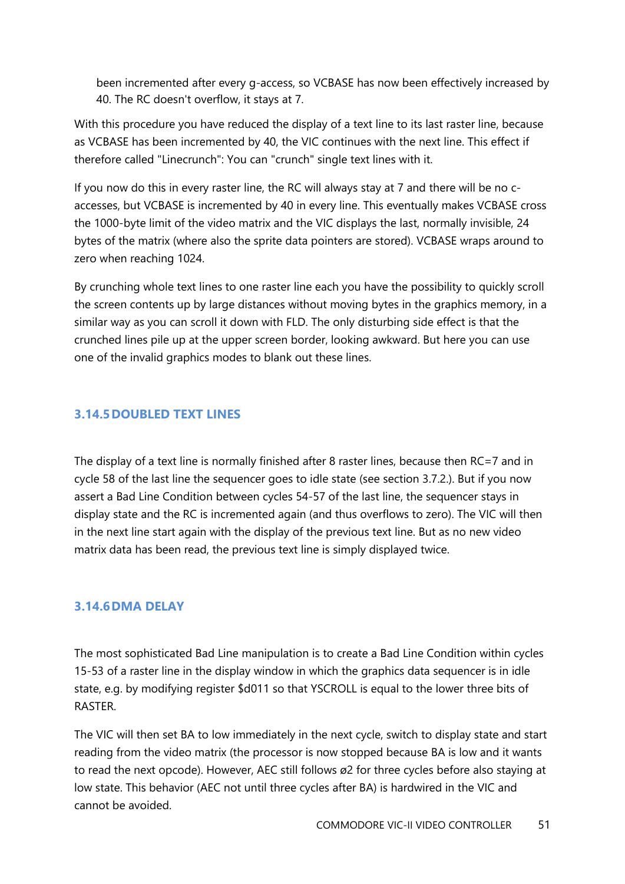been incremented after every g-access, so VCBASE has now been effectively increased by 40. The RC doesn't overflow, it stays at 7.

With this procedure you have reduced the display of a text line to its last raster line, because as VCBASE has been incremented by 40, the VIC continues with the next line. This effect if therefore called "Linecrunch": You can "crunch" single text lines with it.

If you now do this in every raster line, the RC will always stay at 7 and there will be no c-accesses, but VCBASE is incremented by 40 in every line. This eventually makes VCBASE cross the 1000-byte limit of the video matrix and the VIC displays the last, normally invisible, 24 bytes of the matrix (where also the sprite data pointers are stored). VCBASE wraps around to zero when reaching 1024.

By crunching whole text lines to one raster line each you have the possibility to quickly scroll the screen contents up by large distances without moving bytes in the graphics memory, in a similar way as you can scroll it down with FLD. The only disturbing side effect is that the crunched lines pile up at the upper screen border, looking awkward. But here you can use one of the invalid graphics modes to blank out these lines.

### 3.14.5 DOUBLED TEXT LINES

The display of a text line is normally finished after 8 raster lines, because then RC=7 and in cycle 58 of the last line the sequencer goes to idle state (see section 3.7.2.). But if you now assert a Bad Line Condition between cycles 54-57 of the last line, the sequencer stays in display state and the RC is incremented again (and thus overflows to zero). The VIC will then in the next line start again with the display of the previous text line. But as no new video matrix data has been read, the previous text line is simply displayed twice.

### 3.14.6 DMA DELAY

The most sophisticated Bad Line manipulation is to create a Bad Line Condition within cycles 15-53 of a raster line in the display window in which the graphics data sequencer is in idle state, e.g. by modifying register $d011 so that YSCROLL is equal to the lower three bits of RASTER.

The VIC will then set BA to low immediately in the next cycle, switch to display state and start reading from the video matrix (the processor is now stopped because BA is low and it wants to read the next opcode). However, AEC still follows ø2 for three cycles before also staying at low state. This behavior (AEC not until three cycles after BA) is hardwired in the VIC and cannot be avoided.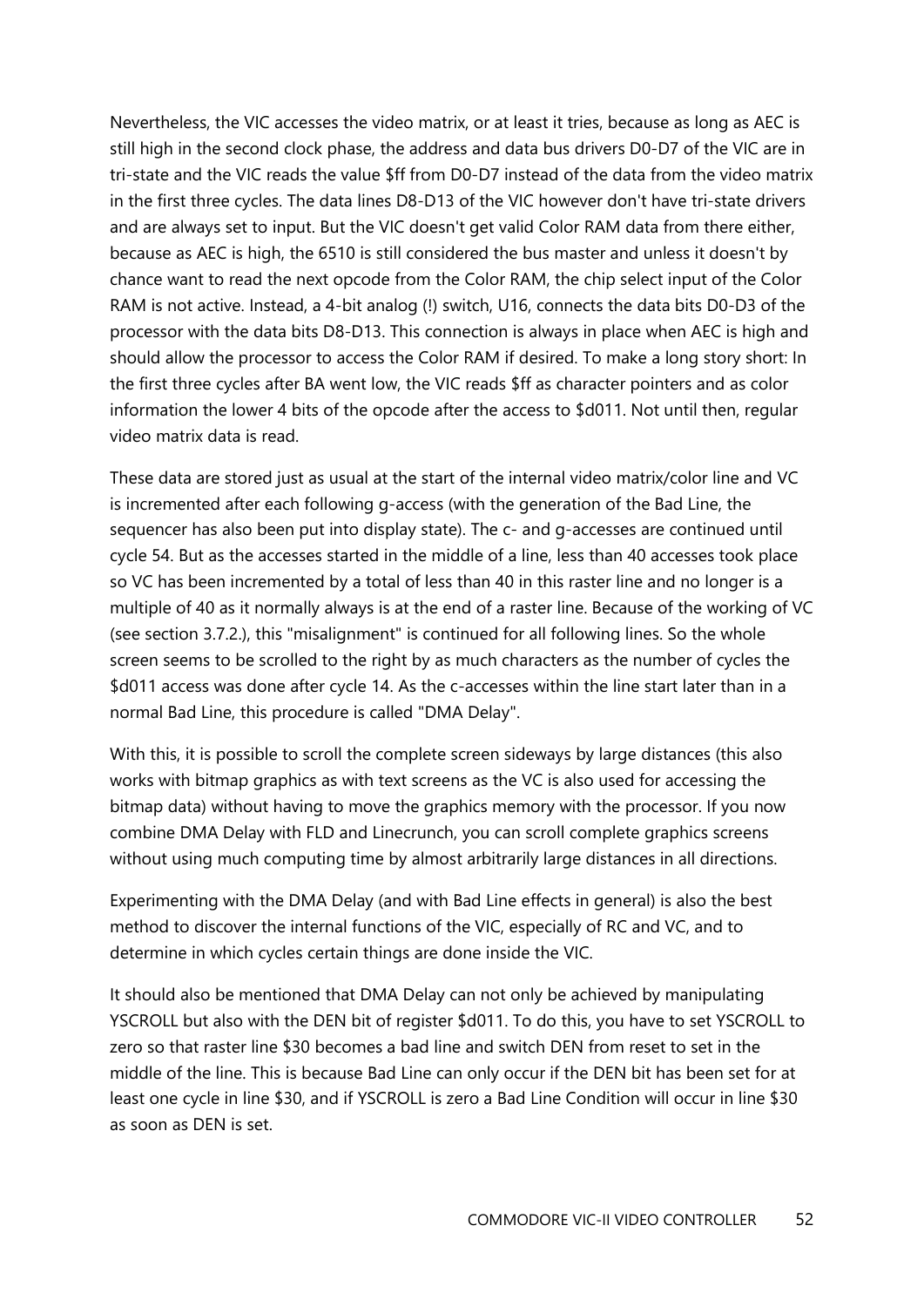Nevertheless, the VIC accesses the video matrix, or at least it tries, because as long as AEC is still high in the second clock phase, the address and data bus drivers D0-D7 of the VIC are in tri-state and the VIC reads the value $ff from D0-D7 instead of the data from the video matrix in the first three cycles. The data lines D8-D13 of the VIC however don't have tri-state drivers and are always set to input. But the VIC doesn't get valid Color RAM data from there either, because as AEC is high, the 6510 is still considered the bus master and unless it doesn't by chance want to read the next opcode from the Color RAM, the chip select input of the Color RAM is not active. Instead, a 4-bit analog (!) switch, U16, connects the data bits D0-D3 of the processor with the data bits D8-D13. This connection is always in place when AEC is high and should allow the processor to access the Color RAM if desired. To make a long story short: In the first three cycles after BA went low, the VIC reads $ff as character pointers and as color information the lower 4 bits of the opcode after the access to $d011. Not until then, regular video matrix data is read.

These data are stored just as usual at the start of the internal video matrix/color line and VC is incremented after each following g-access (with the generation of the Bad Line, the sequencer has also been put into display state). The c- and g-accesses are continued until cycle 54. But as the accesses started in the middle of a line, less than 40 accesses took place so VC has been incremented by a total of less than 40 in this raster line and no longer is a multiple of 40 as it normally always is at the end of a raster line. Because of the working of VC (see section 3.7.2.), this "misalignment" is continued for all following lines. So the whole screen seems to be scrolled to the right by as much characters as the number of cycles the $d011 access was done after cycle 14. As the c-accesses within the line start later than in a normal Bad Line, this procedure is called "DMA Delay".

With this, it is possible to scroll the complete screen sideways by large distances (this also works with bitmap graphics as with text screens as the VC is also used for accessing the bitmap data) without having to move the graphics memory with the processor. If you now combine DMA Delay with FLD and Linecrunch, you can scroll complete graphics screens without using much computing time by almost arbitrarily large distances in all directions.

Experimenting with the DMA Delay (and with Bad Line effects in general) is also the best method to discover the internal functions of the VIC, especially of RC and VC, and to determine in which cycles certain things are done inside the VIC.

It should also be mentioned that DMA Delay can not only be achieved by manipulating YSCROLL but also with the DEN bit of register $d011. To do this, you have to set YSCROLL to zero so that raster line $30 becomes a bad line and switch DEN from reset to set in the middle of the line. This is because Bad Line can only occur if the DEN bit has been set for at least one cycle in line $30, and if YSCROLL is zero a Bad Line Condition will occur in line $30 as soon as DEN is set.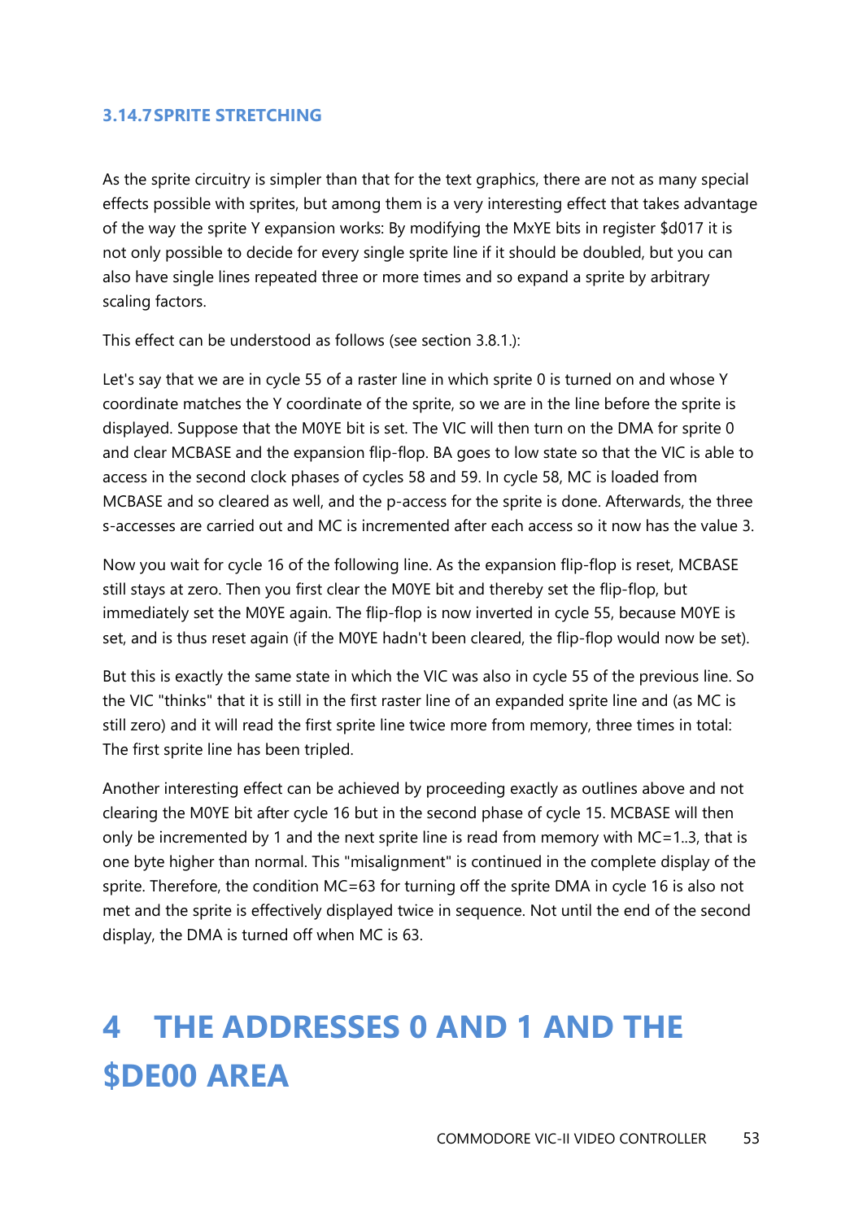### 3.14.7 SPRITE STRETCHING

As the sprite circuitry is simpler than that for the text graphics, there are not as many special effects possible with sprites, but among them is a very interesting effect that takes advantage of the way the sprite Y expansion works: By modifying the MxYE bits in register $d017 it is not only possible to decide for every single sprite line if it should be doubled, but you can also have single lines repeated three or more times and so expand a sprite by arbitrary scaling factors.

This effect can be understood as follows (see section 3.8.1.):

Let's say that we are in cycle 55 of a raster line in which sprite 0 is turned on and whose Y coordinate matches the Y coordinate of the sprite, so we are in the line before the sprite is displayed. Suppose that the M0YE bit is set. The VIC will then turn on the DMA for sprite 0 and clear MCBASE and the expansion flip-flop. BA goes to low state so that the VIC is able to access in the second clock phases of cycles 58 and 59. In cycle 58, MC is loaded from MCBASE and so cleared as well, and the p-access for the sprite is done. Afterwards, the three s-accesses are carried out and MC is incremented after each access so it now has the value 3.

Now you wait for cycle 16 of the following line. As the expansion flip-flop is reset, MCBASE still stays at zero. Then you first clear the M0YE bit and thereby set the flip-flop, but immediately set the M0YE again. The flip-flop is now inverted in cycle 55, because M0YE is set, and is thus reset again (if the M0YE hadn't been cleared, the flip-flop would now be set).

But this is exactly the same state in which the VIC was also in cycle 55 of the previous line. So the VIC "thinks" that it is still in the first raster line of an expanded sprite line and (as MC is still zero) and it will read the first sprite line twice more from memory, three times in total: The first sprite line has been tripled.

Another interesting effect can be achieved by proceeding exactly as outlines above and not clearing the M0YE bit after cycle 16 but in the second phase of cycle 15. MCBASE will then only be incremented by 1 and the next sprite line is read from memory with MC=1..3, that is one byte higher than normal. This "misalignment" is continued in the complete display of the sprite. Therefore, the condition MC=63 for turning off the sprite DMA in cycle 16 is also not met and the sprite is effectively displayed twice in sequence. Not until the end of the second display, the DMA is turned off when MC is 63.

# 4 THE ADDRESSES 0 AND 1 AND THE $DE00 AREA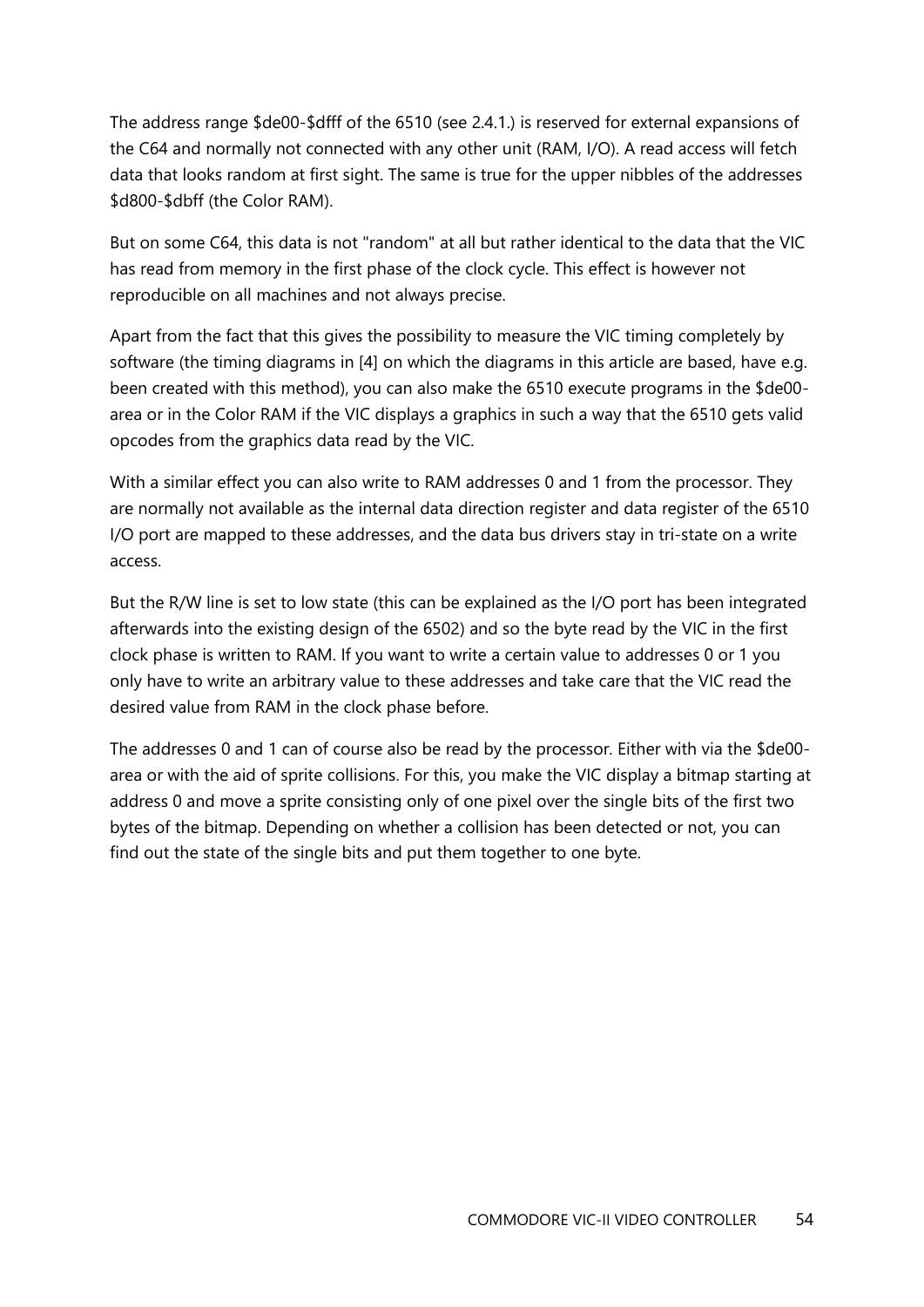The address range $de00-$dfff of the 6510 (see 2.4.1.) is reserved for external expansions of the C64 and normally not connected with any other unit (RAM, I/O). A read access will fetch data that looks random at first sight. The same is true for the upper nibbles of the addresses $d800-$dbff (the Color RAM).

But on some C64, this data is not "random" at all but rather identical to the data that the VIC has read from memory in the first phase of the clock cycle. This effect is however not reproducible on all machines and not always precise.

Apart from the fact that this gives the possibility to measure the VIC timing completely by software (the timing diagrams in [4] on which the diagrams in this article are based, have e.g. been created with this method), you can also make the 6510 execute programs in the $de00-area or in the Color RAM if the VIC displays a graphics in such a way that the 6510 gets valid opcodes from the graphics data read by the VIC.

With a similar effect you can also write to RAM addresses 0 and 1 from the processor. They are normally not available as the internal data direction register and data register of the 6510 I/O port are mapped to these addresses, and the data bus drivers stay in tri-state on a write access.

But the R/W line is set to low state (this can be explained as the I/O port has been integrated afterwards into the existing design of the 6502) and so the byte read by the VIC in the first clock phase is written to RAM. If you want to write a certain value to addresses 0 or 1 you only have to write an arbitrary value to these addresses and take care that the VIC read the desired value from RAM in the clock phase before.

The addresses 0 and 1 can of course also be read by the processor. Either with via the $de00-area or with the aid of sprite collisions. For this, you make the VIC display a bitmap starting at address 0 and move a sprite consisting only of one pixel over the single bits of the first two bytes of the bitmap. Depending on whether a collision has been detected or not, you can find out the state of the single bits and put them together to one byte.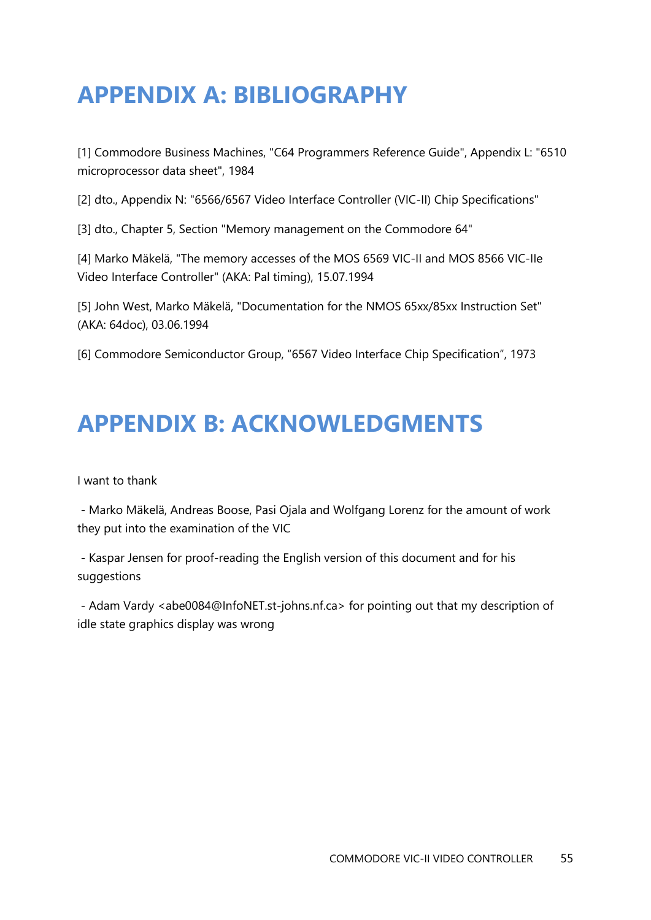# APPENDIX A: BIBLIOGRAPHY

[1] Commodore Business Machines, "C64 Programmers Reference Guide", Appendix L: "6510 microprocessor data sheet", 1984

[2] dto., Appendix N: "6566/6567 Video Interface Controller (VIC-II) Chip Specifications"

[3] dto., Chapter 5, Section "Memory management on the Commodore 64"

[4] Marko Mäkelä, "The memory accesses of the MOS 6569 VIC-II and MOS 8566 VIC-IIe Video Interface Controller" (AKA: Pal timing), 15.07.1994

[5] John West, Marko Mäkelä, "Documentation for the NMOS 65xx/85xx Instruction Set" (AKA: 64doc), 03.06.1994

[6] Commodore Semiconductor Group, "6567 Video Interface Chip Specification", 1973

# APPENDIX B: ACKNOWLEDGMENTS

I want to thank

- Marko Mäkelä, Andreas Boose, Pasi Ojala and Wolfgang Lorenz for the amount of work they put into the examination of the VIC
- Kaspar Jensen for proof-reading the English version of this document and for his suggestions
- Adam Vardy <abe0084@InfoNET.st-johns.nf.ca> for pointing out that my description of idle state graphics display was wrong